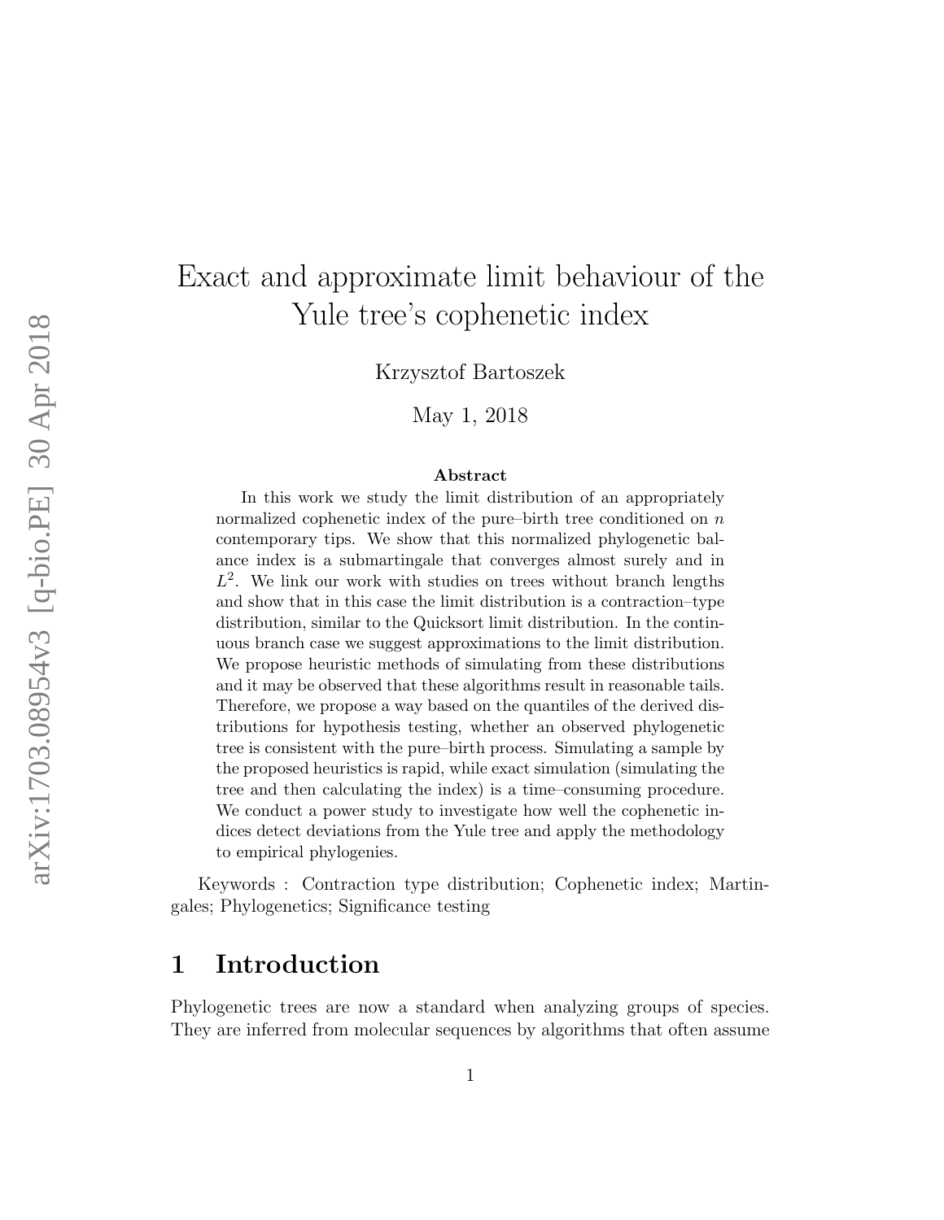# Exact and approximate limit behaviour of the Yule tree's cophenetic index

Krzysztof Bartoszek

May 1, 2018

### Abstract

In this work we study the limit distribution of an appropriately normalized cophenetic index of the pure–birth tree conditioned on $n$ contemporary tips. We show that this normalized phylogenetic balance index is a submartingale that converges almost surely and in $L^2$. We link our work with studies on trees without branch lengths and show that in this case the limit distribution is a contraction–type distribution, similar to the Quicksort limit distribution. In the continuous branch case we suggest approximations to the limit distribution. We propose heuristic methods of simulating from these distributions and it may be observed that these algorithms result in reasonable tails. Therefore, we propose a way based on the quantiles of the derived distributions for hypothesis testing, whether an observed phylogenetic tree is consistent with the pure–birth process. Simulating a sample by the proposed heuristics is rapid, while exact simulation (simulating the tree and then calculating the index) is a time–consuming procedure. We conduct a power study to investigate how well the cophenetic indices detect deviations from the Yule tree and apply the methodology to empirical phylogenies.

Keywords : Contraction type distribution; Cophenetic index; Martingales; Phylogenetics; Significance testing

## 1 Introduction

Phylogenetic trees are now a standard when analyzing groups of species. They are inferred from molecular sequences by algorithms that often assume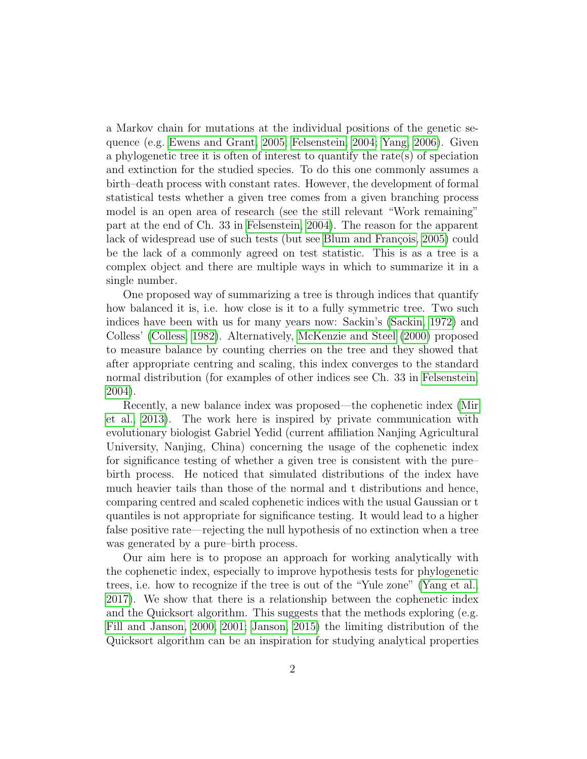a Markov chain for mutations at the individual positions of the genetic sequence (e.g. Ewens and Grant, 2005; Felsenstein, 2004; Yang, 2006). Given a phylogenetic tree it is often of interest to quantify the rate(s) of speciation and extinction for the studied species. To do this one commonly assumes a birth–death process with constant rates. However, the development of formal statistical tests whether a given tree comes from a given branching process model is an open area of research (see the still relevant "Work remaining" part at the end of Ch. 33 in Felsenstein, 2004). The reason for the apparent lack of widespread use of such tests (but see Blum and François, 2005) could be the lack of a commonly agreed on test statistic. This is as a tree is a complex object and there are multiple ways in which to summarize it in a single number.

One proposed way of summarizing a tree is through indices that quantify how balanced it is, i.e. how close is it to a fully symmetric tree. Two such indices have been with us for many years now: Sackin's (Sackin, 1972) and Colless' (Colless, 1982). Alternatively, McKenzie and Steel (2000) proposed to measure balance by counting cherries on the tree and they showed that after appropriate centring and scaling, this index converges to the standard normal distribution (for examples of other indices see Ch. 33 in Felsenstein, 2004).

Recently, a new balance index was proposed—the cophenetic index (Mir et al., 2013). The work here is inspired by private communication with evolutionary biologist Gabriel Yedid (current affiliation Nanjing Agricultural University, Nanjing, China) concerning the usage of the cophenetic index for significance testing of whether a given tree is consistent with the pure–birth process. He noticed that simulated distributions of the index have much heavier tails than those of the normal and t distributions and hence, comparing centred and scaled cophenetic indices with the usual Gaussian or t quantiles is not appropriate for significance testing. It would lead to a higher false positive rate—rejecting the null hypothesis of no extinction when a tree was generated by a pure–birth process.

Our aim here is to propose an approach for working analytically with the cophenetic index, especially to improve hypothesis tests for phylogenetic trees, i.e. how to recognize if the tree is out of the "Yule zone" (Yang et al., 2017). We show that there is a relationship between the cophenetic index and the Quicksort algorithm. This suggests that the methods exploring (e.g. Fill and Janson, 2000, 2001; Janson, 2015) the limiting distribution of the Quicksort algorithm can be an inspiration for studying analytical properties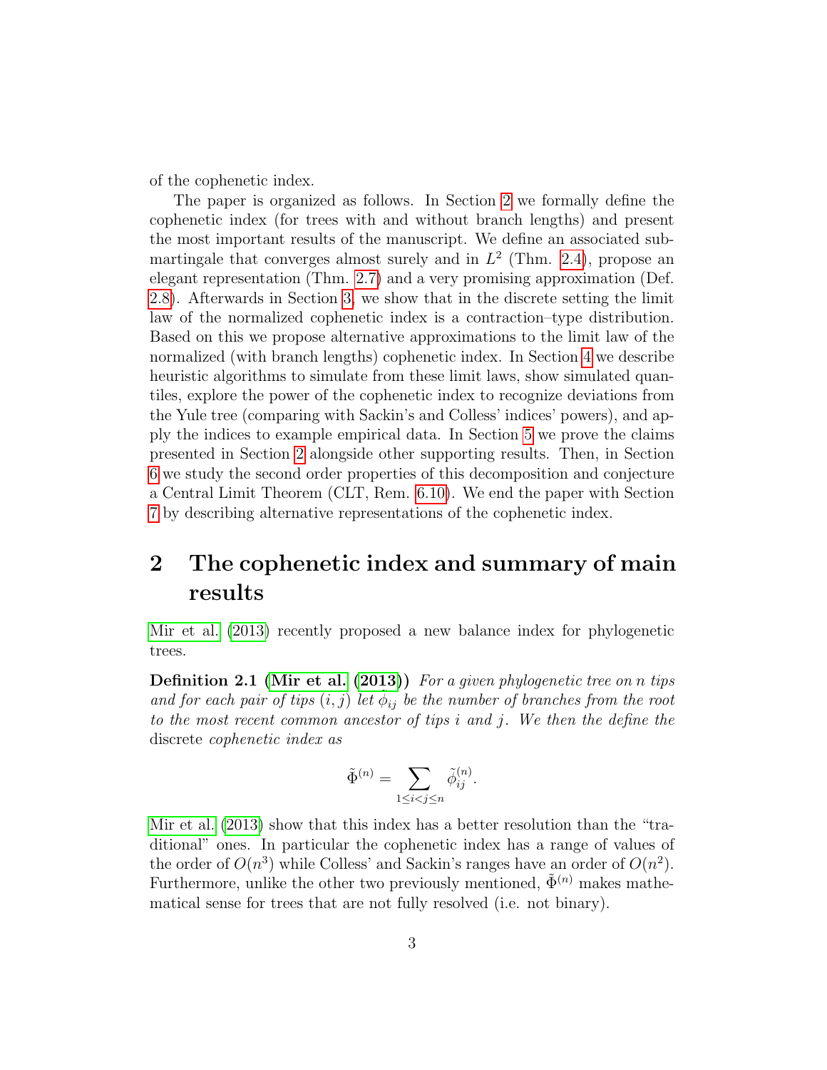of the cophenetic index.

The paper is organized as follows. In Section 2 we formally define the cophenetic index (for trees with and without branch lengths) and present the most important results of the manuscript. We define an associated submartingale that converges almost surely and in $L^2$ (Thm. 2.4), propose an elegant representation (Thm. 2.7) and a very promising approximation (Def. 2.8). Afterwards in Section 3, we show that in the discrete setting the limit law of the normalized cophenetic index is a contraction–type distribution. Based on this we propose alternative approximations to the limit law of the normalized (with branch lengths) cophenetic index. In Section 4 we describe heuristic algorithms to simulate from these limit laws, show simulated quantiles, explore the power of the cophenetic index to recognize deviations from the Yule tree (comparing with Sackin's and Colless' indices' powers), and apply the indices to example empirical data. In Section 5 we prove the claims presented in Section 2 alongside other supporting results. Then, in Section 6 we study the second order properties of this decomposition and conjecture a Central Limit Theorem (CLT, Rem. 6.10). We end the paper with Section 7 by describing alternative representations of the cophenetic index.

# 2 The cophenetic index and summary of main results

Mir et al. (2013) recently proposed a new balance index for phylogenetic trees.

**Definition 2.1 (Mir et al. (2013))** *For a given phylogenetic tree on n tips and for each pair of tips $(i, j)$ let $\tilde{\phi}_{ij}$ be the number of branches from the root to the most recent common ancestor of tips i and j. We then the define the* discrete *cophenetic index as*

$$\tilde{\Phi}^{(n)} = \sum_{1 \le i < j \le n} \tilde{\phi}_{ij}^{(n)}.$$

Mir et al. (2013) show that this index has a better resolution than the "traditional" ones. In particular the cophenetic index has a range of values of the order of $O(n^3)$ while Colless' and Sackin's ranges have an order of $O(n^2)$. Furthermore, unlike the other two previously mentioned, $\tilde{\Phi}^{(n)}$ makes mathematical sense for trees that are not fully resolved (i.e. not binary).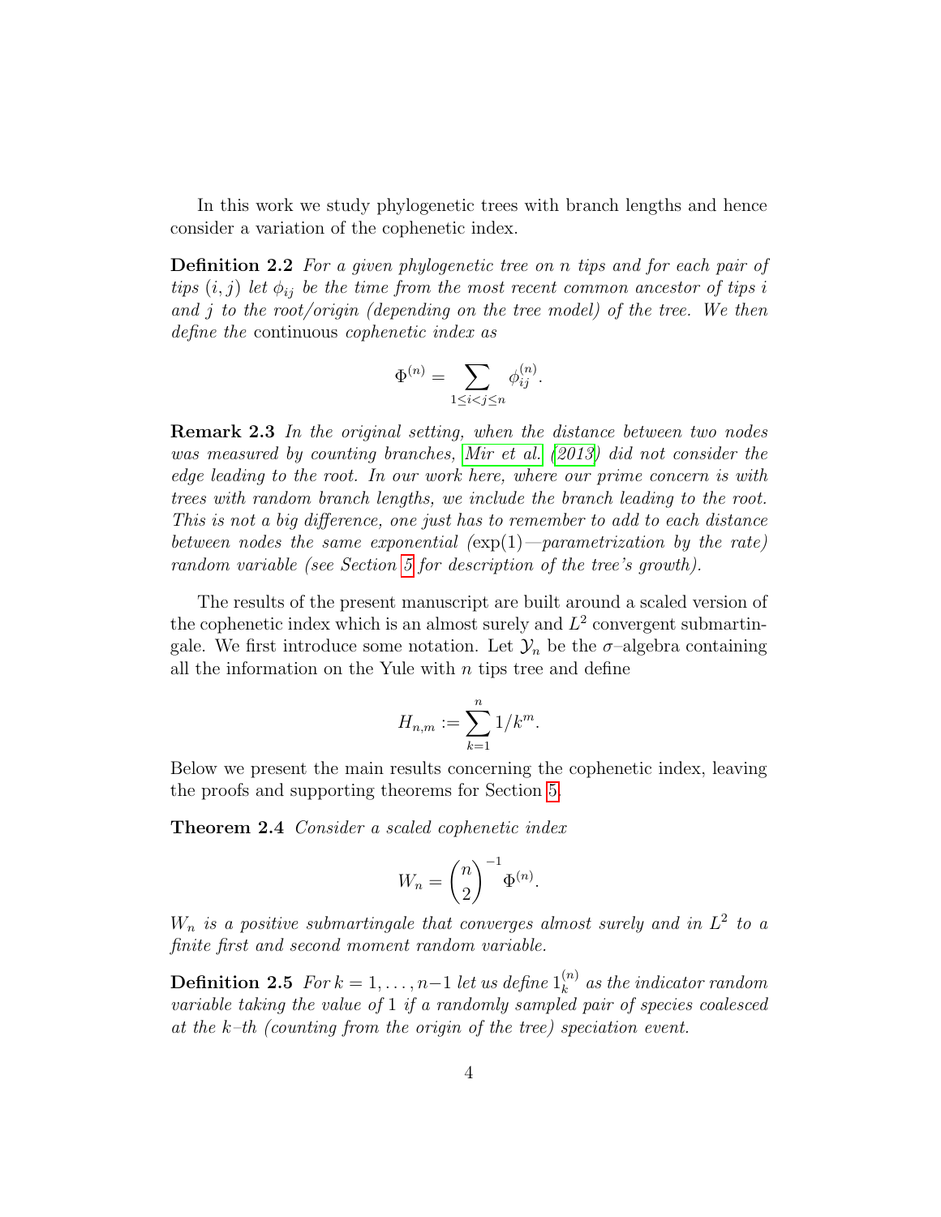In this work we study phylogenetic trees with branch lengths and hence consider a variation of the cophenetic index.

**Definition 2.2** *For a given phylogenetic tree on $n$ tips and for each pair of tips $(i, j)$ let $\phi_{ij}$ be the time from the most recent common ancestor of tips $i$ and $j$ to the root/origin (depending on the tree model) of the tree. We then define the* continuous *cophenetic index as*

$$\Phi^{(n)} = \sum_{1 \le i < j \le n} \phi_{ij}^{(n)}.$$

**Remark 2.3** *In the original setting, when the distance between two nodes was measured by counting branches, Mir et al. (2013) did not consider the edge leading to the root. In our work here, where our prime concern is with trees with random branch lengths, we include the branch leading to the root. This is not a big difference, one just has to remember to add to each distance between nodes the same exponential (*$\exp(1)$*—parametrization by the rate) random variable (see Section 5 for description of the tree's growth).*

The results of the present manuscript are built around a scaled version of the cophenetic index which is an almost surely and $L^2$ convergent submartingale. We first introduce some notation. Let $\mathcal{Y}_n$ be the $\sigma$–algebra containing all the information on the Yule with $n$ tips tree and define

$$H_{n,m} := \sum_{k=1}^{n} 1/k^m.$$

Below we present the main results concerning the cophenetic index, leaving the proofs and supporting theorems for Section 5.

**Theorem 2.4** *Consider a scaled cophenetic index*

$$W_n = \binom{n}{2}^{-1} \Phi^{(n)}.$$

*$W_n$ is a positive submartingale that converges almost surely and in $L^2$ to a finite first and second moment random variable.*

**Definition 2.5** *For $k = 1, \ldots, n-1$ let us define $1_k^{(n)}$ as the indicator random variable taking the value of 1 if a randomly sampled pair of species coalesced at the $k$–th (counting from the origin of the tree) speciation event.*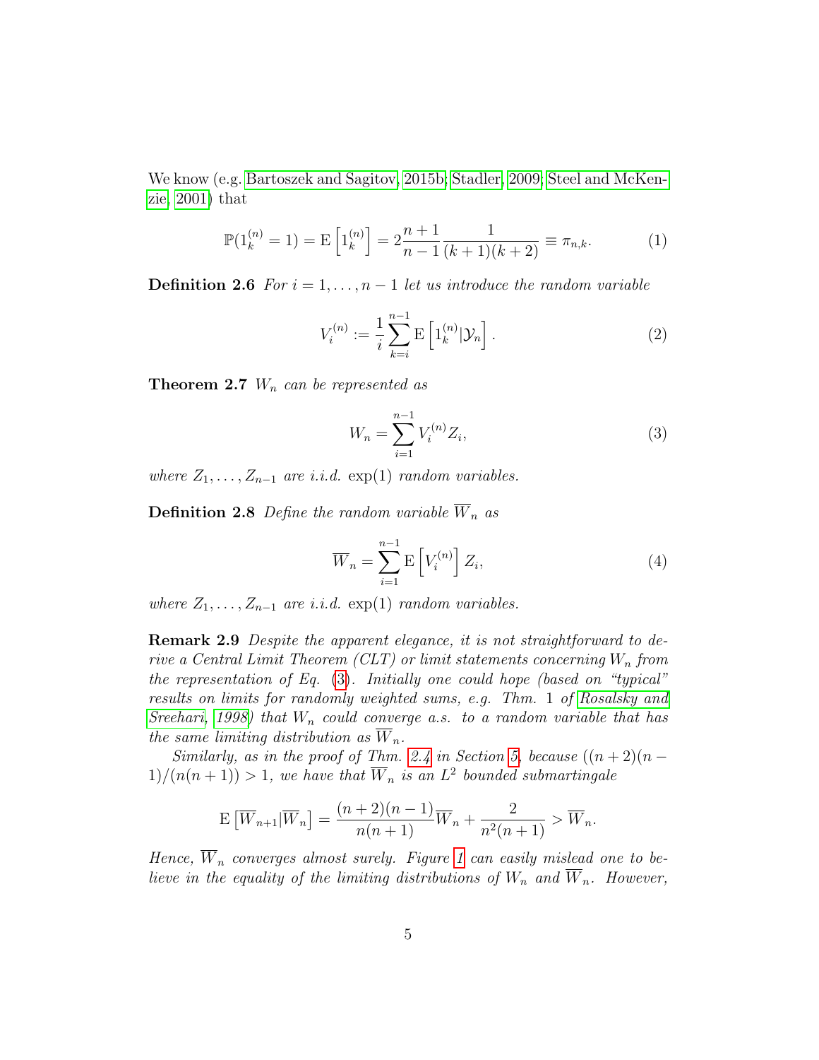We know (e.g. Bartoszek and Sagitov, 2015b; Stadler, 2009; Steel and McKenzie, 2001) that

$$\mathbb{P}(1_k^{(n)} = 1) = \mathrm{E}\left[1_k^{(n)}\right] = 2\frac{n+1}{n-1}\frac{1}{(k+1)(k+2)} \equiv \pi_{n,k}. \tag{1}$$

**Definition 2.6** *For $i = 1, \ldots, n-1$ let us introduce the random variable*

$$V_i^{(n)} := \frac{1}{i}\sum_{k=i}^{n-1} \mathrm{E}\left[1_k^{(n)} | \mathcal{Y}_n\right]. \tag{2}$$

**Theorem 2.7** *$W_n$ can be represented as*

$$W_n = \sum_{i=1}^{n-1} V_i^{(n)} Z_i, \tag{3}$$

*where $Z_1, \ldots, Z_{n-1}$ are i.i.d. $\exp(1)$ random variables.*

**Definition 2.8** *Define the random variable $\overline{W}_n$ as*

$$\overline{W}_n = \sum_{i=1}^{n-1} \mathrm{E}\left[V_i^{(n)}\right] Z_i, \tag{4}$$

*where $Z_1, \ldots, Z_{n-1}$ are i.i.d. $\exp(1)$ random variables.*

**Remark 2.9** *Despite the apparent elegance, it is not straightforward to derive a Central Limit Theorem (CLT) or limit statements concerning $W_n$ from the representation of Eq. (3). Initially one could hope (based on "typical" results on limits for randomly weighted sums, e.g. Thm. 1 of Rosalsky and Sreehari, 1998) that $W_n$ could converge a.s. to a random variable that has the same limiting distribution as $\overline{W}_n$.*

*Similarly, as in the proof of Thm. 2.4 in Section 5, because $((n+2)(n-1)/(n(n+1)) > 1$, we have that $\overline{W}_n$ is an $L^2$ bounded submartingale*

$$\mathrm{E}\left[\overline{W}_{n+1} | \overline{W}_n\right] = \frac{(n+2)(n-1)}{n(n+1)}\overline{W}_n + \frac{2}{n^2(n+1)} > \overline{W}_n.$$

*Hence, $\overline{W}_n$ converges almost surely. Figure 1 can easily mislead one to believe in the equality of the limiting distributions of $W_n$ and $\overline{W}_n$. However,*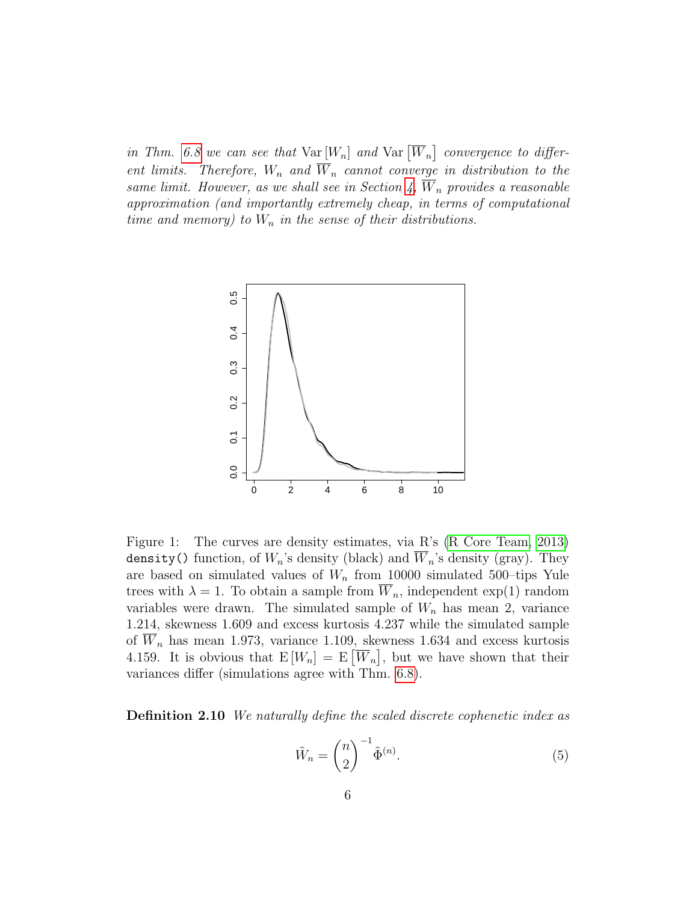*in Thm. 6.8 we can see that* $\mathrm{Var}[W_n]$ *and* $\mathrm{Var}[\overline{W}_n]$ *convergence to different limits. Therefore,* $W_n$ *and* $\overline{W}_n$ *cannot converge in distribution to the same limit. However, as we shall see in Section 4,* $\overline{W}_n$ *provides a reasonable approximation (and importantly extremely cheap, in terms of computational time and memory) to* $W_n$ *in the sense of their distributions.*

Figure 1: The curves are density estimates, via R's (R Core Team, 2013) `density()` function, of $W_n$'s density (black) and $\overline{W}_n$'s density (gray). They are based on simulated values of $W_n$ from 10000 simulated 500–tips Yule trees with $\lambda = 1$. To obtain a sample from $\overline{W}_n$, independent exp(1) random variables were drawn. The simulated sample of $W_n$ has mean 2, variance 1.214, skewness 1.609 and excess kurtosis 4.237 while the simulated sample of $\overline{W}_n$ has mean 1.973, variance 1.109, skewness 1.634 and excess kurtosis 4.159. It is obvious that $\mathrm{E}[W_n] = \mathrm{E}[\overline{W}_n]$, but we have shown that their variances differ (simulations agree with Thm. 6.8).

**Definition 2.10** *We naturally define the scaled discrete cophenetic index as*

$$\tilde{W}_n = \binom{n}{2}^{-1} \tilde{\Phi}^{(n)}. \tag{5}$$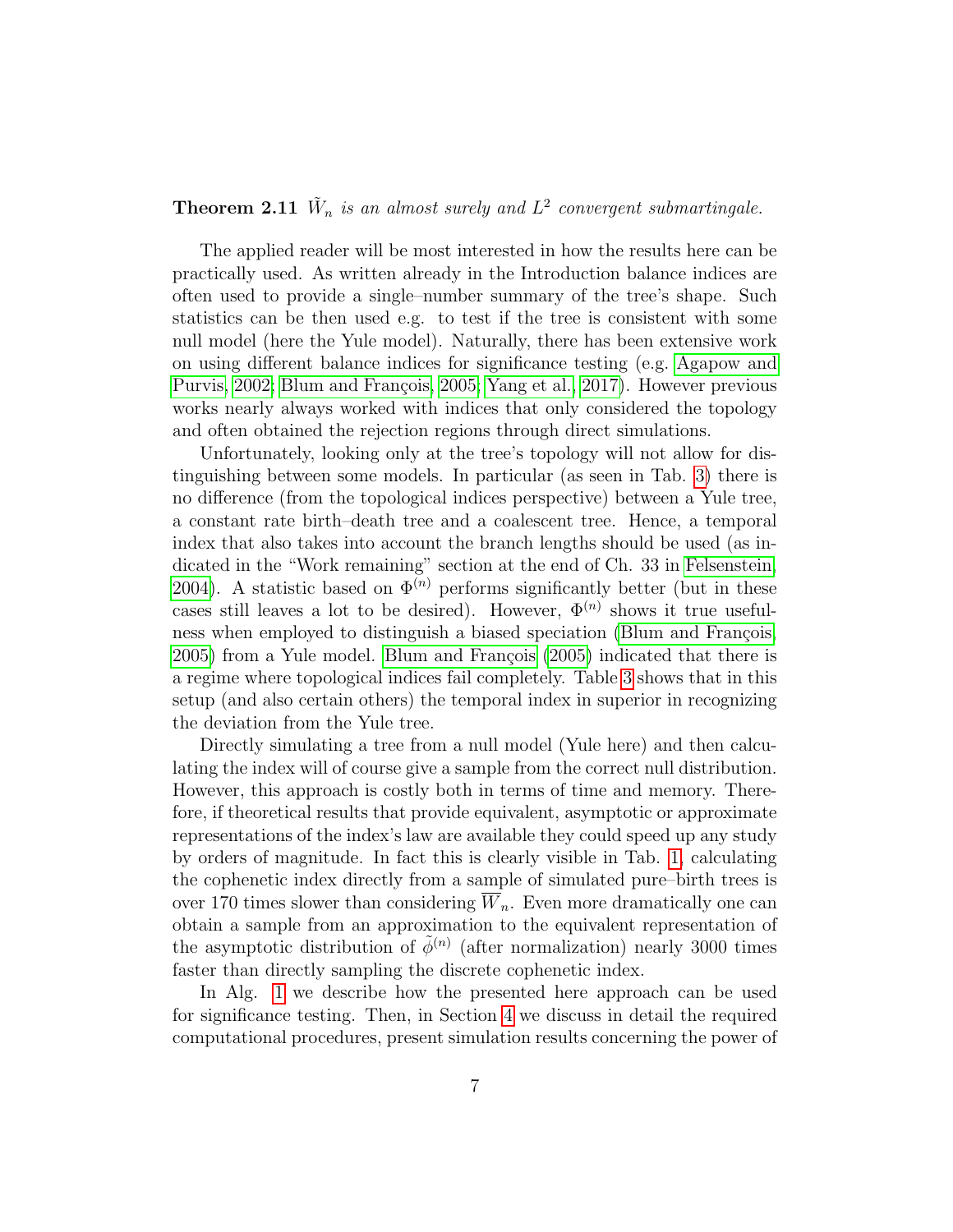**Theorem 2.11** *$\tilde{W}_n$ is an almost surely and $L^2$ convergent submartingale.*

The applied reader will be most interested in how the results here can be practically used. As written already in the Introduction balance indices are often used to provide a single–number summary of the tree's shape. Such statistics can be then used e.g. to test if the tree is consistent with some null model (here the Yule model). Naturally, there has been extensive work on using different balance indices for significance testing (e.g. Agapow and Purvis, 2002; Blum and François, 2005; Yang et al., 2017). However previous works nearly always worked with indices that only considered the topology and often obtained the rejection regions through direct simulations.

Unfortunately, looking only at the tree's topology will not allow for distinguishing between some models. In particular (as seen in Tab. 3) there is no difference (from the topological indices perspective) between a Yule tree, a constant rate birth–death tree and a coalescent tree. Hence, a temporal index that also takes into account the branch lengths should be used (as indicated in the "Work remaining" section at the end of Ch. 33 in Felsenstein, 2004). A statistic based on $\Phi^{(n)}$ performs significantly better (but in these cases still leaves a lot to be desired). However, $\Phi^{(n)}$ shows it true usefulness when employed to distinguish a biased speciation (Blum and François, 2005) from a Yule model. Blum and François (2005) indicated that there is a regime where topological indices fail completely. Table 3 shows that in this setup (and also certain others) the temporal index in superior in recognizing the deviation from the Yule tree.

Directly simulating a tree from a null model (Yule here) and then calculating the index will of course give a sample from the correct null distribution. However, this approach is costly both in terms of time and memory. Therefore, if theoretical results that provide equivalent, asymptotic or approximate representations of the index's law are available they could speed up any study by orders of magnitude. In fact this is clearly visible in Tab. 1, calculating the cophenetic index directly from a sample of simulated pure–birth trees is over 170 times slower than considering $\overline{W}_n$. Even more dramatically one can obtain a sample from an approximation to the equivalent representation of the asymptotic distribution of $\tilde{\phi}^{(n)}$ (after normalization) nearly 3000 times faster than directly sampling the discrete cophenetic index.

In Alg. 1 we describe how the presented here approach can be used for significance testing. Then, in Section 4 we discuss in detail the required computational procedures, present simulation results concerning the power of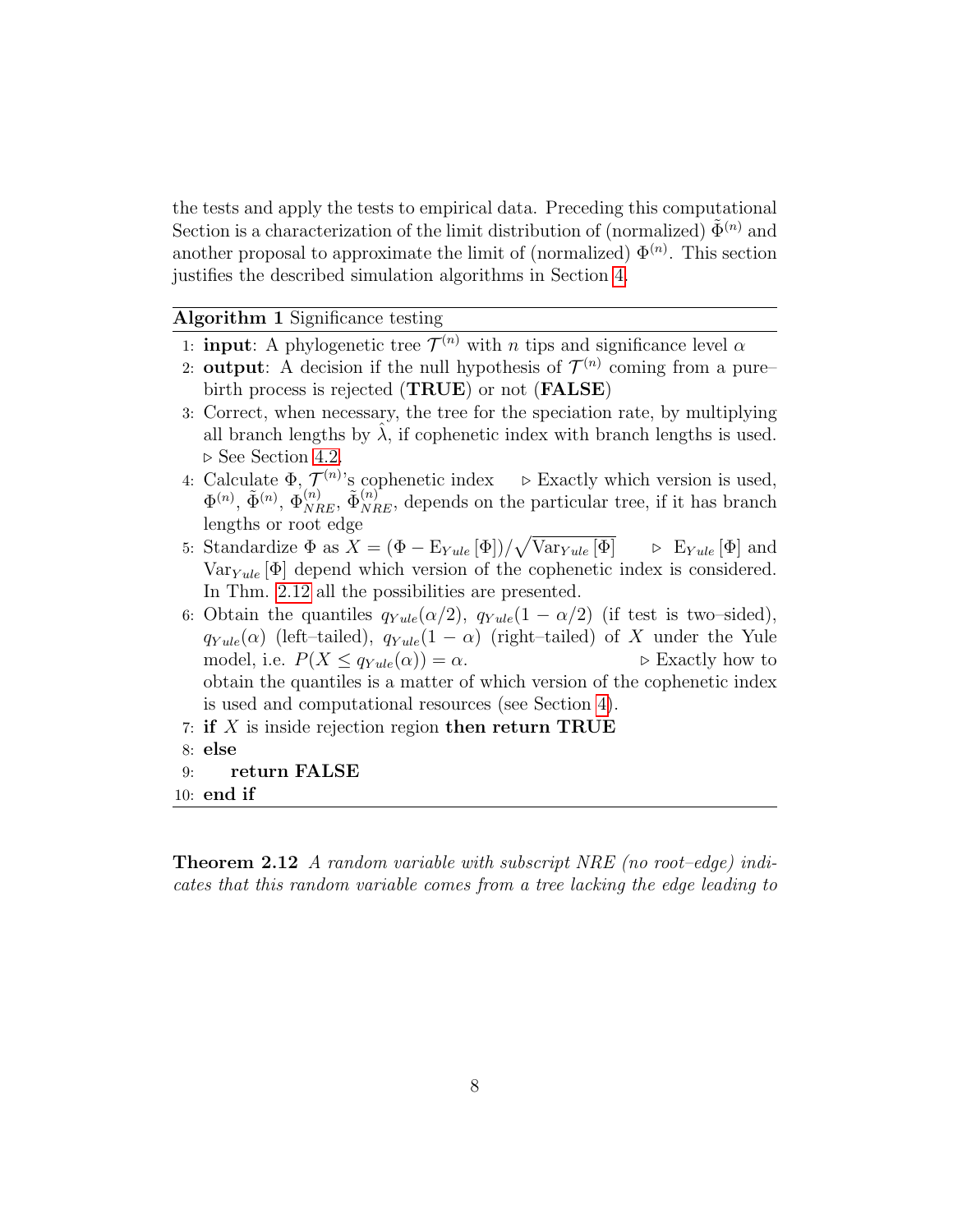the tests and apply the tests to empirical data. Preceding this computational Section is a characterization of the limit distribution of (normalized) $\tilde{\Phi}^{(n)}$ and another proposal to approximate the limit of (normalized) $\Phi^{(n)}$. This section justifies the described simulation algorithms in Section 4.

**Algorithm 1** Significance testing

1: **input**: A phylogenetic tree $\mathcal{T}^{(n)}$ with $n$ tips and significance level $\alpha$
2: **output**: A decision if the null hypothesis of $\mathcal{T}^{(n)}$ coming from a pure–birth process is rejected (**TRUE**) or not (**FALSE**)
3: Correct, when necessary, the tree for the speciation rate, by multiplying all branch lengths by $\hat{\lambda}$, if cophenetic index with branch lengths is used. ▷ See Section 4.2.
4: Calculate $\Phi$, $\mathcal{T}^{(n)}$'s cophenetic index ▷ Exactly which version is used, $\Phi^{(n)}$, $\tilde{\Phi}^{(n)}$, $\Phi^{(n)}_{NRE}$, $\tilde{\Phi}^{(n)}_{NRE}$, depends on the particular tree, if it has branch lengths or root edge
5: Standardize $\Phi$ as $X = (\Phi - \mathrm{E}_{Yule}[\Phi])/\sqrt{\mathrm{Var}_{Yule}[\Phi]}$ ▷ $\mathrm{E}_{Yule}[\Phi]$ and $\mathrm{Var}_{Yule}[\Phi]$ depend which version of the cophenetic index is considered. In Thm. 2.12 all the possibilities are presented.
6: Obtain the quantiles $q_{Yule}(\alpha/2)$, $q_{Yule}(1-\alpha/2)$ (if test is two–sided), $q_{Yule}(\alpha)$ (left–tailed), $q_{Yule}(1-\alpha)$ (right–tailed) of $X$ under the Yule model, i.e. $P(X \le q_{Yule}(\alpha)) = \alpha$. ▷ Exactly how to obtain the quantiles is a matter of which version of the cophenetic index is used and computational resources (see Section 4).
7: **if** $X$ is inside rejection region **then return TRUE**
8: **else**
9: &nbsp;&nbsp;&nbsp;&nbsp;**return FALSE**
10: **end if**

**Theorem 2.12** *A random variable with subscript NRE (no root–edge) indicates that this random variable comes from a tree lacking the edge leading to*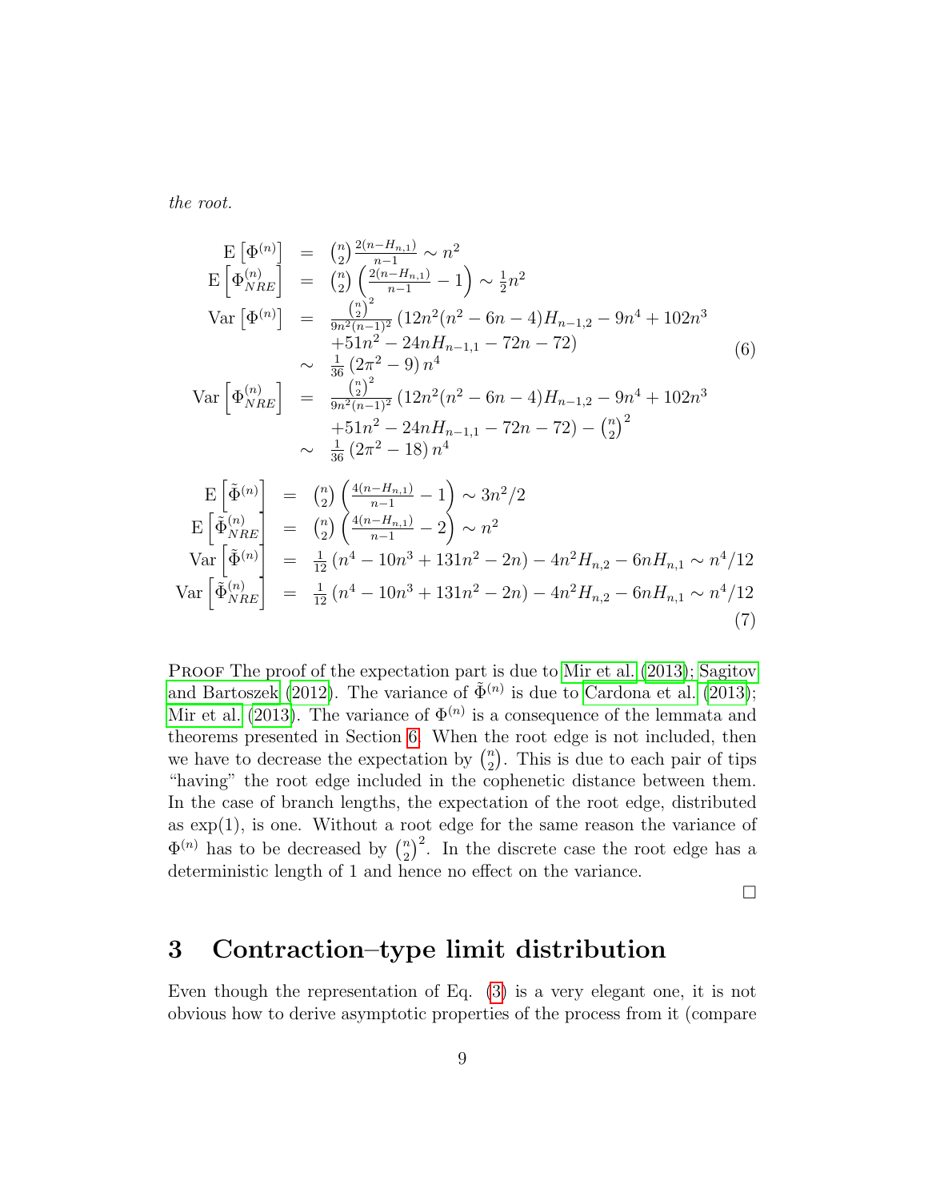*the root.*

$$
\begin{array}{rcl}
\mathrm{E}\left[\Phi^{(n)}\right] & = & \binom{n}{2}\frac{2(n-H_{n,1})}{n-1} \sim n^2 \\
\mathrm{E}\left[\Phi^{(n)}_{NRE}\right] & = & \binom{n}{2}\left(\frac{2(n-H_{n,1})}{n-1}-1\right) \sim \frac{1}{2}n^2 \\
\mathrm{Var}\left[\Phi^{(n)}\right] & = & \frac{\binom{n}{2}^2}{9n^2(n-1)^2}\left(12n^2(n^2-6n-4)H_{n-1,2}-9n^4+102n^3\right. \\
& & \left. +51n^2-24nH_{n-1,1}-72n-72\right) \\
& \sim & \frac{1}{36}\left(2\pi^2-9\right)n^4 \\
\mathrm{Var}\left[\Phi^{(n)}_{NRE}\right] & = & \frac{\binom{n}{2}^2}{9n^2(n-1)^2}\left(12n^2(n^2-6n-4)H_{n-1,2}-9n^4+102n^3\right. \\
& & \left. +51n^2-24nH_{n-1,1}-72n-72\right)-\binom{n}{2}^2 \\
& \sim & \frac{1}{36}\left(2\pi^2-18\right)n^4
\end{array}
\tag{6}
$$

$$
\begin{array}{rcl}
\mathrm{E}\left[\tilde{\Phi}^{(n)}\right] & = & \binom{n}{2}\left(\frac{4(n-H_{n,1})}{n-1}-1\right) \sim 3n^2/2 \\
\mathrm{E}\left[\tilde{\Phi}^{(n)}_{NRE}\right] & = & \binom{n}{2}\left(\frac{4(n-H_{n,1})}{n-1}-2\right) \sim n^2 \\
\mathrm{Var}\left[\tilde{\Phi}^{(n)}\right] & = & \frac{1}{12}\left(n^4-10n^3+131n^2-2n\right)-4n^2H_{n,2}-6nH_{n,1} \sim n^4/12 \\
\mathrm{Var}\left[\tilde{\Phi}^{(n)}_{NRE}\right] & = & \frac{1}{12}\left(n^4-10n^3+131n^2-2n\right)-4n^2H_{n,2}-6nH_{n,1} \sim n^4/12
\end{array}
\tag{7}
$$

Proof The proof of the expectation part is due to Mir et al. (2013); Sagitov and Bartoszek (2012). The variance of $\tilde{\Phi}^{(n)}$ is due to Cardona et al. (2013); Mir et al. (2013). The variance of $\Phi^{(n)}$ is a consequence of the lemmata and theorems presented in Section 6. When the root edge is not included, then we have to decrease the expectation by $\binom{n}{2}$. This is due to each pair of tips "having" the root edge included in the cophenetic distance between them. In the case of branch lengths, the expectation of the root edge, distributed as $\exp(1)$, is one. Without a root edge for the same reason the variance of $\Phi^{(n)}$ has to be decreased by $\binom{n}{2}^2$. In the discrete case the root edge has a deterministic length of 1 and hence no effect on the variance.

□

## 3 Contraction–type limit distribution

Even though the representation of Eq. (3) is a very elegant one, it is not obvious how to derive asymptotic properties of the process from it (compare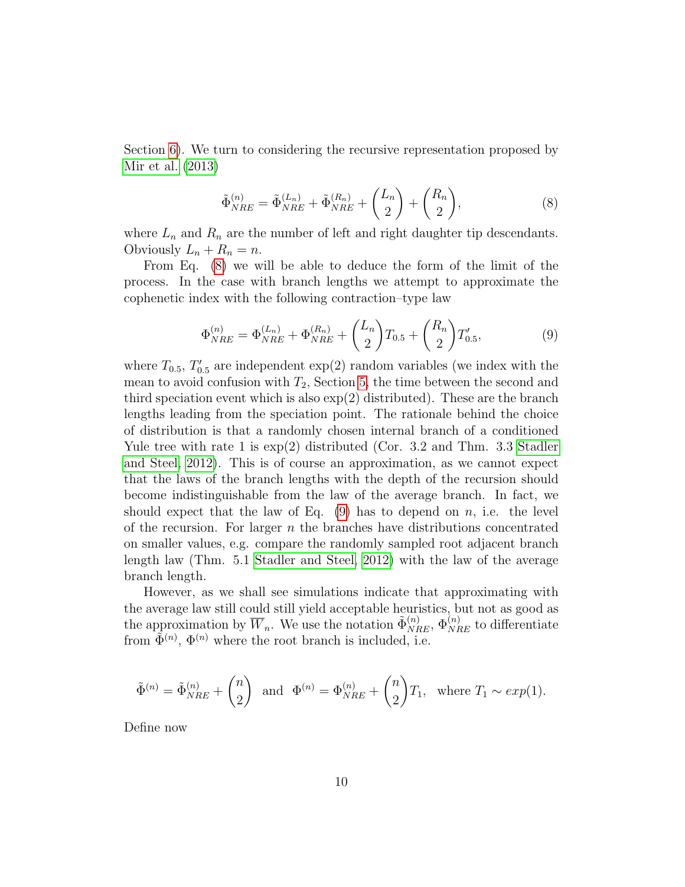Section 6). We turn to considering the recursive representation proposed by Mir et al. (2013)

$$\tilde{\Phi}_{NRE}^{(n)} = \tilde{\Phi}_{NRE}^{(L_n)} + \tilde{\Phi}_{NRE}^{(R_n)} + \binom{L_n}{2} + \binom{R_n}{2}, \tag{8}$$

where $L_n$ and $R_n$ are the number of left and right daughter tip descendants. Obviously $L_n + R_n = n$.

From Eq. (8) we will be able to deduce the form of the limit of the process. In the case with branch lengths we attempt to approximate the cophenetic index with the following contraction–type law

$$\Phi_{NRE}^{(n)} = \Phi_{NRE}^{(L_n)} + \Phi_{NRE}^{(R_n)} + \binom{L_n}{2} T_{0.5} + \binom{R_n}{2} T'_{0.5}, \tag{9}$$

where $T_{0.5}$, $T'_{0.5}$ are independent exp(2) random variables (we index with the mean to avoid confusion with $T_2$, Section 5, the time between the second and third speciation event which is also exp(2) distributed). These are the branch lengths leading from the speciation point. The rationale behind the choice of distribution is that a randomly chosen internal branch of a conditioned Yule tree with rate 1 is exp(2) distributed (Cor. 3.2 and Thm. 3.3 Stadler and Steel, 2012). This is of course an approximation, as we cannot expect that the laws of the branch lengths with the depth of the recursion should become indistinguishable from the law of the average branch. In fact, we should expect that the law of Eq. (9) has to depend on $n$, i.e. the level of the recursion. For larger $n$ the branches have distributions concentrated on smaller values, e.g. compare the randomly sampled root adjacent branch length law (Thm. 5.1 Stadler and Steel, 2012) with the law of the average branch length.

However, as we shall see simulations indicate that approximating with the average law still could still yield acceptable heuristics, but not as good as the approximation by $\overline{W}_n$. We use the notation $\tilde{\Phi}_{NRE}^{(n)}$, $\Phi_{NRE}^{(n)}$ to differentiate from $\tilde{\Phi}^{(n)}$, $\Phi^{(n)}$ where the root branch is included, i.e.

$$\tilde{\Phi}^{(n)} = \tilde{\Phi}_{NRE}^{(n)} + \binom{n}{2} \quad \text{and} \quad \Phi^{(n)} = \Phi_{NRE}^{(n)} + \binom{n}{2} T_1, \quad \text{where } T_1 \sim exp(1).$$

Define now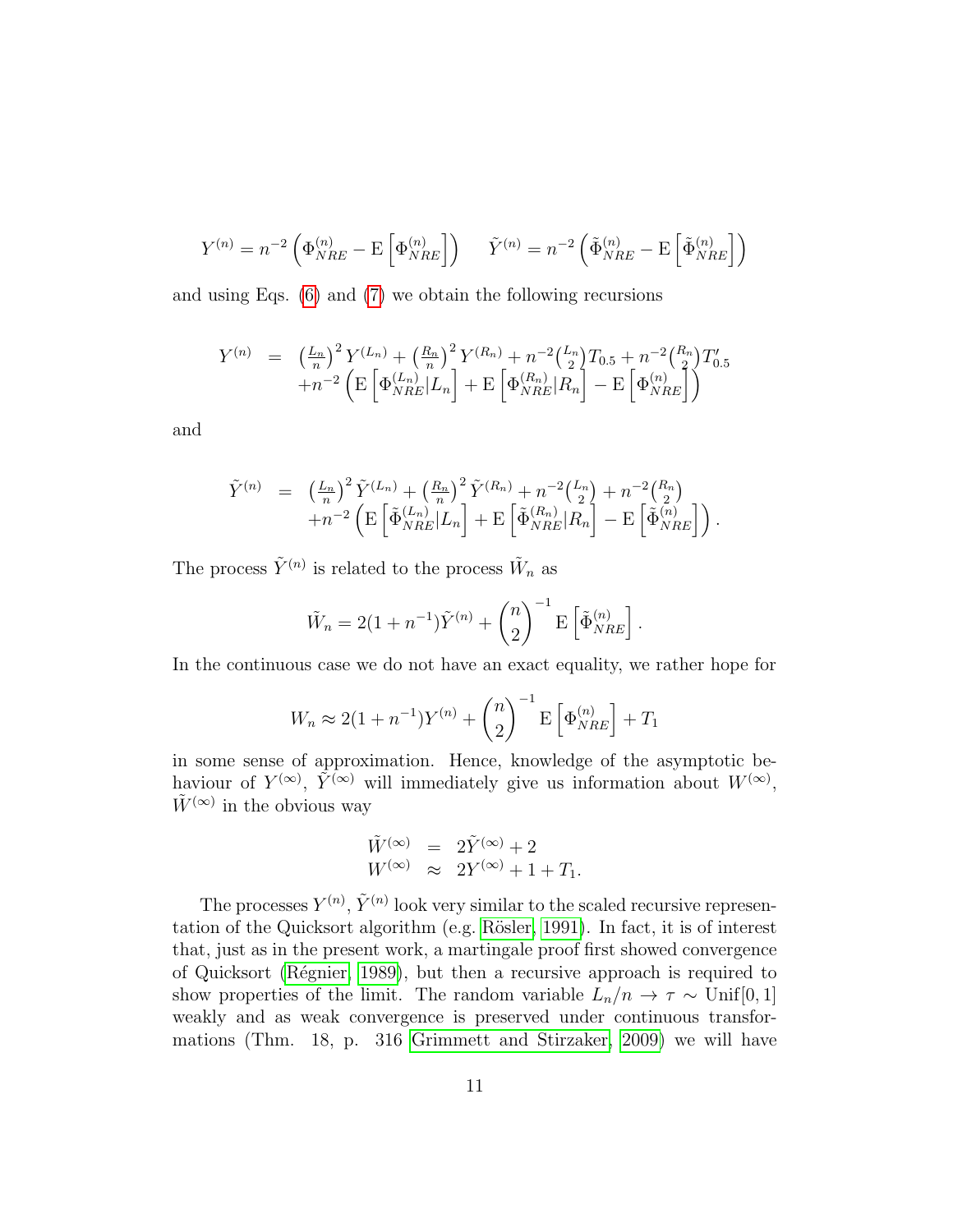$$Y^{(n)} = n^{-2}\left(\Phi_{NRE}^{(n)} - \mathrm{E}\left[\Phi_{NRE}^{(n)}\right]\right) \qquad \tilde{Y}^{(n)} = n^{-2}\left(\tilde{\Phi}_{NRE}^{(n)} - \mathrm{E}\left[\tilde{\Phi}_{NRE}^{(n)}\right]\right)$$

and using Eqs. (6) and (7) we obtain the following recursions

$$\begin{array}{rcl} Y^{(n)} & = & \left(\frac{L_n}{n}\right)^2 Y^{(L_n)} + \left(\frac{R_n}{n}\right)^2 Y^{(R_n)} + n^{-2}\binom{L_n}{2}T_{0.5} + n^{-2}\binom{R_n}{2}T'_{0.5} \\ & & +n^{-2}\left(\mathrm{E}\left[\Phi_{NRE}^{(L_n)}|L_n\right] + \mathrm{E}\left[\Phi_{NRE}^{(R_n)}|R_n\right] - \mathrm{E}\left[\Phi_{NRE}^{(n)}\right]\right) \end{array}$$

and

$$\begin{array}{rcl} \tilde{Y}^{(n)} & = & \left(\frac{L_n}{n}\right)^2 \tilde{Y}^{(L_n)} + \left(\frac{R_n}{n}\right)^2 \tilde{Y}^{(R_n)} + n^{-2}\binom{L_n}{2} + n^{-2}\binom{R_n}{2} \\ & & +n^{-2}\left(\mathrm{E}\left[\tilde{\Phi}_{NRE}^{(L_n)}|L_n\right] + \mathrm{E}\left[\tilde{\Phi}_{NRE}^{(R_n)}|R_n\right] - \mathrm{E}\left[\tilde{\Phi}_{NRE}^{(n)}\right]\right). \end{array}$$

The process $\tilde{Y}^{(n)}$ is related to the process $\tilde{W}_n$ as

$$\tilde{W}_n = 2(1+n^{-1})\tilde{Y}^{(n)} + \binom{n}{2}^{-1}\mathrm{E}\left[\tilde{\Phi}_{NRE}^{(n)}\right].$$

In the continuous case we do not have an exact equality, we rather hope for

$$W_n \approx 2(1+n^{-1})Y^{(n)} + \binom{n}{2}^{-1}\mathrm{E}\left[\Phi_{NRE}^{(n)}\right] + T_1$$

in some sense of approximation. Hence, knowledge of the asymptotic behaviour of $Y^{(\infty)}$, $\tilde{Y}^{(\infty)}$ will immediately give us information about $W^{(\infty)}$, $\tilde{W}^{(\infty)}$ in the obvious way

$$\begin{array}{rcl} \tilde{W}^{(\infty)} & = & 2\tilde{Y}^{(\infty)} + 2 \\ W^{(\infty)} & \approx & 2Y^{(\infty)} + 1 + T_1. \end{array}$$

The processes $Y^{(n)}$, $\tilde{Y}^{(n)}$ look very similar to the scaled recursive representation of the Quicksort algorithm (e.g. Rösler, 1991). In fact, it is of interest that, just as in the present work, a martingale proof first showed convergence of Quicksort (Régnier, 1989), but then a recursive approach is required to show properties of the limit. The random variable $L_n/n \to \tau \sim \mathrm{Unif}[0,1]$ weakly and as weak convergence is preserved under continuous transformations (Thm. 18, p. 316 Grimmett and Stirzaker, 2009) we will have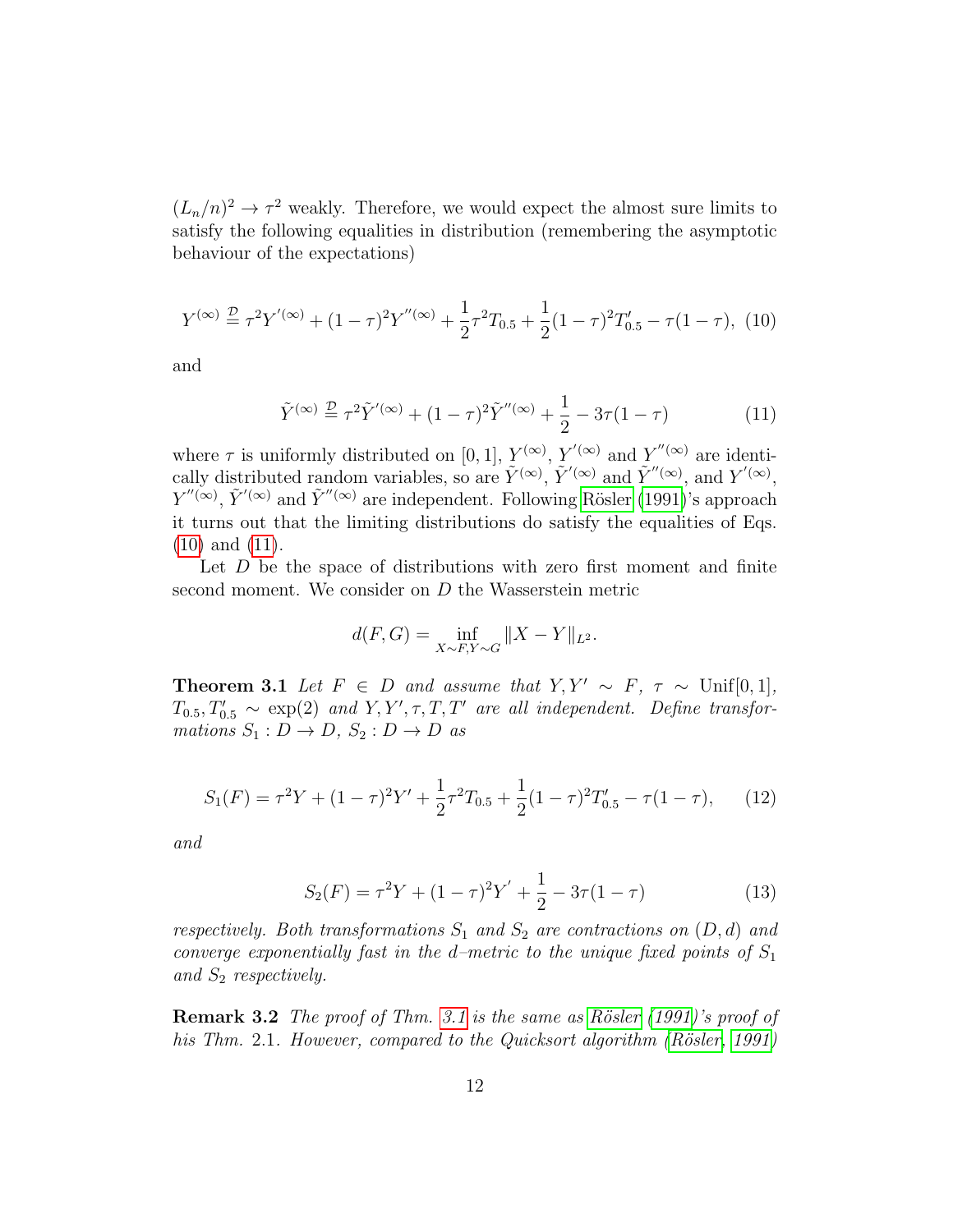$(L_n/n)^2 \to \tau^2$ weakly. Therefore, we would expect the almost sure limits to satisfy the following equalities in distribution (remembering the asymptotic behaviour of the expectations)

$$Y^{(\infty)} \stackrel{\mathcal{D}}{=} \tau^2 Y^{'(\infty)} + (1-\tau)^2 Y^{''(\infty)} + \frac{1}{2}\tau^2 T_{0.5} + \frac{1}{2}(1-\tau)^2 T'_{0.5} - \tau(1-\tau), \quad (10)$$

and

$$\tilde{Y}^{(\infty)} \stackrel{\mathcal{D}}{=} \tau^2 \tilde{Y}^{'(\infty)} + (1-\tau)^2 \tilde{Y}^{''(\infty)} + \frac{1}{2} - 3\tau(1-\tau) \quad (11)$$

where $\tau$ is uniformly distributed on $[0,1]$, $Y^{(\infty)}$, $Y^{'(\infty)}$ and $Y^{''(\infty)}$ are identically distributed random variables, so are $\tilde{Y}^{(\infty)}$, $\tilde{Y}^{'(\infty)}$ and $\tilde{Y}^{''(\infty)}$, and $Y^{'(\infty)}$, $Y^{''(\infty)}$, $\tilde{Y}^{'(\infty)}$ and $\tilde{Y}^{''(\infty)}$ are independent. Following Rösler (1991)'s approach it turns out that the limiting distributions do satisfy the equalities of Eqs. (10) and (11).

Let $D$ be the space of distributions with zero first moment and finite second moment. We consider on $D$ the Wasserstein metric

$$d(F,G) = \inf_{X\sim F, Y\sim G} \|X - Y\|_{L^2}.$$

**Theorem 3.1** *Let $F \in D$ and assume that $Y, Y' \sim F$, $\tau \sim \mathrm{Unif}[0,1]$, $T_{0.5}, T'_{0.5} \sim \exp(2)$ and $Y, Y', \tau, T, T'$ are all independent. Define transformations $S_1 : D \to D$, $S_2 : D \to D$ as*

$$S_1(F) = \tau^2 Y + (1-\tau)^2 Y' + \frac{1}{2}\tau^2 T_{0.5} + \frac{1}{2}(1-\tau)^2 T'_{0.5} - \tau(1-\tau), \quad (12)$$

*and*

$$S_2(F) = \tau^2 Y + (1-\tau)^2 Y' + \frac{1}{2} - 3\tau(1-\tau) \quad (13)$$

*respectively. Both transformations $S_1$ and $S_2$ are contractions on $(D,d)$ and converge exponentially fast in the $d$–metric to the unique fixed points of $S_1$ and $S_2$ respectively.*

**Remark 3.2** *The proof of Thm. 3.1 is the same as Rösler (1991)'s proof of his Thm. 2.1. However, compared to the Quicksort algorithm (Rösler, 1991)*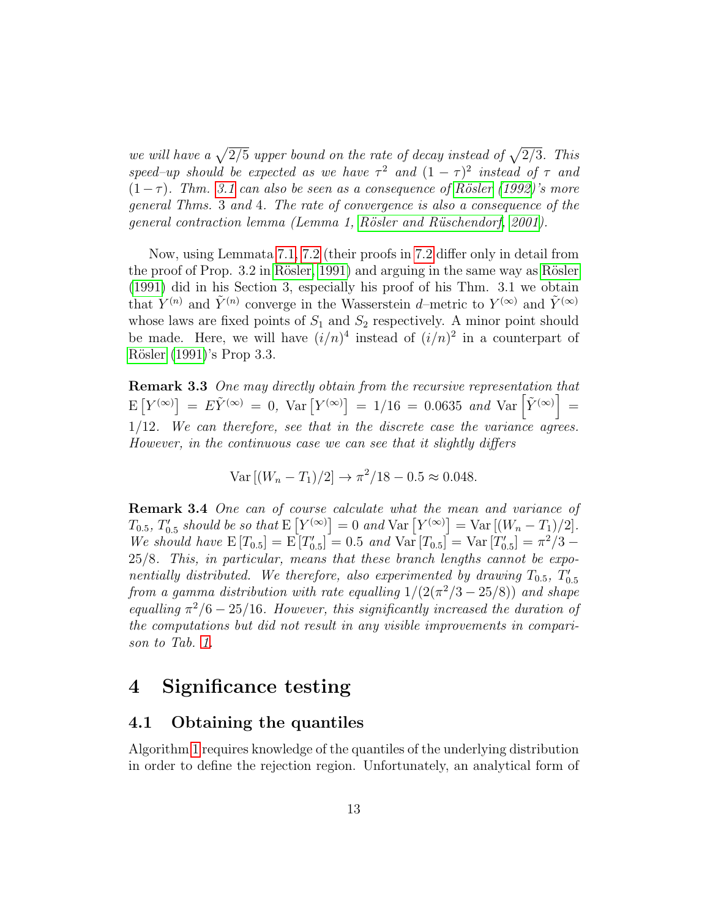*we will have a $\sqrt{2/5}$ upper bound on the rate of decay instead of $\sqrt{2/3}$. This speed–up should be expected as we have $\tau^2$ and $(1-\tau)^2$ instead of $\tau$ and $(1-\tau)$. Thm. 3.1 can also be seen as a consequence of Rösler (1992)'s more general Thms. 3 and 4. The rate of convergence is also a consequence of the general contraction lemma (Lemma 1, Rösler and Rüschendorf, 2001).*

Now, using Lemmata 7.1, 7.2 (their proofs in 7.2 differ only in detail from the proof of Prop. 3.2 in Rösler, 1991) and arguing in the same way as Rösler (1991) did in his Section 3, especially his proof of his Thm. 3.1 we obtain that $Y^{(n)}$ and $\tilde{Y}^{(n)}$ converge in the Wasserstein $d$–metric to $Y^{(\infty)}$ and $\tilde{Y}^{(\infty)}$ whose laws are fixed points of $S_1$ and $S_2$ respectively. A minor point should be made. Here, we will have $(i/n)^4$ instead of $(i/n)^2$ in a counterpart of Rösler (1991)'s Prop 3.3.

**Remark 3.3** *One may directly obtain from the recursive representation that* $\mathrm{E}\left[Y^{(\infty)}\right] = E\tilde{Y}^{(\infty)} = 0,\ \mathrm{Var}\left[Y^{(\infty)}\right] = 1/16 = 0.0635$ *and* $\mathrm{Var}\left[\tilde{Y}^{(\infty)}\right] = 1/12$. *We can therefore, see that in the discrete case the variance agrees. However, in the continuous case we can see that it slightly differs*

$$\mathrm{Var}\left[(W_n - T_1)/2\right] \to \pi^2/18 - 0.5 \approx 0.048.$$

**Remark 3.4** *One can of course calculate what the mean and variance of* $T_{0.5}$, $T'_{0.5}$ *should be so that* $\mathrm{E}\left[Y^{(\infty)}\right] = 0$ *and* $\mathrm{Var}\left[Y^{(\infty)}\right] = \mathrm{Var}\left[(W_n - T_1)/2\right]$. *We should have* $\mathrm{E}\left[T_{0.5}\right] = \mathrm{E}\left[T'_{0.5}\right] = 0.5$ *and* $\mathrm{Var}\left[T_{0.5}\right] = \mathrm{Var}\left[T'_{0.5}\right] = \pi^2/3 - 25/8$. *This, in particular, means that these branch lengths cannot be exponentially distributed. We therefore, also experimented by drawing* $T_{0.5}$, $T'_{0.5}$ *from a gamma distribution with rate equalling* $1/(2(\pi^2/3 - 25/8))$ *and shape equalling* $\pi^2/6 - 25/16$. *However, this significantly increased the duration of the computations but did not result in any visible improvements in comparison to Tab. 1.*

# 4 Significance testing

## 4.1 Obtaining the quantiles

Algorithm 1 requires knowledge of the quantiles of the underlying distribution in order to define the rejection region. Unfortunately, an analytical form of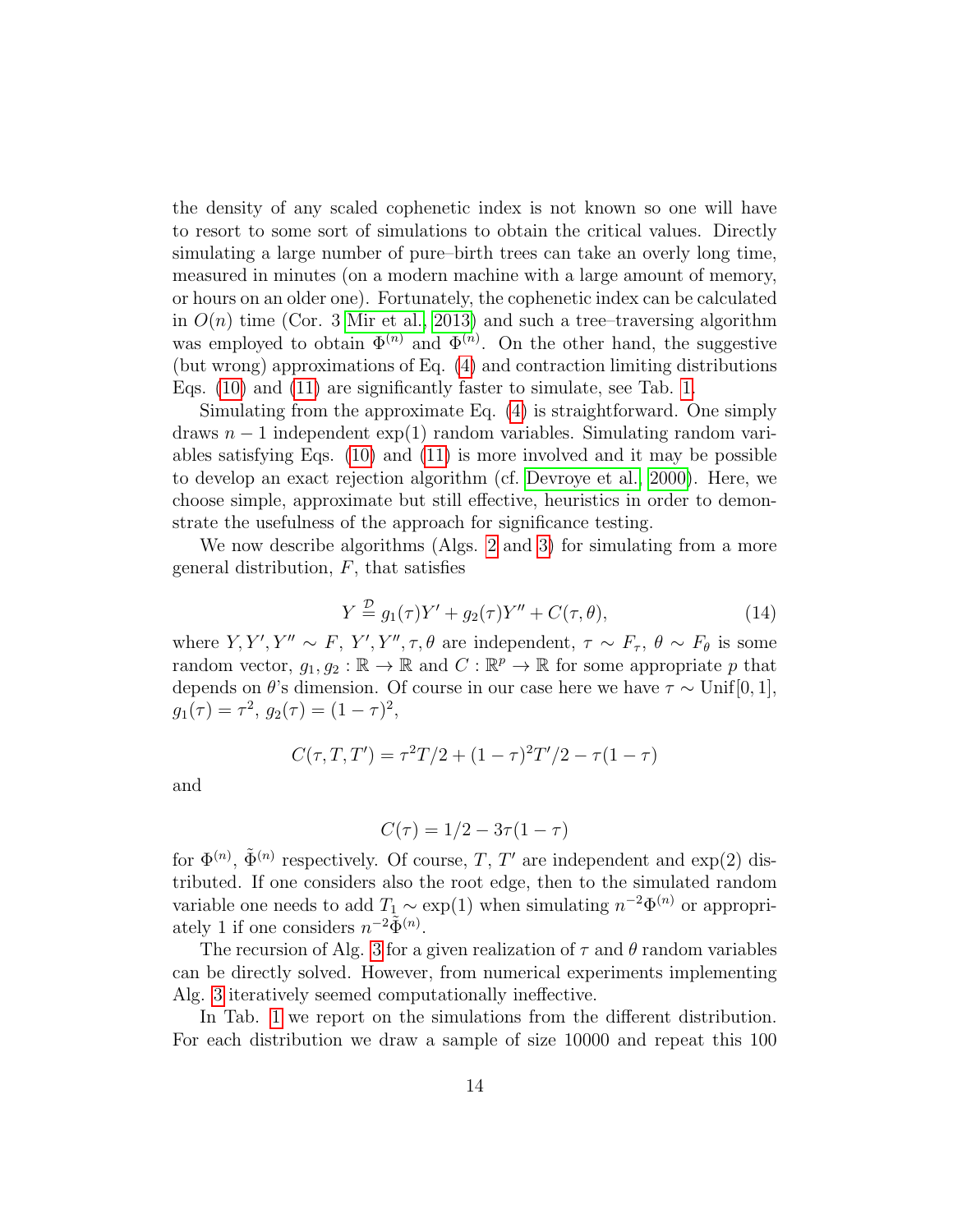the density of any scaled cophenetic index is not known so one will have to resort to some sort of simulations to obtain the critical values. Directly simulating a large number of pure–birth trees can take an overly long time, measured in minutes (on a modern machine with a large amount of memory, or hours on an older one). Fortunately, the cophenetic index can be calculated in $O(n)$ time (Cor. 3 Mir et al., 2013) and such a tree–traversing algorithm was employed to obtain $\Phi^{(n)}$ and $\Phi^{(n)}$. On the other hand, the suggestive (but wrong) approximations of Eq. (4) and contraction limiting distributions Eqs. (10) and (11) are significantly faster to simulate, see Tab. 1.

Simulating from the approximate Eq. (4) is straightforward. One simply draws $n-1$ independent $\exp(1)$ random variables. Simulating random variables satisfying Eqs. (10) and (11) is more involved and it may be possible to develop an exact rejection algorithm (cf. Devroye et al., 2000). Here, we choose simple, approximate but still effective, heuristics in order to demonstrate the usefulness of the approach for significance testing.

We now describe algorithms (Algs. 2 and 3) for simulating from a more general distribution, $F$, that satisfies

$$Y \stackrel{\mathcal{D}}{=} g_1(\tau)Y' + g_2(\tau)Y'' + C(\tau,\theta), \tag{14}$$

where $Y, Y', Y'' \sim F$, $Y', Y'', \tau, \theta$ are independent, $\tau \sim F_\tau$, $\theta \sim F_\theta$ is some random vector, $g_1, g_2 : \mathbb{R} \to \mathbb{R}$ and $C : \mathbb{R}^p \to \mathbb{R}$ for some appropriate $p$ that depends on $\theta$'s dimension. Of course in our case here we have $\tau \sim \mathrm{Unif}[0,1]$, $g_1(\tau) = \tau^2$, $g_2(\tau) = (1-\tau)^2$,

$$C(\tau, T, T') = \tau^2 T/2 + (1-\tau)^2 T'/2 - \tau(1-\tau)$$

and

$$C(\tau) = 1/2 - 3\tau(1-\tau)$$

for $\Phi^{(n)}$, $\tilde{\Phi}^{(n)}$ respectively. Of course, $T$, $T'$ are independent and $\exp(2)$ distributed. If one considers also the root edge, then to the simulated random variable one needs to add $T_1 \sim \exp(1)$ when simulating $n^{-2}\Phi^{(n)}$ or appropriately 1 if one considers $n^{-2}\tilde{\Phi}^{(n)}$.

The recursion of Alg. 3 for a given realization of $\tau$ and $\theta$ random variables can be directly solved. However, from numerical experiments implementing Alg. 3 iteratively seemed computationally ineffective.

In Tab. 1 we report on the simulations from the different distribution. For each distribution we draw a sample of size 10000 and repeat this 100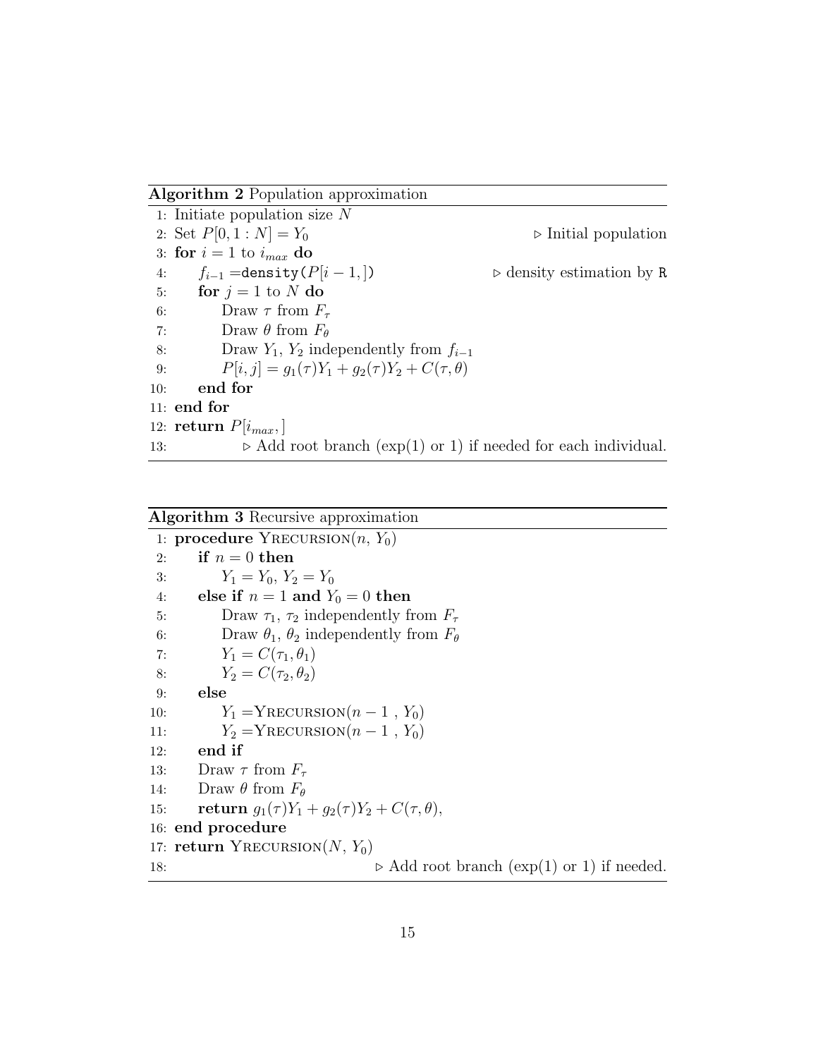**Algorithm 2** Population approximation

```
 1: Initiate population size N
 2: Set P[0, 1 : N] = Y_0                                  ▷ Initial population
 3: for i = 1 to i_max do
 4:     f_{i−1} = density(P[i − 1, ])                      ▷ density estimation by R
 5:     for j = 1 to N do
 6:         Draw τ from F_τ
 7:         Draw θ from F_θ
 8:         Draw Y_1, Y_2 independently from f_{i−1}
 9:         P[i, j] = g_1(τ)Y_1 + g_2(τ)Y_2 + C(τ, θ)
10:     end for
11: end for
12: return P[i_max, ]
13:         ▷ Add root branch (exp(1) or 1) if needed for each individual.
```

**Algorithm 3** Recursive approximation

```
 1: procedure YRECURSION(n, Y_0)
 2:     if n = 0 then
 3:         Y_1 = Y_0, Y_2 = Y_0
 4:     else if n = 1 and Y_0 = 0 then
 5:         Draw τ_1, τ_2 independently from F_τ
 6:         Draw θ_1, θ_2 independently from F_θ
 7:         Y_1 = C(τ_1, θ_1)
 8:         Y_2 = C(τ_2, θ_2)
 9:     else
10:         Y_1 = YRECURSION(n − 1 , Y_0)
11:         Y_2 = YRECURSION(n − 1 , Y_0)
12:     end if
13:     Draw τ from F_τ
14:     Draw θ from F_θ
15:     return g_1(τ)Y_1 + g_2(τ)Y_2 + C(τ, θ),
16: end procedure
17: return YRECURSION(N, Y_0)
18:                               ▷ Add root branch (exp(1) or 1) if needed.
```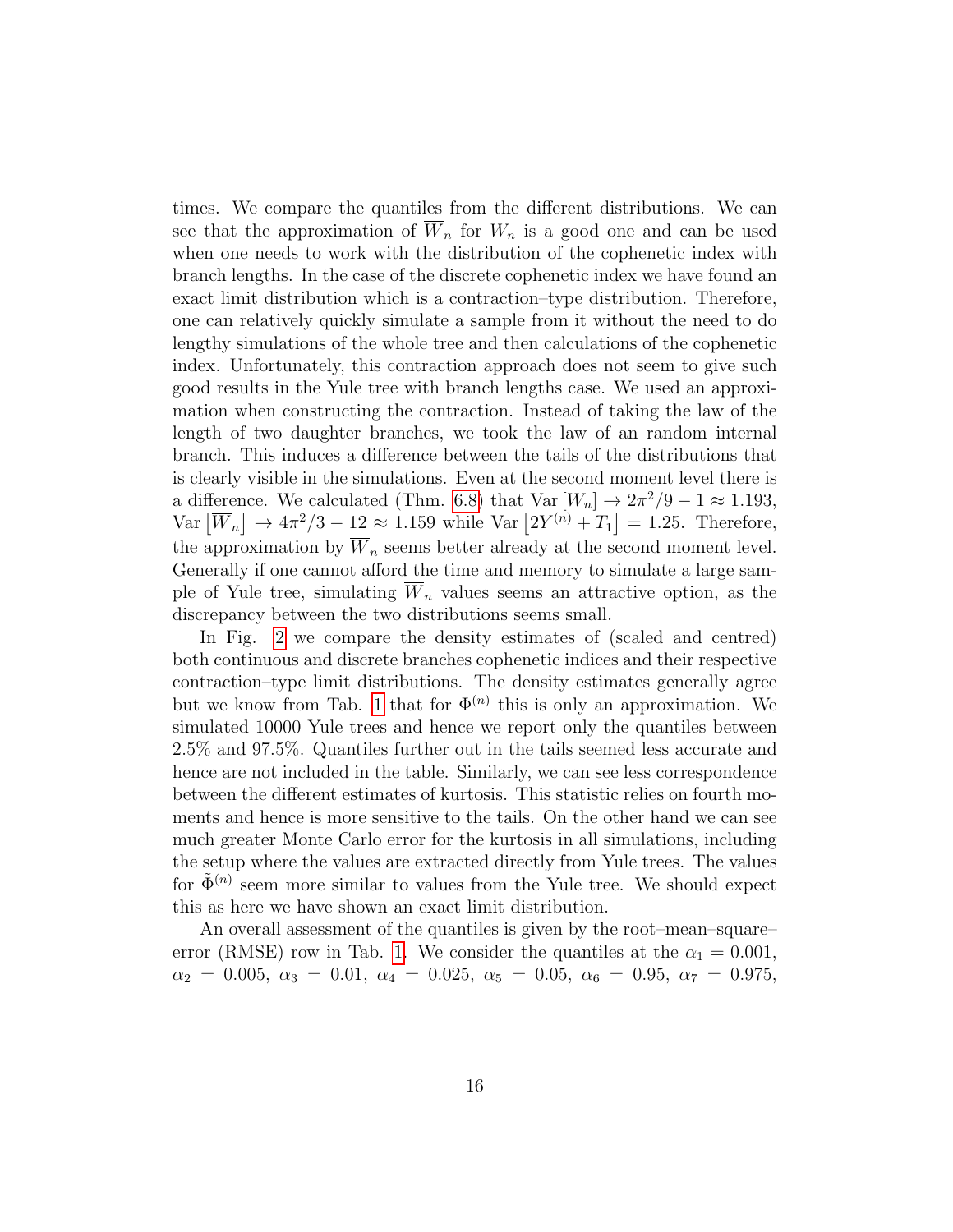times. We compare the quantiles from the different distributions. We can see that the approximation of $\overline{W}_n$ for $W_n$ is a good one and can be used when one needs to work with the distribution of the cophenetic index with branch lengths. In the case of the discrete cophenetic index we have found an exact limit distribution which is a contraction–type distribution. Therefore, one can relatively quickly simulate a sample from it without the need to do lengthy simulations of the whole tree and then calculations of the cophenetic index. Unfortunately, this contraction approach does not seem to give such good results in the Yule tree with branch lengths case. We used an approximation when constructing the contraction. Instead of taking the law of the length of two daughter branches, we took the law of an random internal branch. This induces a difference between the tails of the distributions that is clearly visible in the simulations. Even at the second moment level there is a difference. We calculated (Thm. 6.8) that $\mathrm{Var}\left[W_n\right] \to 2\pi^2/9 - 1 \approx 1.193$, $\mathrm{Var}\left[\overline{W}_n\right] \to 4\pi^2/3 - 12 \approx 1.159$ while $\mathrm{Var}\left[2Y^{(n)} + T_1\right] = 1.25$. Therefore, the approximation by $\overline{W}_n$ seems better already at the second moment level. Generally if one cannot afford the time and memory to simulate a large sample of Yule tree, simulating $\overline{W}_n$ values seems an attractive option, as the discrepancy between the two distributions seems small.

In Fig. 2 we compare the density estimates of (scaled and centred) both continuous and discrete branches cophenetic indices and their respective contraction–type limit distributions. The density estimates generally agree but we know from Tab. 1 that for $\Phi^{(n)}$ this is only an approximation. We simulated 10000 Yule trees and hence we report only the quantiles between 2.5% and 97.5%. Quantiles further out in the tails seemed less accurate and hence are not included in the table. Similarly, we can see less correspondence between the different estimates of kurtosis. This statistic relies on fourth moments and hence is more sensitive to the tails. On the other hand we can see much greater Monte Carlo error for the kurtosis in all simulations, including the setup where the values are extracted directly from Yule trees. The values for $\tilde{\Phi}^{(n)}$ seem more similar to values from the Yule tree. We should expect this as here we have shown an exact limit distribution.

An overall assessment of the quantiles is given by the root–mean–square–error (RMSE) row in Tab. 1. We consider the quantiles at the $\alpha_1 = 0.001$, $\alpha_2 = 0.005$, $\alpha_3 = 0.01$, $\alpha_4 = 0.025$, $\alpha_5 = 0.05$, $\alpha_6 = 0.95$, $\alpha_7 = 0.975$,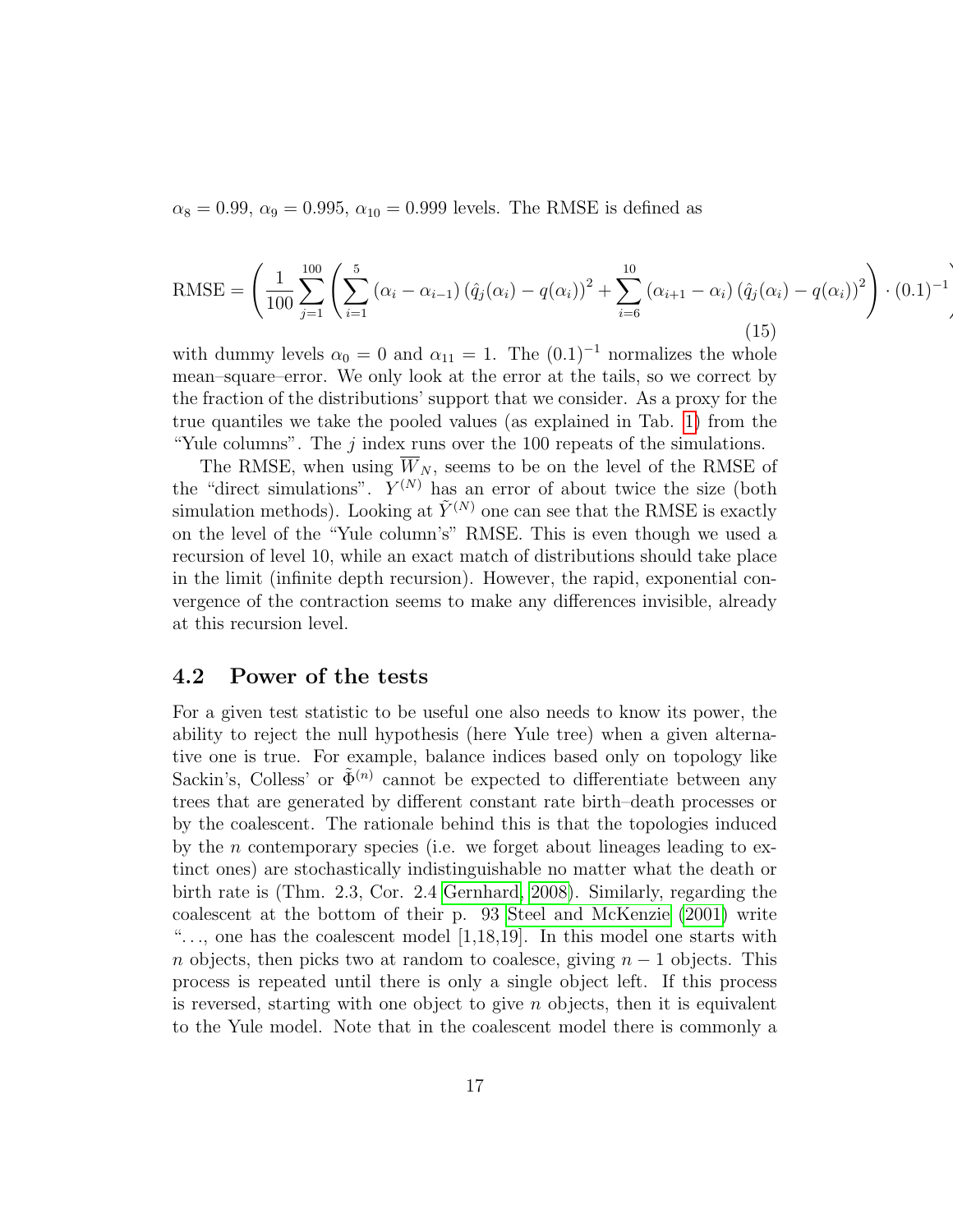$\alpha_8 = 0.99$, $\alpha_9 = 0.995$, $\alpha_{10} = 0.999$ levels. The RMSE is defined as

$$\mathrm{RMSE} = \left( \frac{1}{100} \sum_{j=1}^{100} \left( \sum_{i=1}^{5} (\alpha_i - \alpha_{i-1}) \left(\hat{q}_j(\alpha_i) - q(\alpha_i)\right)^2 + \sum_{i=6}^{10} (\alpha_{i+1} - \alpha_i) \left(\hat{q}_j(\alpha_i) - q(\alpha_i)\right)^2 \right) \cdot (0.1)^{-1} \right) \tag{15}$$

with dummy levels $\alpha_0 = 0$ and $\alpha_{11} = 1$. The $(0.1)^{-1}$ normalizes the whole mean–square–error. We only look at the error at the tails, so we correct by the fraction of the distributions' support that we consider. As a proxy for the true quantiles we take the pooled values (as explained in Tab. 1) from the "Yule columns". The $j$ index runs over the 100 repeats of the simulations.

The RMSE, when using $\overline{W}_N$, seems to be on the level of the RMSE of the "direct simulations". $Y^{(N)}$ has an error of about twice the size (both simulation methods). Looking at $\tilde{Y}^{(N)}$ one can see that the RMSE is exactly on the level of the "Yule column's" RMSE. This is even though we used a recursion of level 10, while an exact match of distributions should take place in the limit (infinite depth recursion). However, the rapid, exponential convergence of the contraction seems to make any differences invisible, already at this recursion level.

## 4.2 Power of the tests

For a given test statistic to be useful one also needs to know its power, the ability to reject the null hypothesis (here Yule tree) when a given alternative one is true. For example, balance indices based only on topology like Sackin's, Colless' or $\tilde{\Phi}^{(n)}$ cannot be expected to differentiate between any trees that are generated by different constant rate birth–death processes or by the coalescent. The rationale behind this is that the topologies induced by the $n$ contemporary species (i.e. we forget about lineages leading to extinct ones) are stochastically indistinguishable no matter what the death or birth rate is (Thm. 2.3, Cor. 2.4 Gernhard, 2008). Similarly, regarding the coalescent at the bottom of their p. 93 Steel and McKenzie (2001) write "..., one has the coalescent model [1,18,19]. In this model one starts with $n$ objects, then picks two at random to coalesce, giving $n-1$ objects. This process is repeated until there is only a single object left. If this process is reversed, starting with one object to give $n$ objects, then it is equivalent to the Yule model. Note that in the coalescent model there is commonly a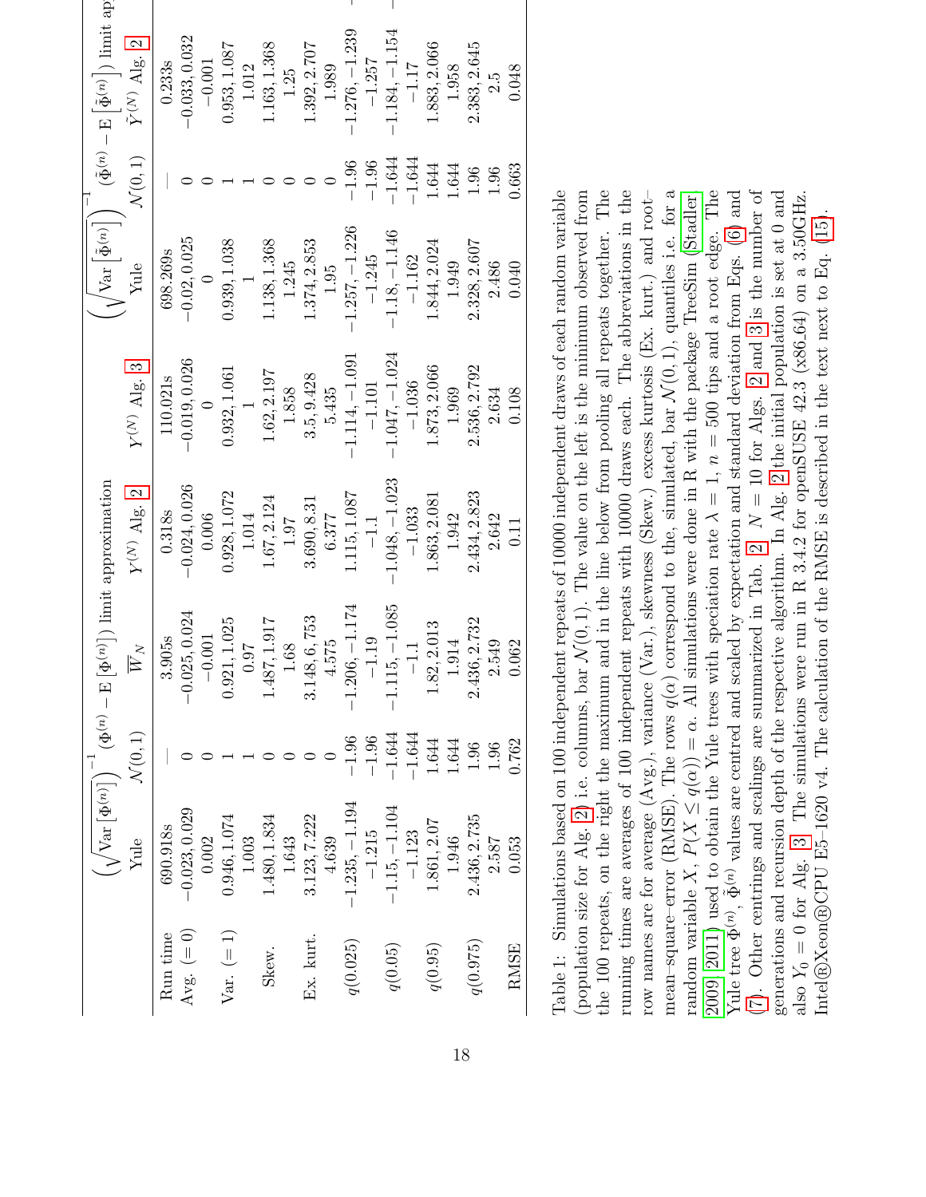|  | $\left(\sqrt{\mathrm{Var}\left[\Phi^{(n)}\right]}\right)^{-1}\left(\Phi^{(n)}-\mathrm{E}\left[\Phi^{(n)}\right]\right)$ limit approximation | | | | $\left(\sqrt{\mathrm{Var}\left[\tilde{\Phi}^{(n)}\right]}\right)^{-1}\left(\tilde{\Phi}^{(n)}-\mathrm{E}\left[\tilde{\Phi}^{(n)}\right]\right)$ limit approximation | | |
|---|---|---|---|---|---|---|---|
|  | Yule | $\mathcal{N}(0,1)$ | $\overline{W}_N$ | $Y^{(N)}$ Alg. 2 | $Y^{(N)}$ Alg. 3 | Yule | $\mathcal{N}(0,1)$ | $\tilde{Y}^{(N)}$ Alg. 2 |
| Run time | 690.918s | — | 3.905s | 0.318s | 110.021s | 698.269s | — | 0.233s |
| Avg. (= 0) | −0.023, 0.029 | 0 | −0.025, 0.024 | −0.024, 0.026 | −0.019, 0.026 | −0.02, 0.025 | 0 | −0.033, 0.032 |
|  | 0.002 | 0 | −0.001 | 0.006 | 0 | 0 | 0 | −0.001 |
| Var. (= 1) | 0.946, 1.074 | 1 | 0.921, 1.025 | 0.928, 1.072 | 0.932, 1.061 | 0.939, 1.038 | 1 | 0.953, 1.087 |
|  | 1.003 | 1 | 0.97 | 1.014 | 1 | 1 | 1 | 1.012 |
| Skew. | 1.480, 1.834 | 0 | 1.487, 1.917 | 1.67, 2.124 | 1.62, 2.197 | 1.138, 1.368 | 0 | 1.163, 1.368 |
|  | 1.643 | 0 | 1.68 | 1.97 | 1.858 | 1.245 | 0 | 1.25 |
| Ex. kurt. | 3.123, 7.222 | 0 | 3.148, 6.753 | 3.690, 8.31 | 3.5, 9.428 | 1.374, 2.853 | 0 | 1.392, 2.707 |
|  | 4.639 | 0 | 4.575 | 6.377 | 5.435 | 1.95 | 0 | 1.989 |
| $q(0.025)$ | −1.235, −1.194 | −1.96 | −1.206, −1.174 | 1.115, 1.087 | −1.114, −1.091 | −1.257, −1.226 | −1.96 | −1.276, −1.239 |
|  | −1.215 | −1.96 | −1.19 | −1.1 | −1.101 | −1.245 | −1.96 | −1.257 |
| $q(0.05)$ | −1.15, −1.104 | −1.644 | −1.115, −1.085 | −1.048, −1.023 | −1.047, −1.024 | −1.18, −1.146 | −1.644 | −1.184, −1.154 |
|  | −1.123 | −1.644 | −1.1 | −1.033 | −1.036 | −1.162 | −1.644 | −1.17 |
| $q(0.95)$ | 1.861, 2.07 | 1.644 | 1.82, 2.013 | 1.863, 2.081 | 1.873, 2.066 | 1.844, 2.024 | 1.644 | 1.883, 2.066 |
|  | 1.946 | 1.644 | 1.914 | 1.942 | 1.969 | 1.949 | 1.644 | 1.958 |
| $q(0.975)$ | 2.436, 2.735 | 1.96 | 2.436, 2.732 | 2.434, 2.823 | 2.536, 2.792 | 2.328, 2.607 | 1.96 | 2.383, 2.645 |
|  | 2.587 | 1.96 | 2.549 | 2.642 | 2.634 | 2.486 | 1.96 | 2.5 |
| RMSE | 0.053 | 0.762 | 0.062 | 0.11 | 0.108 | 0.040 | 0.663 | 0.048 |

Table 1: Simulations based on 100 independent repeats of 10000 independent draws of each random variable (population size for Alg. 2) i.e. columns, bar $\mathcal{N}(0,1)$. The value on the left is the minimum observed from the 100 repeats, on the right the maximum and in the line below from pooling all repeats together. The running times are averages of 100 independent repeats with 10000 draws each. The abbreviations in the row names are for average (Avg.), variance (Var.), skewness (Skew.) excess kurtosis (Ex. kurt.) and root–mean–square–error (RMSE). The rows $q(\alpha)$ correspond to the, simulated, bar $\mathcal{N}(0,1)$, quantiles i.e. for a random variable $X$, $P(X \le q(\alpha)) = \alpha$. All simulations were done in R with the package TreeSim (Stadler 2009, 2011) used to obtain the Yule trees with speciation rate $\lambda = 1$, $n = 500$ tips and a root edge. The Yule tree $\Phi^{(n)}$, $\tilde{\Phi}^{(n)}$ values are centred and scaled by expectation and standard deviation from Eqs. (6) and (7). Other centrings and scalings are summarized in Tab. 2. $N = 10$ for Algs. 2 and 3 is the number of generations and recursion depth of the respective algorithm. In Alg. 2 the initial population is set at 0 and also $Y_0 = 0$ for Alg. 3. The simulations were run in R 3.4.2 for openSUSE 42.3 (x86_64) on a 3.50GHz. Intel®Xeon®CPU E5–1620 v4. The calculation of the RMSE is described in the text next to Eq. (15).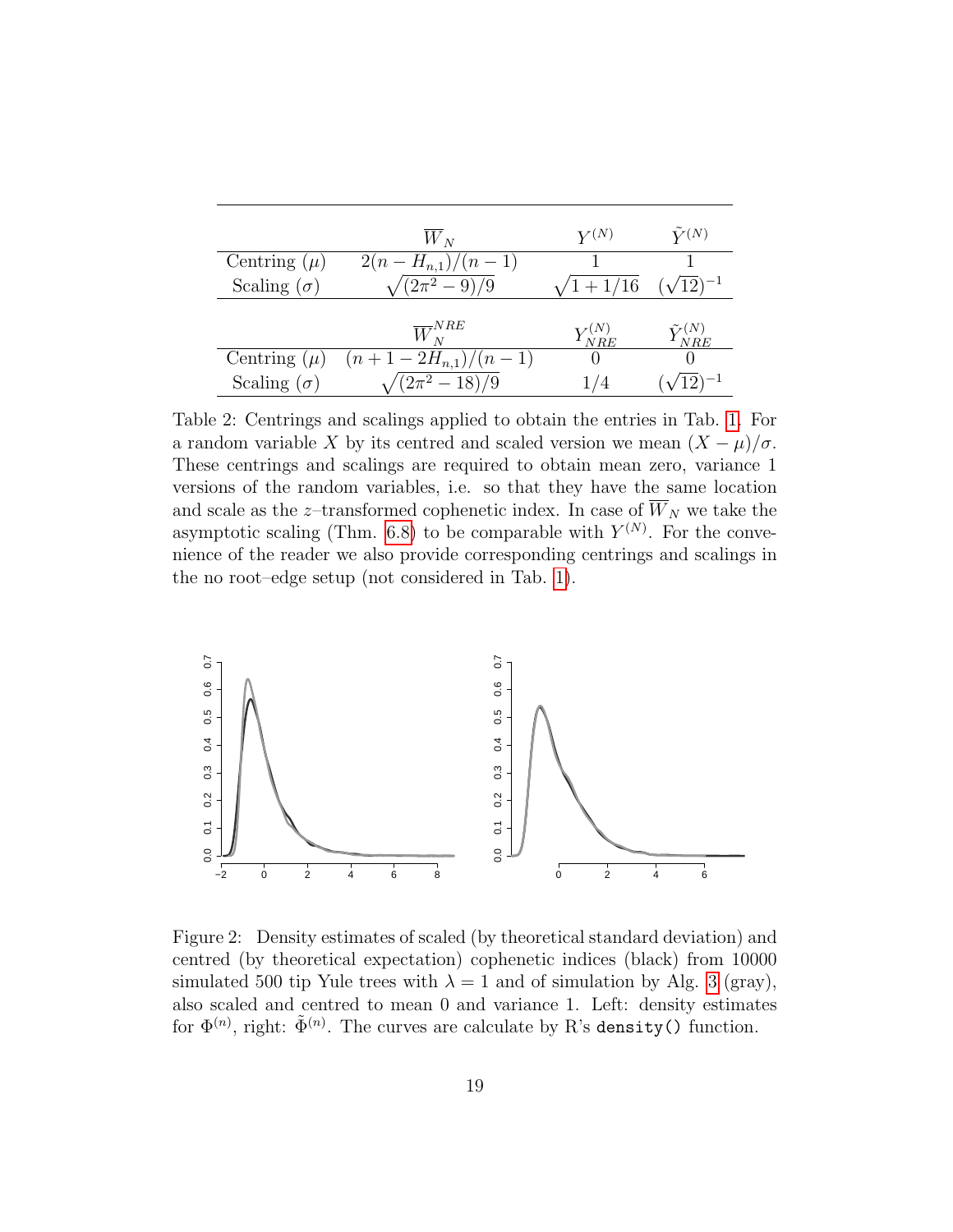|  | $\overline{W}_N$ | $Y^{(N)}$ | $\tilde{Y}^{(N)}$ |
|---|---|---|---|
| Centring ($\mu$) | $2(n-H_{n,1})/(n-1)$ | 1 | 1 |
| Scaling ($\sigma$) | $\sqrt{(2\pi^2-9)/9}$ | $\sqrt{1+1/16}$ | $(\sqrt{12})^{-1}$ |
|  | $\overline{W}_N^{NRE}$ | $Y_{NRE}^{(N)}$ | $\tilde{Y}_{NRE}^{(N)}$ |
| Centring ($\mu$) | $(n+1-2H_{n,1})/(n-1)$ | 0 | 0 |
| Scaling ($\sigma$) | $\sqrt{(2\pi^2-18)/9}$ | 1/4 | $(\sqrt{12})^{-1}$ |

Table 2: Centrings and scalings applied to obtain the entries in Tab. 1. For a random variable $X$ by its centred and scaled version we mean $(X-\mu)/\sigma$. These centrings and scalings are required to obtain mean zero, variance 1 versions of the random variables, i.e. so that they have the same location and scale as the $z$–transformed cophenetic index. In case of $\overline{W}_N$ we take the asymptotic scaling (Thm. 6.8) to be comparable with $Y^{(N)}$. For the convenience of the reader we also provide corresponding centrings and scalings in the no root–edge setup (not considered in Tab. 1).

Figure 2: Density estimates of scaled (by theoretical standard deviation) and centred (by theoretical expectation) cophenetic indices (black) from 10000 simulated 500 tip Yule trees with $\lambda = 1$ and of simulation by Alg. 3 (gray), also scaled and centred to mean 0 and variance 1. Left: density estimates for $\Phi^{(n)}$, right: $\tilde{\Phi}^{(n)}$. The curves are calculate by R's `density()` function.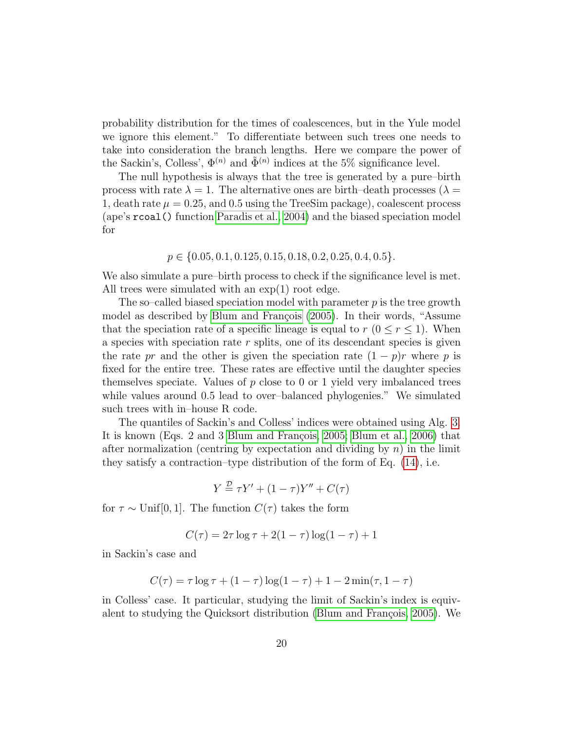probability distribution for the times of coalescences, but in the Yule model we ignore this element." To differentiate between such trees one needs to take into consideration the branch lengths. Here we compare the power of the Sackin's, Colless', $\Phi^{(n)}$ and $\tilde{\Phi}^{(n)}$ indices at the 5% significance level.

The null hypothesis is always that the tree is generated by a pure–birth process with rate $\lambda = 1$. The alternative ones are birth–death processes ($\lambda = 1$, death rate $\mu = 0.25$, and 0.5 using the TreeSim package), coalescent process (ape's `rcoal()` function Paradis et al., 2004) and the biased speciation model for

$$p \in \{0.05, 0.1, 0.125, 0.15, 0.18, 0.2, 0.25, 0.4, 0.5\}.$$

We also simulate a pure–birth process to check if the significance level is met. All trees were simulated with an $\exp(1)$ root edge.

The so–called biased speciation model with parameter $p$ is the tree growth model as described by Blum and François (2005). In their words, "Assume that the speciation rate of a specific lineage is equal to $r$ ($0 \leq r \leq 1$). When a species with speciation rate $r$ splits, one of its descendant species is given the rate $pr$ and the other is given the speciation rate $(1 - p)r$ where $p$ is fixed for the entire tree. These rates are effective until the daughter species themselves speciate. Values of $p$ close to 0 or 1 yield very imbalanced trees while values around 0.5 lead to over–balanced phylogenies." We simulated such trees with in–house R code.

The quantiles of Sackin's and Colless' indices were obtained using Alg. 3. It is known (Eqs. 2 and 3 Blum and François, 2005; Blum et al., 2006) that after normalization (centring by expectation and dividing by $n$) in the limit they satisfy a contraction–type distribution of the form of Eq. (14), i.e.

$$Y \stackrel{\mathcal{D}}{=} \tau Y' + (1 - \tau)Y'' + C(\tau)$$

for $\tau \sim \text{Unif}[0, 1]$. The function $C(\tau)$ takes the form

$$C(\tau) = 2\tau \log \tau + 2(1 - \tau) \log(1 - \tau) + 1$$

in Sackin's case and

$$C(\tau) = \tau \log \tau + (1 - \tau) \log(1 - \tau) + 1 - 2 \min(\tau, 1 - \tau)$$

in Colless' case. It particular, studying the limit of Sackin's index is equivalent to studying the Quicksort distribution (Blum and François, 2005). We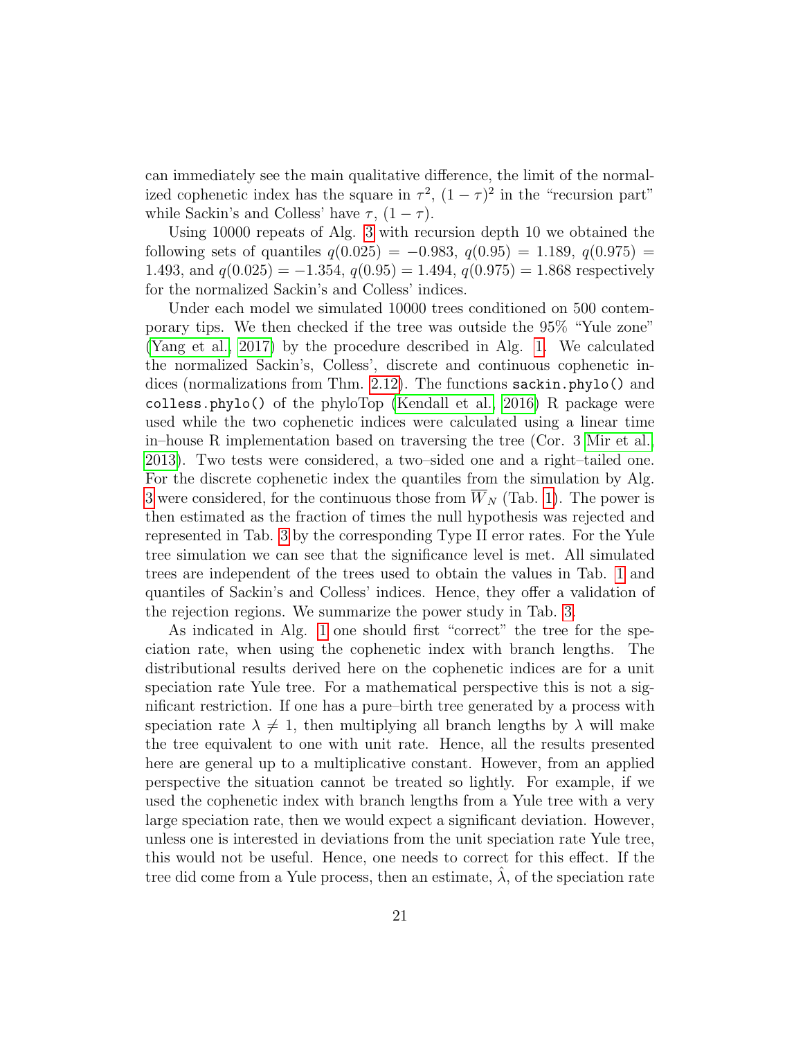can immediately see the main qualitative difference, the limit of the normalized cophenetic index has the square in $\tau^2$, $(1-\tau)^2$ in the "recursion part" while Sackin's and Colless' have $\tau$, $(1-\tau)$.

Using 10000 repeats of Alg. 3 with recursion depth 10 we obtained the following sets of quantiles $q(0.025) = -0.983$, $q(0.95) = 1.189$, $q(0.975) = 1.493$, and $q(0.025) = -1.354$, $q(0.95) = 1.494$, $q(0.975) = 1.868$ respectively for the normalized Sackin's and Colless' indices.

Under each model we simulated 10000 trees conditioned on 500 contemporary tips. We then checked if the tree was outside the 95% "Yule zone" (Yang et al., 2017) by the procedure described in Alg. 1. We calculated the normalized Sackin's, Colless', discrete and continuous cophenetic indices (normalizations from Thm. 2.12). The functions `sackin.phylo()` and `colless.phylo()` of the phyloTop (Kendall et al., 2016) R package were used while the two cophenetic indices were calculated using a linear time in–house R implementation based on traversing the tree (Cor. 3 Mir et al., 2013). Two tests were considered, a two–sided one and a right–tailed one. For the discrete cophenetic index the quantiles from the simulation by Alg. 3 were considered, for the continuous those from $\overline{W}_N$ (Tab. 1). The power is then estimated as the fraction of times the null hypothesis was rejected and represented in Tab. 3 by the corresponding Type II error rates. For the Yule tree simulation we can see that the significance level is met. All simulated trees are independent of the trees used to obtain the values in Tab. 1 and quantiles of Sackin's and Colless' indices. Hence, they offer a validation of the rejection regions. We summarize the power study in Tab. 3.

As indicated in Alg. 1 one should first "correct" the tree for the speciation rate, when using the cophenetic index with branch lengths. The distributional results derived here on the cophenetic indices are for a unit speciation rate Yule tree. For a mathematical perspective this is not a significant restriction. If one has a pure–birth tree generated by a process with speciation rate $\lambda \neq 1$, then multiplying all branch lengths by $\lambda$ will make the tree equivalent to one with unit rate. Hence, all the results presented here are general up to a multiplicative constant. However, from an applied perspective the situation cannot be treated so lightly. For example, if we used the cophenetic index with branch lengths from a Yule tree with a very large speciation rate, then we would expect a significant deviation. However, unless one is interested in deviations from the unit speciation rate Yule tree, this would not be useful. Hence, one needs to correct for this effect. If the tree did come from a Yule process, then an estimate, $\hat{\lambda}$, of the speciation rate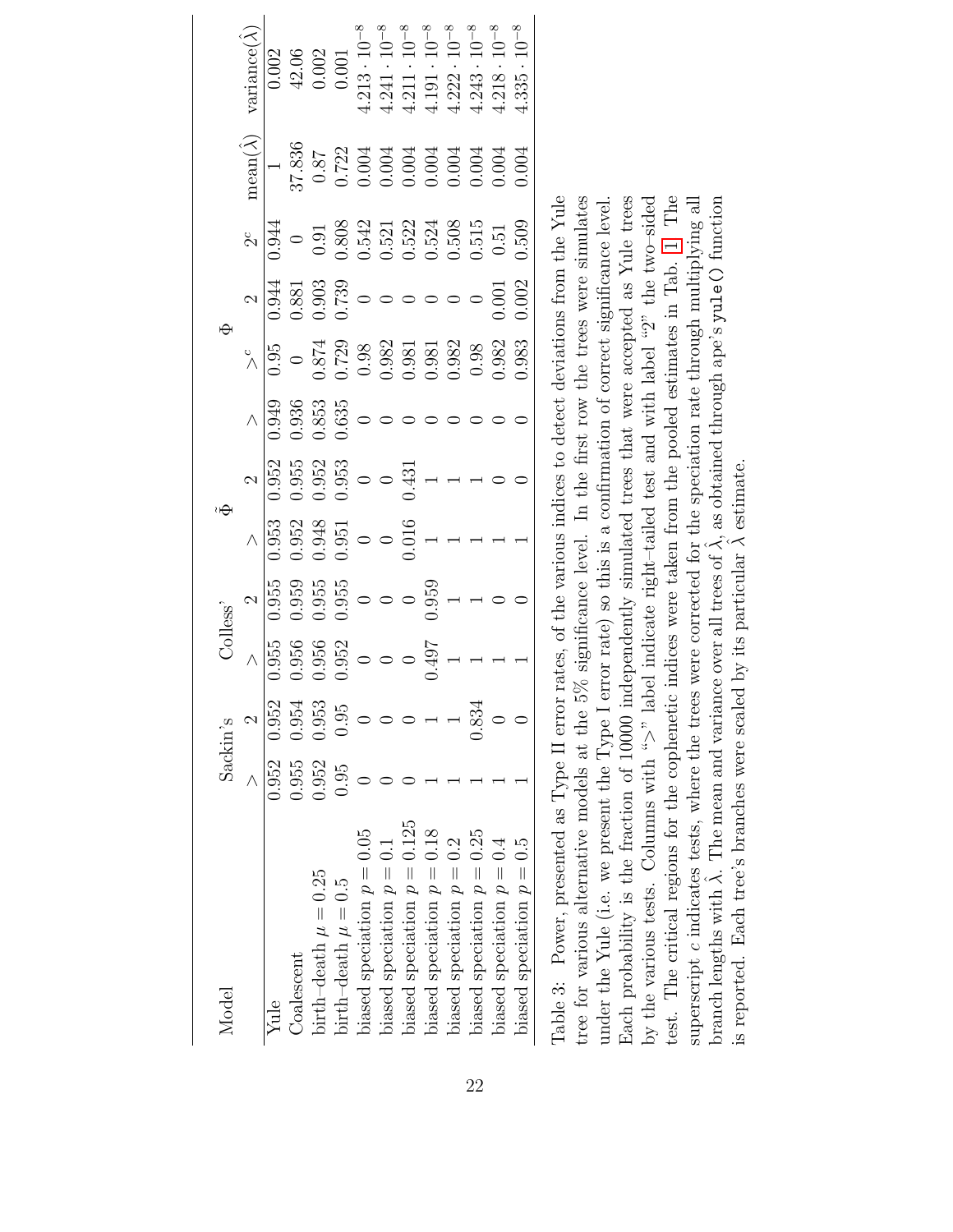| Model | Sackin's | | Colless' | | $\tilde{\Phi}$ | | $\Phi$ | | | | mean($\hat{\lambda}$) | variance($\hat{\lambda}$) |
|---|---|---|---|---|---|---|---|---|---|---|---|---|
| | $>$ | 2 | $>$ | 2 | $>$ | 2 | $>$ | $>^c$ | 2 | $2^c$ | | |
| Yule | 0.952 | 0.952 | 0.955 | 0.955 | 0.953 | 0.952 | 0.949 | 0.95 | 0.944 | 0.944 | 1 | 0.002 |
| Coalescent | 0.955 | 0.954 | 0.956 | 0.959 | 0.952 | 0.955 | 0.936 | 0 | 0.881 | 0 | 37.836 | 42.06 |
| birth–death $\mu = 0.25$ | 0.952 | 0.953 | 0.956 | 0.955 | 0.948 | 0.952 | 0.853 | 0.874 | 0.903 | 0.91 | 0.87 | 0.002 |
| birth–death $\mu = 0.5$ | 0.95 | 0.95 | 0.952 | 0.955 | 0.951 | 0.953 | 0.635 | 0.729 | 0.739 | 0.808 | 0.722 | 0.001 |
| biased speciation $p = 0.05$ | 0 | 0 | 0 | 0 | 0 | 0 | 0 | 0.98 | 0 | 0.542 | 0.004 | $4.213 \cdot 10^{-8}$ |
| biased speciation $p = 0.1$ | 0 | 0 | 0 | 0 | 0 | 0 | 0 | 0.982 | 0 | 0.521 | 0.004 | $4.241 \cdot 10^{-8}$ |
| biased speciation $p = 0.125$ | 0 | 0 | 0 | 0 | 0.016 | 0.431 | 0 | 0.981 | 0 | 0.522 | 0.004 | $4.211 \cdot 10^{-8}$ |
| biased speciation $p = 0.18$ | 1 | 1 | 0.497 | 0.959 | 1 | 1 | 0 | 0.981 | 0 | 0.524 | 0.004 | $4.191 \cdot 10^{-8}$ |
| biased speciation $p = 0.2$ | 1 | 1 | 1 | 1 | 1 | 1 | 0 | 0.982 | 0 | 0.508 | 0.004 | $4.222 \cdot 10^{-8}$ |
| biased speciation $p = 0.25$ | 1 | 0.834 | 1 | 1 | 1 | 1 | 0 | 0.98 | 0 | 0.515 | 0.004 | $4.243 \cdot 10^{-8}$ |
| biased speciation $p = 0.4$ | 1 | 0 | 1 | 0 | 1 | 0 | 0 | 0.982 | 0.001 | 0.51 | 0.004 | $4.218 \cdot 10^{-8}$ |
| biased speciation $p = 0.5$ | 1 | 0 | 1 | 0 | 1 | 0 | 0 | 0.983 | 0.002 | 0.509 | 0.004 | $4.335 \cdot 10^{-8}$ |

Table 3: Power, presented as Type II error rates, of the various indices to detect deviations from the Yule tree for various alternative models at the 5% significance level. In the first row the trees were simulates under the Yule (i.e. we present the Type I error rate) so this is a confirmation of correct significance level. Each probability is the fraction of 10000 independently simulated trees that were accepted as Yule trees by the various tests. Columns with "$>$" label indicate right–tailed test and with label "2" the two–sided test. The critical regions for the cophenetic indices were taken from the pooled estimates in Tab. 1. The superscript $c$ indicates tests, where the trees were corrected for the speciation rate through multiplying all branch lengths with $\hat{\lambda}$. The mean and variance over all trees of $\hat{\lambda}$, as obtained through ape's `yule()` function is reported. Each tree's branches were scaled by its particular $\hat{\lambda}$ estimate.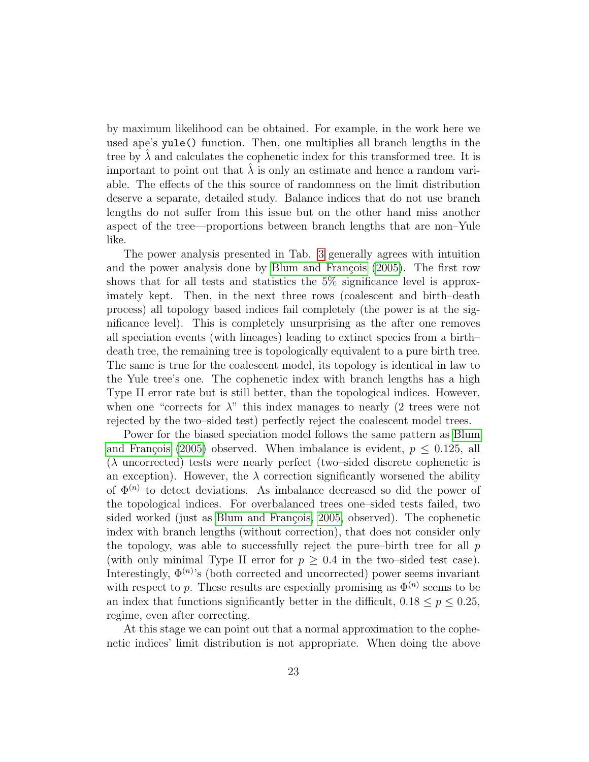by maximum likelihood can be obtained. For example, in the work here we used ape's `yule()` function. Then, one multiplies all branch lengths in the tree by $\hat{\lambda}$ and calculates the cophenetic index for this transformed tree. It is important to point out that $\hat{\lambda}$ is only an estimate and hence a random variable. The effects of the this source of randomness on the limit distribution deserve a separate, detailed study. Balance indices that do not use branch lengths do not suffer from this issue but on the other hand miss another aspect of the tree—proportions between branch lengths that are non–Yule like.

The power analysis presented in Tab. 3 generally agrees with intuition and the power analysis done by Blum and François (2005). The first row shows that for all tests and statistics the 5% significance level is approximately kept. Then, in the next three rows (coalescent and birth–death process) all topology based indices fail completely (the power is at the significance level). This is completely unsurprising as the after one removes all speciation events (with lineages) leading to extinct species from a birth–death tree, the remaining tree is topologically equivalent to a pure birth tree. The same is true for the coalescent model, its topology is identical in law to the Yule tree's one. The cophenetic index with branch lengths has a high Type II error rate but is still better, than the topological indices. However, when one "corrects for $\lambda$" this index manages to nearly (2 trees were not rejected by the two–sided test) perfectly reject the coalescent model trees.

Power for the biased speciation model follows the same pattern as Blum and François (2005) observed. When imbalance is evident, $p \leq 0.125$, all ($\lambda$ uncorrected) tests were nearly perfect (two–sided discrete cophenetic is an exception). However, the $\lambda$ correction significantly worsened the ability of $\Phi^{(n)}$ to detect deviations. As imbalance decreased so did the power of the topological indices. For overbalanced trees one–sided tests failed, two sided worked (just as Blum and François, 2005, observed). The cophenetic index with branch lengths (without correction), that does not consider only the topology, was able to successfully reject the pure–birth tree for all $p$ (with only minimal Type II error for $p \geq 0.4$ in the two–sided test case). Interestingly, $\Phi^{(n)}$'s (both corrected and uncorrected) power seems invariant with respect to $p$. These results are especially promising as $\Phi^{(n)}$ seems to be an index that functions significantly better in the difficult, $0.18 \leq p \leq 0.25$, regime, even after correcting.

At this stage we can point out that a normal approximation to the cophenetic indices' limit distribution is not appropriate. When doing the above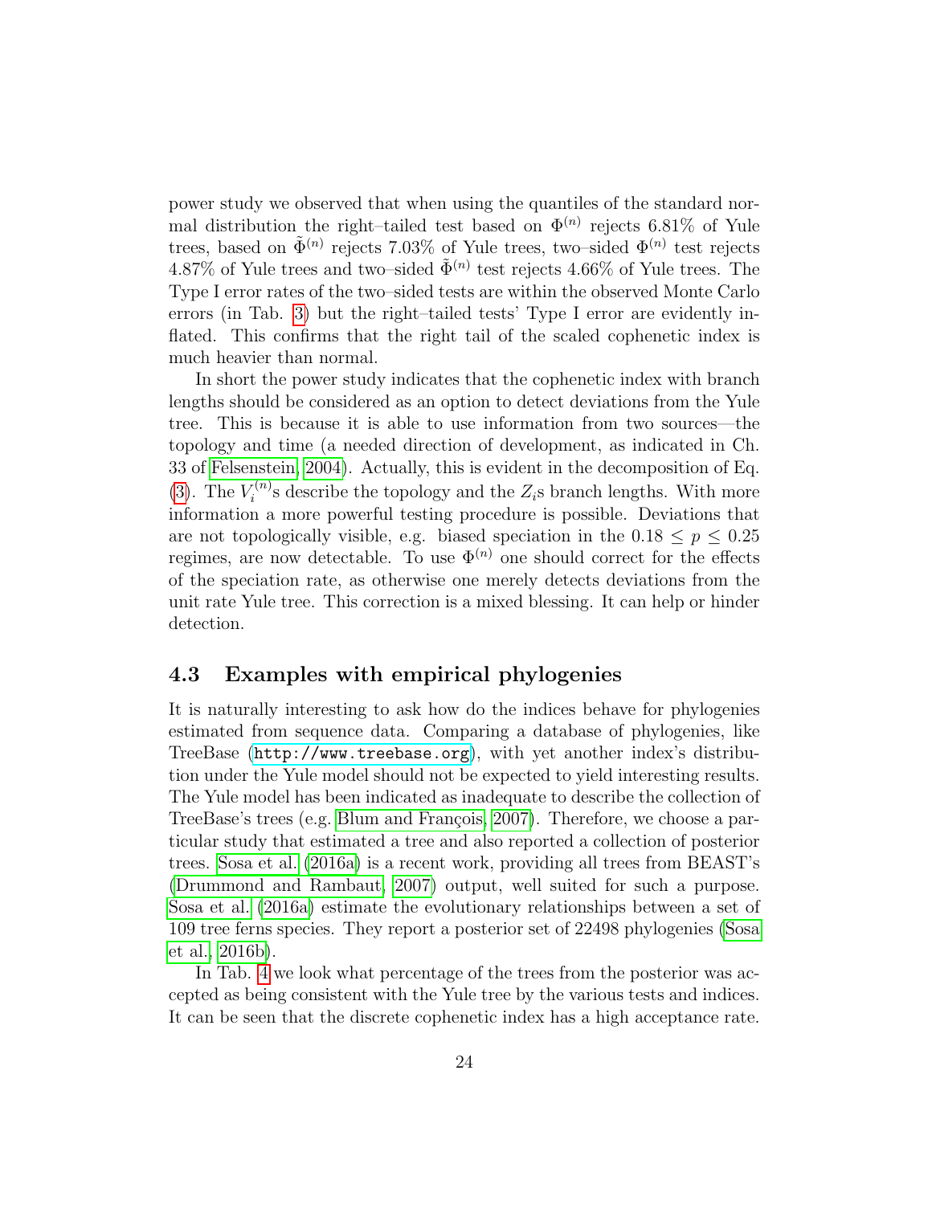power study we observed that when using the quantiles of the standard normal distribution the right–tailed test based on $\Phi^{(n)}$ rejects 6.81% of Yule trees, based on $\tilde{\Phi}^{(n)}$ rejects 7.03% of Yule trees, two–sided $\Phi^{(n)}$ test rejects 4.87% of Yule trees and two–sided $\tilde{\Phi}^{(n)}$ test rejects 4.66% of Yule trees. The Type I error rates of the two–sided tests are within the observed Monte Carlo errors (in Tab. 3) but the right–tailed tests' Type I error are evidently inflated. This confirms that the right tail of the scaled cophenetic index is much heavier than normal.

In short the power study indicates that the cophenetic index with branch lengths should be considered as an option to detect deviations from the Yule tree. This is because it is able to use information from two sources—the topology and time (a needed direction of development, as indicated in Ch. 33 of Felsenstein, 2004). Actually, this is evident in the decomposition of Eq. (3). The $V_i^{(n)}$s describe the topology and the $Z_i$s branch lengths. With more information a more powerful testing procedure is possible. Deviations that are not topologically visible, e.g. biased speciation in the $0.18 \leq p \leq 0.25$ regimes, are now detectable. To use $\Phi^{(n)}$ one should correct for the effects of the speciation rate, as otherwise one merely detects deviations from the unit rate Yule tree. This correction is a mixed blessing. It can help or hinder detection.

## 4.3 Examples with empirical phylogenies

It is naturally interesting to ask how do the indices behave for phylogenies estimated from sequence data. Comparing a database of phylogenies, like TreeBase (`http://www.treebase.org`), with yet another index's distribution under the Yule model should not be expected to yield interesting results. The Yule model has been indicated as inadequate to describe the collection of TreeBase's trees (e.g. Blum and François, 2007). Therefore, we choose a particular study that estimated a tree and also reported a collection of posterior trees. Sosa et al. (2016a) is a recent work, providing all trees from BEAST's (Drummond and Rambaut, 2007) output, well suited for such a purpose. Sosa et al. (2016a) estimate the evolutionary relationships between a set of 109 tree ferns species. They report a posterior set of 22498 phylogenies (Sosa et al., 2016b).

In Tab. 4 we look what percentage of the trees from the posterior was accepted as being consistent with the Yule tree by the various tests and indices. It can be seen that the discrete cophenetic index has a high acceptance rate.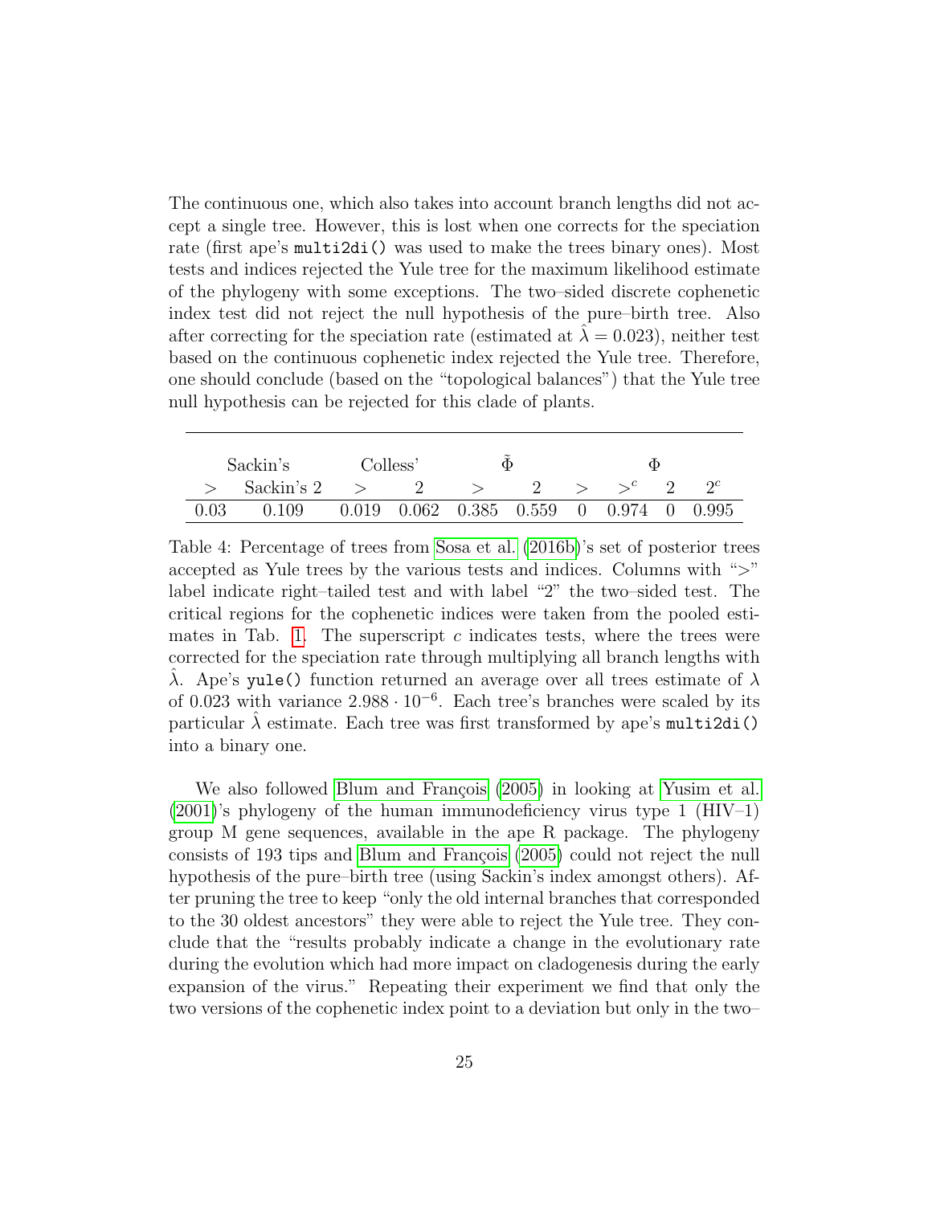The continuous one, which also takes into account branch lengths did not accept a single tree. However, this is lost when one corrects for the speciation rate (first ape's `multi2di()` was used to make the trees binary ones). Most tests and indices rejected the Yule tree for the maximum likelihood estimate of the phylogeny with some exceptions. The two–sided discrete cophenetic index test did not reject the null hypothesis of the pure–birth tree. Also after correcting for the speciation rate (estimated at $\hat{\lambda} = 0.023$), neither test based on the continuous cophenetic index rejected the Yule tree. Therefore, one should conclude (based on the "topological balances") that the Yule tree null hypothesis can be rejected for this clade of plants.

| Sackin's | | Colless' | | $\tilde{\Phi}$ | | $\Phi$ | | | |
|---|---|---|---|---|---|---|---|---|---|
| $>$ | Sackin's 2 | $>$ | 2 | $>$ | 2 | $>$ | $>^c$ | 2 | $2^c$ |
| 0.03 | 0.109 | 0.019 | 0.062 | 0.385 | 0.559 | 0 | 0.974 | 0 | 0.995 |

Table 4: Percentage of trees from Sosa et al. (2016b)'s set of posterior trees accepted as Yule trees by the various tests and indices. Columns with "$>$" label indicate right–tailed test and with label "2" the two–sided test. The critical regions for the cophenetic indices were taken from the pooled estimates in Tab. 1. The superscript $c$ indicates tests, where the trees were corrected for the speciation rate through multiplying all branch lengths with $\hat{\lambda}$. Ape's `yule()` function returned an average over all trees estimate of $\lambda$ of 0.023 with variance $2.988 \cdot 10^{-6}$. Each tree's branches were scaled by its particular $\hat{\lambda}$ estimate. Each tree was first transformed by ape's `multi2di()` into a binary one.

We also followed Blum and François (2005) in looking at Yusim et al. (2001)'s phylogeny of the human immunodeficiency virus type 1 (HIV–1) group M gene sequences, available in the ape R package. The phylogeny consists of 193 tips and Blum and François (2005) could not reject the null hypothesis of the pure–birth tree (using Sackin's index amongst others). After pruning the tree to keep "only the old internal branches that corresponded to the 30 oldest ancestors" they were able to reject the Yule tree. They conclude that the "results probably indicate a change in the evolutionary rate during the evolution which had more impact on cladogenesis during the early expansion of the virus." Repeating their experiment we find that only the two versions of the cophenetic index point to a deviation but only in the two–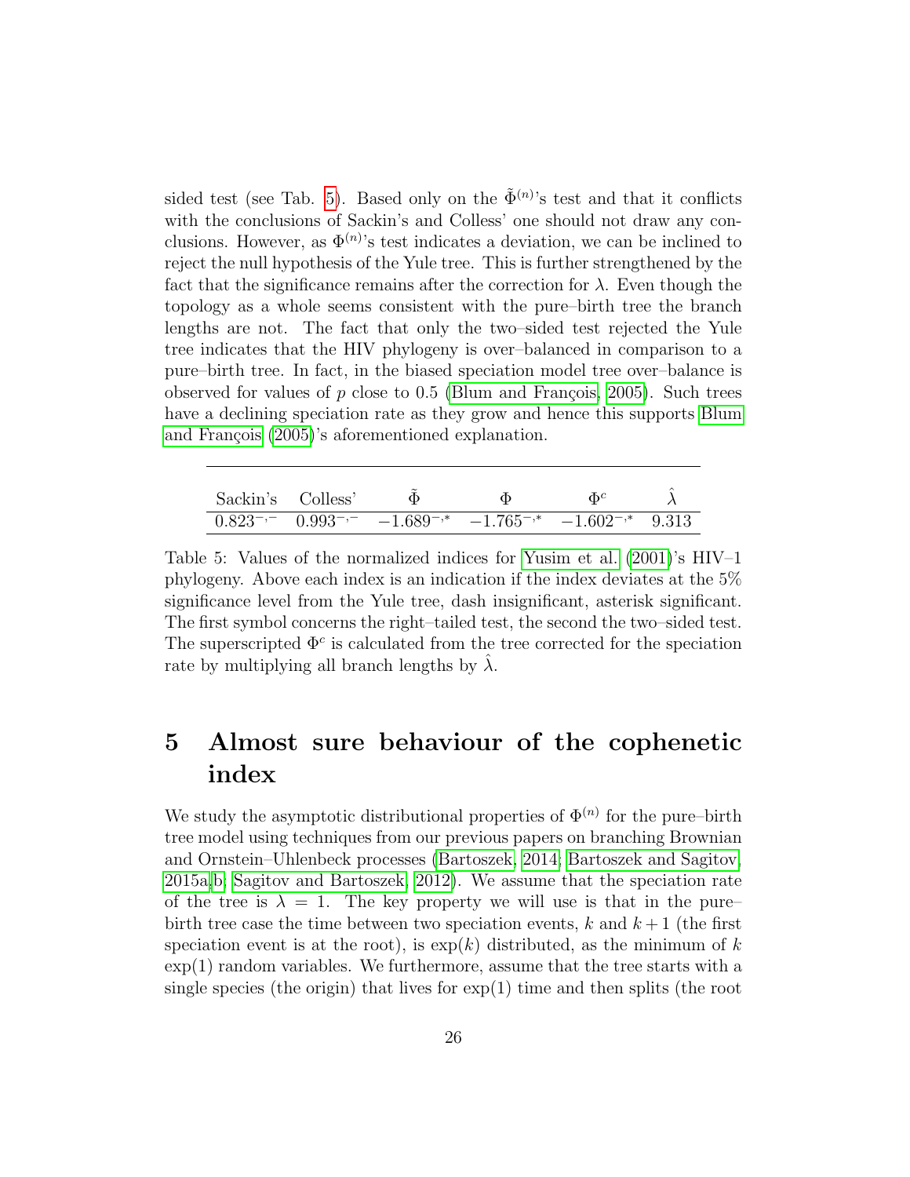sided test (see Tab. 5). Based only on the $\tilde{\Phi}^{(n)}$'s test and that it conflicts with the conclusions of Sackin's and Colless' one should not draw any conclusions. However, as $\Phi^{(n)}$'s test indicates a deviation, we can be inclined to reject the null hypothesis of the Yule tree. This is further strengthened by the fact that the significance remains after the correction for $\lambda$. Even though the topology as a whole seems consistent with the pure–birth tree the branch lengths are not. The fact that only the two–sided test rejected the Yule tree indicates that the HIV phylogeny is over–balanced in comparison to a pure–birth tree. In fact, in the biased speciation model tree over–balance is observed for values of $p$ close to 0.5 (Blum and François, 2005). Such trees have a declining speciation rate as they grow and hence this supports Blum and François (2005)'s aforementioned explanation.

| Sackin's | Colless' | $\tilde{\Phi}$ | $\Phi$ | $\Phi^c$ | $\hat{\lambda}$ |
|---|---|---|---|---|---|
| $0.823^{-,-}$ | $0.993^{-,-}$ | $-1.689^{-,*}$ | $-1.765^{-,*}$ | $-1.602^{-,*}$ | 9.313 |

Table 5: Values of the normalized indices for Yusim et al. (2001)'s HIV–1 phylogeny. Above each index is an indication if the index deviates at the 5% significance level from the Yule tree, dash insignificant, asterisk significant. The first symbol concerns the right–tailed test, the second the two–sided test. The superscripted $\Phi^c$ is calculated from the tree corrected for the speciation rate by multiplying all branch lengths by $\hat{\lambda}$.

# 5 Almost sure behaviour of the cophenetic index

We study the asymptotic distributional properties of $\Phi^{(n)}$ for the pure–birth tree model using techniques from our previous papers on branching Brownian and Ornstein–Uhlenbeck processes (Bartoszek, 2014; Bartoszek and Sagitov, 2015a,b; Sagitov and Bartoszek, 2012). We assume that the speciation rate of the tree is $\lambda = 1$. The key property we will use is that in the pure–birth tree case the time between two speciation events, $k$ and $k+1$ (the first speciation event is at the root), is $\exp(k)$ distributed, as the minimum of $k$ $\exp(1)$ random variables. We furthermore, assume that the tree starts with a single species (the origin) that lives for $\exp(1)$ time and then splits (the root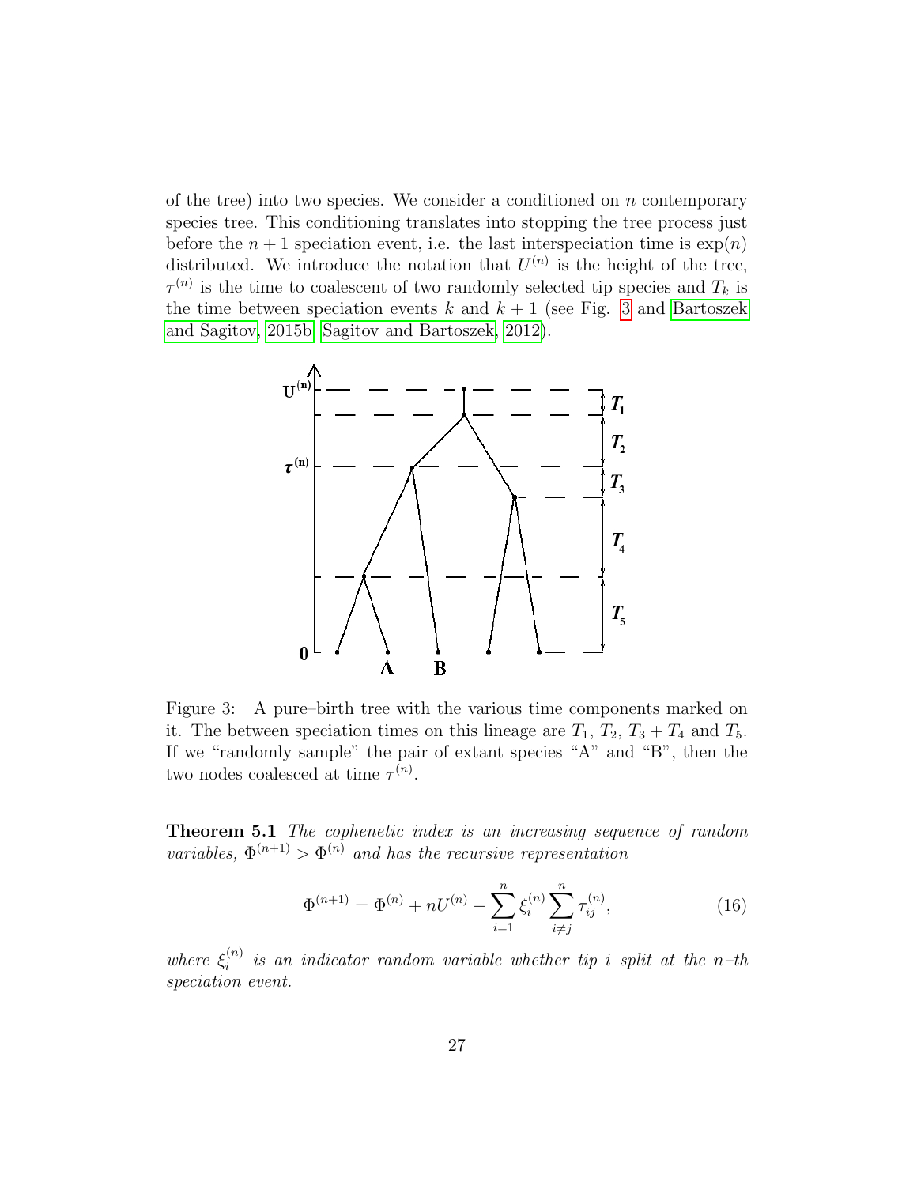of the tree) into two species. We consider a conditioned on $n$ contemporary species tree. This conditioning translates into stopping the tree process just before the $n+1$ speciation event, i.e. the last interspeciation time is $\exp(n)$ distributed. We introduce the notation that $U^{(n)}$ is the height of the tree, $\tau^{(n)}$ is the time to coalescent of two randomly selected tip species and $T_k$ is the time between speciation events $k$ and $k+1$ (see Fig. 3 and Bartoszek and Sagitov, 2015b; Sagitov and Bartoszek, 2012).

Figure 3: A pure–birth tree with the various time components marked on it. The between speciation times on this lineage are $T_1$, $T_2$, $T_3 + T_4$ and $T_5$. If we "randomly sample" the pair of extant species "A" and "B", then the two nodes coalesced at time $\tau^{(n)}$.

**Theorem 5.1** *The cophenetic index is an increasing sequence of random variables, $\Phi^{(n+1)} > \Phi^{(n)}$ and has the recursive representation*

$$\Phi^{(n+1)} = \Phi^{(n)} + nU^{(n)} - \sum_{i=1}^{n} \xi_i^{(n)} \sum_{i \neq j}^{n} \tau_{ij}^{(n)}, \tag{16}$$

*where $\xi_i^{(n)}$ is an indicator random variable whether tip $i$ split at the $n$–th speciation event.*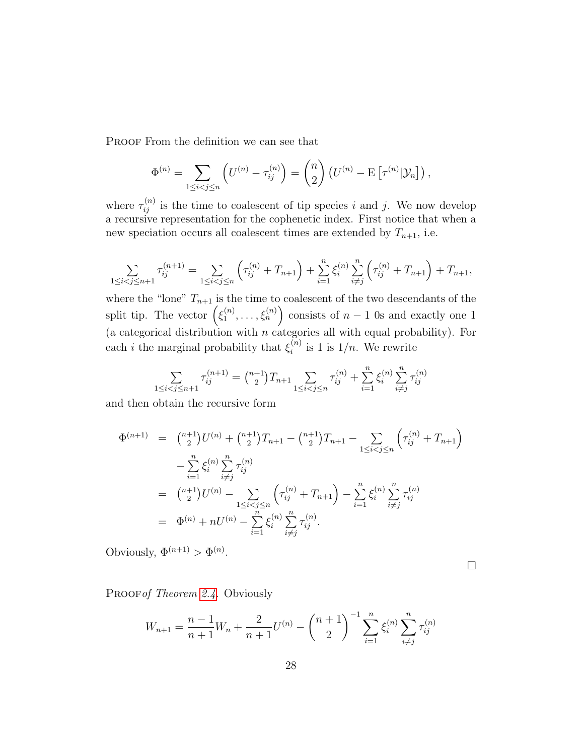PROOF From the definition we can see that

$$\Phi^{(n)} = \sum_{1\le i<j\le n} \left( U^{(n)} - \tau_{ij}^{(n)} \right) = \binom{n}{2} \left( U^{(n)} - \mathrm{E}\left[ \tau^{(n)} | \mathcal{Y}_n \right] \right),$$

where $\tau_{ij}^{(n)}$ is the time to coalescent of tip species $i$ and $j$. We now develop a recursive representation for the cophenetic index. First notice that when a new speciation occurs all coalescent times are extended by $T_{n+1}$, i.e.

$$\sum_{1\le i<j\le n+1} \tau_{ij}^{(n+1)} = \sum_{1\le i<j\le n} \left( \tau_{ij}^{(n)} + T_{n+1} \right) + \sum_{i=1}^{n} \xi_i^{(n)} \sum_{i\neq j}^{n} \left( \tau_{ij}^{(n)} + T_{n+1} \right) + T_{n+1},$$

where the "lone" $T_{n+1}$ is the time to coalescent of the two descendants of the split tip. The vector $\left( \xi_1^{(n)}, \ldots, \xi_n^{(n)} \right)$ consists of $n-1$ 0s and exactly one 1 (a categorical distribution with $n$ categories all with equal probability). For each $i$ the marginal probability that $\xi_i^{(n)}$ is 1 is $1/n$. We rewrite

$$\sum_{1\le i<j\le n+1} \tau_{ij}^{(n+1)} = \tbinom{n+1}{2} T_{n+1} \sum_{1\le i<j\le n} \tau_{ij}^{(n)} + \sum_{i=1}^{n} \xi_i^{(n)} \sum_{i\neq j}^{n} \tau_{ij}^{(n)}$$

and then obtain the recursive form

$$\begin{aligned}
\Phi^{(n+1)} &= \tbinom{n+1}{2} U^{(n)} + \tbinom{n+1}{2} T_{n+1} - \tbinom{n+1}{2} T_{n+1} - \sum_{1\le i<j\le n} \left( \tau_{ij}^{(n)} + T_{n+1} \right) \\
&\quad - \sum_{i=1}^{n} \xi_i^{(n)} \sum_{i\neq j}^{n} \tau_{ij}^{(n)} \\
&= \tbinom{n+1}{2} U^{(n)} - \sum_{1\le i<j\le n} \left( \tau_{ij}^{(n)} + T_{n+1} \right) - \sum_{i=1}^{n} \xi_i^{(n)} \sum_{i\neq j}^{n} \tau_{ij}^{(n)} \\
&= \Phi^{(n)} + nU^{(n)} - \sum_{i=1}^{n} \xi_i^{(n)} \sum_{i\neq j}^{n} \tau_{ij}^{(n)}.
\end{aligned}$$

Obviously, $\Phi^{(n+1)} > \Phi^{(n)}$.

□

PROOF *of Theorem 2.4.* Obviously

$$W_{n+1} = \frac{n-1}{n+1} W_n + \frac{2}{n+1} U^{(n)} - \binom{n+1}{2}^{-1} \sum_{i=1}^{n} \xi_i^{(n)} \sum_{i\neq j}^{n} \tau_{ij}^{(n)}$$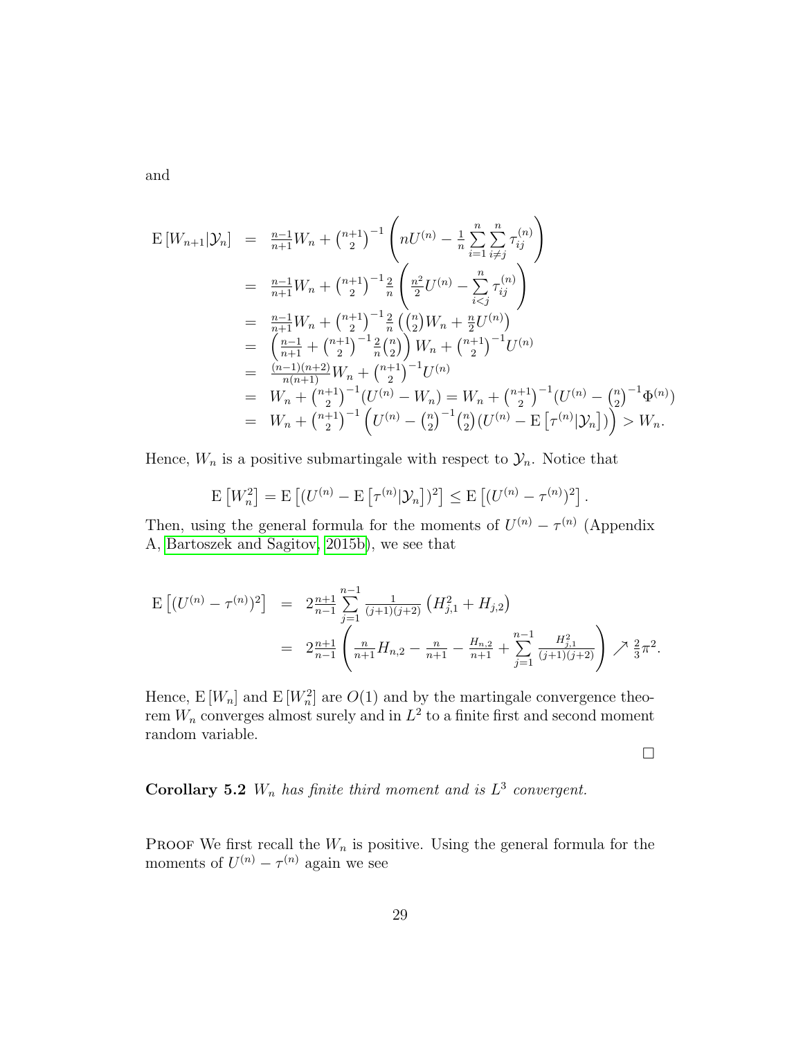and

$$
\begin{array}{rcl}
\mathrm{E}\left[W_{n+1}|\mathcal{Y}_n\right] & = & \frac{n-1}{n+1}W_n + \binom{n+1}{2}^{-1}\left(nU^{(n)} - \frac{1}{n}\sum\limits_{i=1}^{n}\sum\limits_{i\neq j}^{n}\tau_{ij}^{(n)}\right) \\
& = & \frac{n-1}{n+1}W_n + \binom{n+1}{2}^{-1}\frac{2}{n}\left(\frac{n^2}{2}U^{(n)} - \sum\limits_{i<j}^{n}\tau_{ij}^{(n)}\right) \\
& = & \frac{n-1}{n+1}W_n + \binom{n+1}{2}^{-1}\frac{2}{n}\left(\binom{n}{2}W_n + \frac{n}{2}U^{(n)}\right) \\
& = & \left(\frac{n-1}{n+1} + \binom{n+1}{2}^{-1}\frac{2}{n}\binom{n}{2}\right)W_n + \binom{n+1}{2}^{-1}U^{(n)} \\
& = & \frac{(n-1)(n+2)}{n(n+1)}W_n + \binom{n+1}{2}^{-1}U^{(n)} \\
& = & W_n + \binom{n+1}{2}^{-1}(U^{(n)} - W_n) = W_n + \binom{n+1}{2}^{-1}(U^{(n)} - \binom{n}{2}^{-1}\Phi^{(n)}) \\
& = & W_n + \binom{n+1}{2}^{-1}\left(U^{(n)} - \binom{n}{2}^{-1}\binom{n}{2}(U^{(n)} - \mathrm{E}\left[\tau^{(n)}|\mathcal{Y}_n\right])\right) > W_n.
\end{array}
$$

Hence, $W_n$ is a positive submartingale with respect to $\mathcal{Y}_n$. Notice that

$$
\mathrm{E}\left[W_n^2\right] = \mathrm{E}\left[(U^{(n)} - \mathrm{E}\left[\tau^{(n)}|\mathcal{Y}_n\right])^2\right] \le \mathrm{E}\left[(U^{(n)} - \tau^{(n)})^2\right].
$$

Then, using the general formula for the moments of $U^{(n)} - \tau^{(n)}$ (Appendix A, Bartoszek and Sagitov, 2015b), we see that

$$
\begin{array}{rcl}
\mathrm{E}\left[(U^{(n)} - \tau^{(n)})^2\right] & = & 2\frac{n+1}{n-1}\sum\limits_{j=1}^{n-1}\frac{1}{(j+1)(j+2)}\left(H_{j,1}^2 + H_{j,2}\right) \\
& = & 2\frac{n+1}{n-1}\left(\frac{n}{n+1}H_{n,2} - \frac{n}{n+1} - \frac{H_{n,2}}{n+1} + \sum\limits_{j=1}^{n-1}\frac{H_{j,1}^2}{(j+1)(j+2)}\right) \nearrow \frac{2}{3}\pi^2.
\end{array}
$$

Hence, $\mathrm{E}\left[W_n\right]$ and $\mathrm{E}\left[W_n^2\right]$ are $O(1)$ and by the martingale convergence theorem $W_n$ converges almost surely and in $L^2$ to a finite first and second moment random variable.

□

**Corollary 5.2** *$W_n$ has finite third moment and is $L^3$ convergent.*

Proof We first recall the $W_n$ is positive. Using the general formula for the moments of $U^{(n)} - \tau^{(n)}$ again we see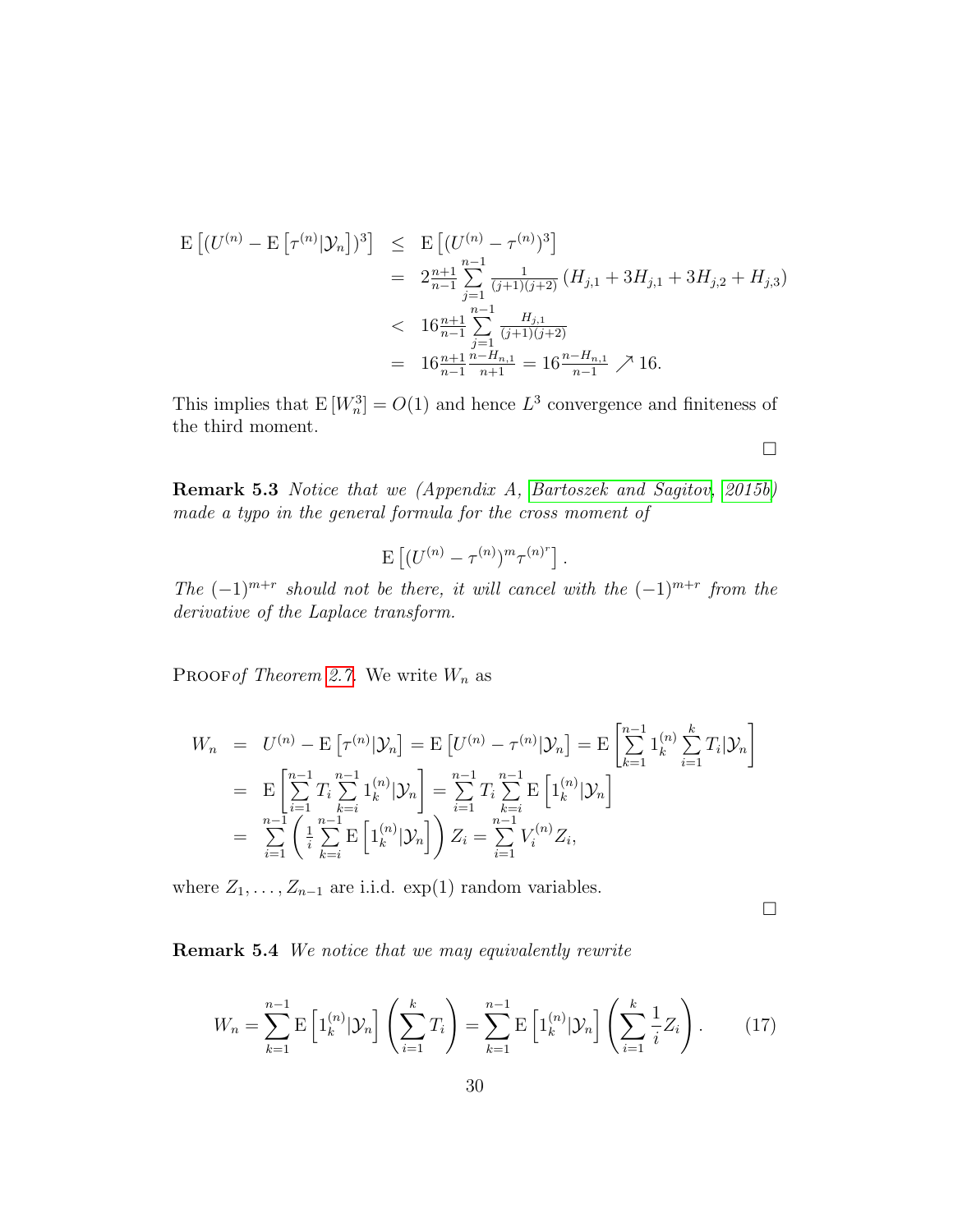$$
\begin{array}{rcl}
\mathrm{E}\left[(U^{(n)} - \mathrm{E}\left[\tau^{(n)}|\mathcal{Y}_n\right])^3\right] & \leq & \mathrm{E}\left[(U^{(n)} - \tau^{(n)})^3\right] \\
& = & 2\frac{n+1}{n-1}\sum\limits_{j=1}^{n-1}\frac{1}{(j+1)(j+2)}\left(H_{j,1} + 3H_{j,1} + 3H_{j,2} + H_{j,3}\right) \\
& < & 16\frac{n+1}{n-1}\sum\limits_{j=1}^{n-1}\frac{H_{j,1}}{(j+1)(j+2)} \\
& = & 16\frac{n+1}{n-1}\frac{n-H_{n,1}}{n+1} = 16\frac{n-H_{n,1}}{n-1} \nearrow 16.
\end{array}
$$

This implies that $\mathrm{E}\left[W_n^3\right] = O(1)$ and hence $L^3$ convergence and finiteness of the third moment.

□

**Remark 5.3** *Notice that we (Appendix A, Bartoszek and Sagitov, 2015b) made a typo in the general formula for the cross moment of*

$$
\mathrm{E}\left[(U^{(n)} - \tau^{(n)})^m \tau^{(n)^r}\right].
$$

*The $(-1)^{m+r}$ should not be there, it will cancel with the $(-1)^{m+r}$ from the derivative of the Laplace transform.*

Proof *of Theorem 2.7.* We write $W_n$ as

$$
\begin{array}{rcl}
W_n & = & U^{(n)} - \mathrm{E}\left[\tau^{(n)}|\mathcal{Y}_n\right] = \mathrm{E}\left[U^{(n)} - \tau^{(n)}|\mathcal{Y}_n\right] = \mathrm{E}\left[\sum\limits_{k=1}^{n-1} 1_k^{(n)} \sum\limits_{i=1}^{k} T_i|\mathcal{Y}_n\right] \\
& = & \mathrm{E}\left[\sum\limits_{i=1}^{n-1} T_i \sum\limits_{k=i}^{n-1} 1_k^{(n)}|\mathcal{Y}_n\right] = \sum\limits_{i=1}^{n-1} T_i \sum\limits_{k=i}^{n-1} \mathrm{E}\left[1_k^{(n)}|\mathcal{Y}_n\right] \\
& = & \sum\limits_{i=1}^{n-1}\left(\frac{1}{i}\sum\limits_{k=i}^{n-1}\mathrm{E}\left[1_k^{(n)}|\mathcal{Y}_n\right]\right) Z_i = \sum\limits_{i=1}^{n-1} V_i^{(n)} Z_i,
\end{array}
$$

where $Z_1, \ldots, Z_{n-1}$ are i.i.d. exp(1) random variables.

□

**Remark 5.4** *We notice that we may equivalently rewrite*

$$
W_n = \sum_{k=1}^{n-1} \mathrm{E}\left[1_k^{(n)}|\mathcal{Y}_n\right]\left(\sum_{i=1}^{k} T_i\right) = \sum_{k=1}^{n-1} \mathrm{E}\left[1_k^{(n)}|\mathcal{Y}_n\right]\left(\sum_{i=1}^{k} \frac{1}{i} Z_i\right). \tag{17}
$$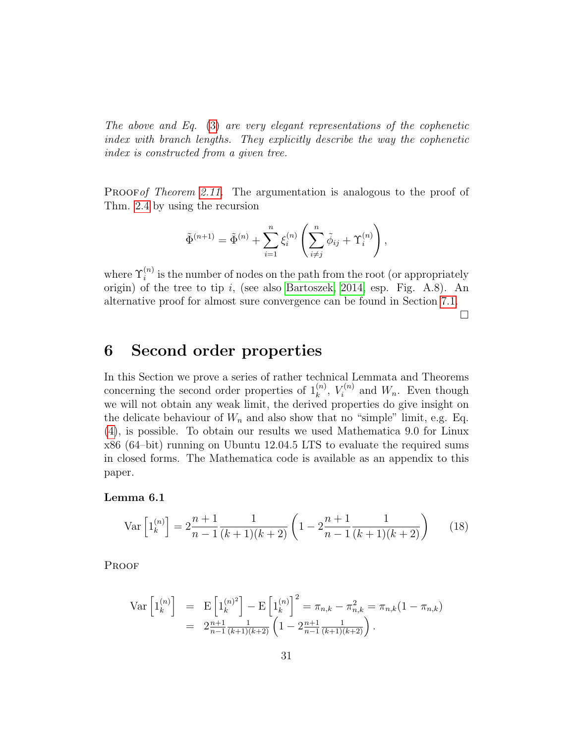*The above and Eq. (3) are very elegant representations of the cophenetic index with branch lengths. They explicitly describe the way the cophenetic index is constructed from a given tree.*

Proof *of Theorem 2.11.* The argumentation is analogous to the proof of Thm. 2.4 by using the recursion

$$\tilde{\Phi}^{(n+1)} = \tilde{\Phi}^{(n)} + \sum_{i=1}^{n} \xi_i^{(n)} \left( \sum_{i \neq j}^{n} \tilde{\phi}_{ij} + \Upsilon_i^{(n)} \right),$$

where $\Upsilon_i^{(n)}$ is the number of nodes on the path from the root (or appropriately origin) of the tree to tip $i$, (see also Bartoszek, 2014, esp. Fig. A.8). An alternative proof for almost sure convergence can be found in Section 7.1.

□

# 6 Second order properties

In this Section we prove a series of rather technical Lemmata and Theorems concerning the second order properties of $1_k^{(n)}$, $V_i^{(n)}$ and $W_n$. Even though we will not obtain any weak limit, the derived properties do give insight on the delicate behaviour of $W_n$ and also show that no "simple" limit, e.g. Eq. (4), is possible. To obtain our results we used Mathematica 9.0 for Linux x86 (64–bit) running on Ubuntu 12.04.5 LTS to evaluate the required sums in closed forms. The Mathematica code is available as an appendix to this paper.

**Lemma 6.1**

$$\mathrm{Var}\left[1_k^{(n)}\right] = 2\frac{n+1}{n-1}\frac{1}{(k+1)(k+2)}\left(1 - 2\frac{n+1}{n-1}\frac{1}{(k+1)(k+2)}\right) \tag{18}$$

Proof

$$\begin{aligned}
\mathrm{Var}\left[1_k^{(n)}\right] &= \mathrm{E}\left[1_k^{(n)^2}\right] - \mathrm{E}\left[1_k^{(n)}\right]^2 = \pi_{n,k} - \pi_{n,k}^2 = \pi_{n,k}(1-\pi_{n,k}) \\
&= 2\frac{n+1}{n-1}\frac{1}{(k+1)(k+2)}\left(1 - 2\frac{n+1}{n-1}\frac{1}{(k+1)(k+2)}\right).
\end{aligned}$$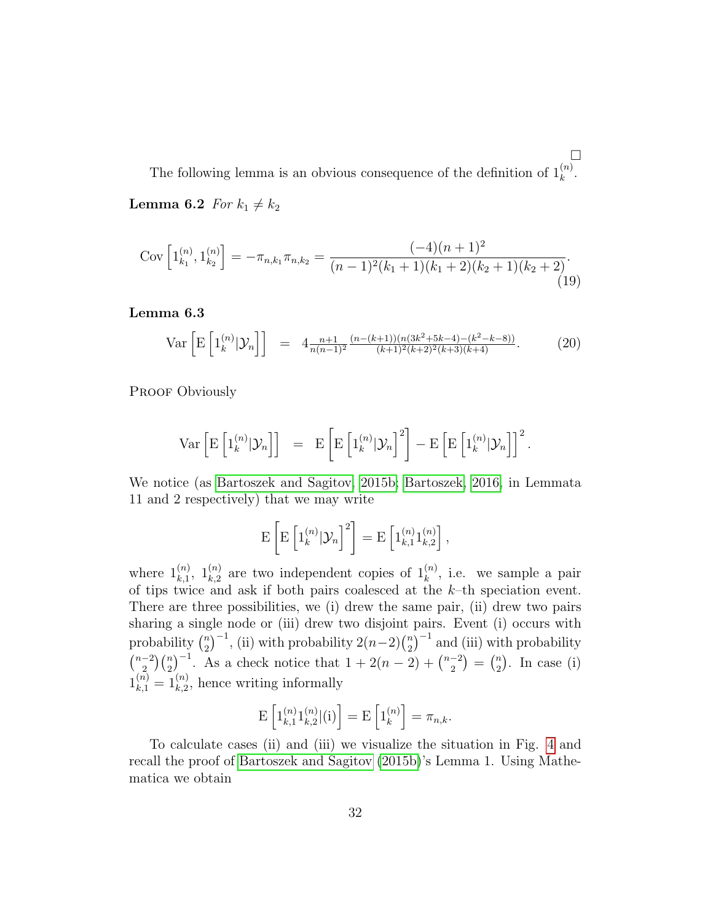$\square$

The following lemma is an obvious consequence of the definition of $1_k^{(n)}$.

**Lemma 6.2** *For $k_1 \neq k_2$*

$$\mathrm{Cov}\left[1_{k_1}^{(n)}, 1_{k_2}^{(n)}\right] = -\pi_{n,k_1}\pi_{n,k_2} = \frac{(-4)(n+1)^2}{(n-1)^2(k_1+1)(k_1+2)(k_2+1)(k_2+2)}. \tag{19}$$

**Lemma 6.3**

$$\mathrm{Var}\left[\mathrm{E}\left[1_k^{(n)}|\mathcal{Y}_n\right]\right] = 4\frac{n+1}{n(n-1)^2}\frac{(n-(k+1))(n(3k^2+5k-4)-(k^2-k-8))}{(k+1)^2(k+2)^2(k+3)(k+4)}. \tag{20}$$

Proof Obviously

$$\mathrm{Var}\left[\mathrm{E}\left[1_k^{(n)}|\mathcal{Y}_n\right]\right] = \mathrm{E}\left[\mathrm{E}\left[1_k^{(n)}|\mathcal{Y}_n\right]^2\right] - \mathrm{E}\left[\mathrm{E}\left[1_k^{(n)}|\mathcal{Y}_n\right]\right]^2.$$

We notice (as Bartoszek and Sagitov, 2015b; Bartoszek, 2016, in Lemmata 11 and 2 respectively) that we may write

$$\mathrm{E}\left[\mathrm{E}\left[1_k^{(n)}|\mathcal{Y}_n\right]^2\right] = \mathrm{E}\left[1_{k,1}^{(n)}1_{k,2}^{(n)}\right],$$

where $1_{k,1}^{(n)}$, $1_{k,2}^{(n)}$ are two independent copies of $1_k^{(n)}$, i.e. we sample a pair of tips twice and ask if both pairs coalesced at the $k$–th speciation event. There are three possibilities, we (i) drew the same pair, (ii) drew two pairs sharing a single node or (iii) drew two disjoint pairs. Event (i) occurs with probability $\binom{n}{2}^{-1}$, (ii) with probability $2(n-2)\binom{n}{2}^{-1}$ and (iii) with probability $\binom{n-2}{2}\binom{n}{2}^{-1}$. As a check notice that $1 + 2(n-2) + \binom{n-2}{2} = \binom{n}{2}$. In case (i) $1_{k,1}^{(n)} = 1_{k,2}^{(n)}$, hence writing informally

$$\mathrm{E}\left[1_{k,1}^{(n)}1_{k,2}^{(n)}|(\mathrm{i})\right] = \mathrm{E}\left[1_k^{(n)}\right] = \pi_{n,k}.$$

To calculate cases (ii) and (iii) we visualize the situation in Fig. 4 and recall the proof of Bartoszek and Sagitov (2015b)'s Lemma 1. Using Mathematica we obtain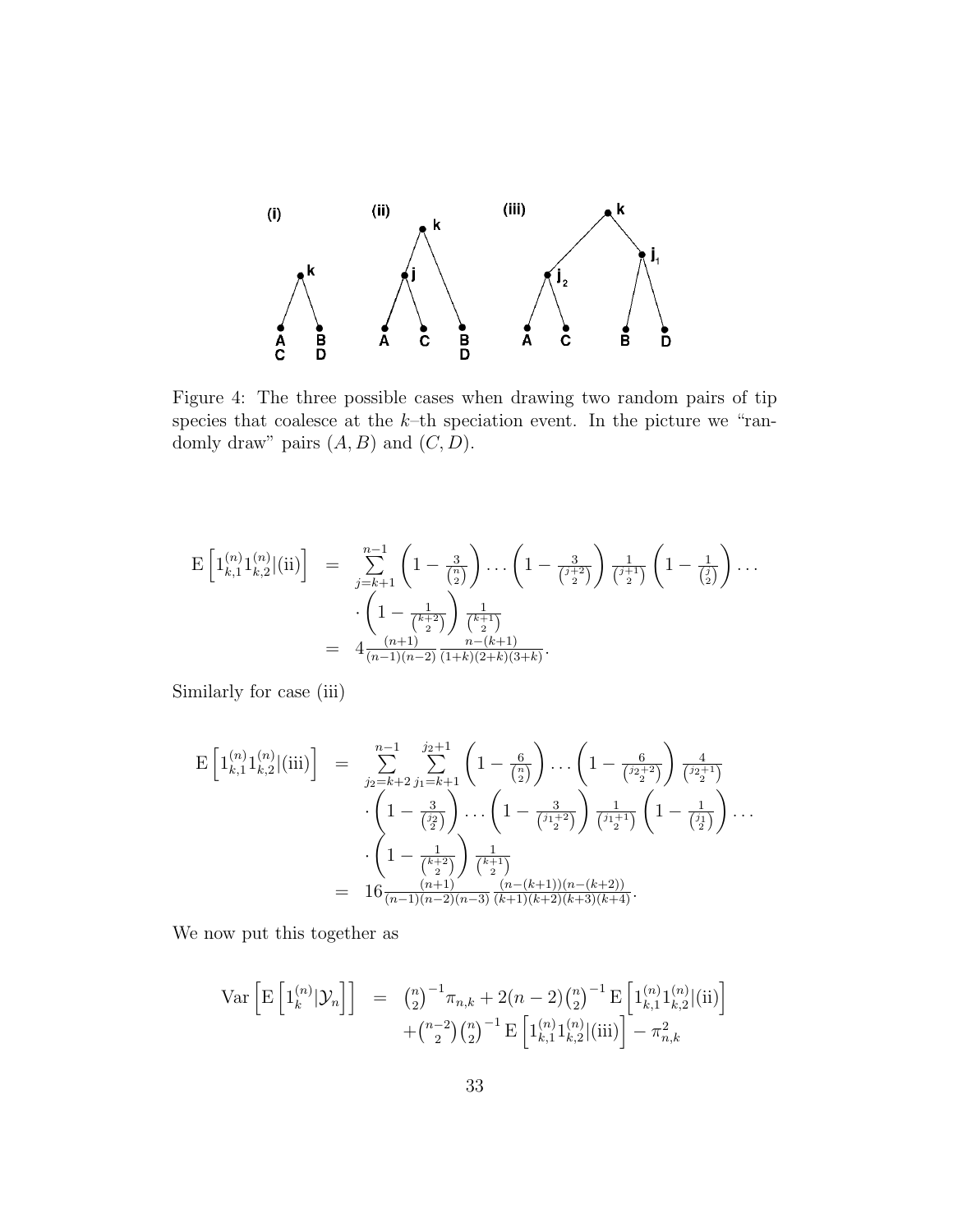Figure 4: The three possible cases when drawing two random pairs of tip species that coalesce at the $k$–th speciation event. In the picture we "randomly draw" pairs $(A, B)$ and $(C, D)$.

$$
\begin{aligned}
\mathrm{E}\left[1_{k,1}^{(n)} 1_{k,2}^{(n)} | \text{(ii)}\right] &= \sum_{j=k+1}^{n-1} \left(1 - \frac{3}{\binom{n}{2}}\right) \ldots \left(1 - \frac{3}{\binom{j+2}{2}}\right) \frac{1}{\binom{j+1}{2}} \left(1 - \frac{1}{\binom{j}{2}}\right) \ldots \\
&\quad \cdot \left(1 - \frac{1}{\binom{k+2}{2}}\right) \frac{1}{\binom{k+1}{2}} \\
&= 4 \frac{(n+1)}{(n-1)(n-2)} \frac{n-(k+1)}{(1+k)(2+k)(3+k)}.
\end{aligned}
$$

Similarly for case (iii)

$$
\begin{aligned}
\mathrm{E}\left[1_{k,1}^{(n)} 1_{k,2}^{(n)} | \text{(iii)}\right] &= \sum_{j_2=k+2}^{n-1} \sum_{j_1=k+1}^{j_2+1} \left(1 - \frac{6}{\binom{n}{2}}\right) \ldots \left(1 - \frac{6}{\binom{j_2+2}{2}}\right) \frac{4}{\binom{j_2+1}{2}} \\
&\quad \cdot \left(1 - \frac{3}{\binom{j_2}{2}}\right) \ldots \left(1 - \frac{3}{\binom{j_1+2}{2}}\right) \frac{1}{\binom{j_1+1}{2}} \left(1 - \frac{1}{\binom{j_1}{2}}\right) \ldots \\
&\quad \cdot \left(1 - \frac{1}{\binom{k+2}{2}}\right) \frac{1}{\binom{k+1}{2}} \\
&= 16 \frac{(n+1)}{(n-1)(n-2)(n-3)} \frac{(n-(k+1))(n-(k+2))}{(k+1)(k+2)(k+3)(k+4)}.
\end{aligned}
$$

We now put this together as

$$
\begin{aligned}
\mathrm{Var}\left[\mathrm{E}\left[1_k^{(n)} | \mathcal{Y}_n\right]\right] &= \binom{n}{2}^{-1} \pi_{n,k} + 2(n-2) \binom{n}{2}^{-1} \mathrm{E}\left[1_{k,1}^{(n)} 1_{k,2}^{(n)} | \text{(ii)}\right] \\
&\quad + \binom{n-2}{2} \binom{n}{2}^{-1} \mathrm{E}\left[1_{k,1}^{(n)} 1_{k,2}^{(n)} | \text{(iii)}\right] - \pi_{n,k}^2
\end{aligned}
$$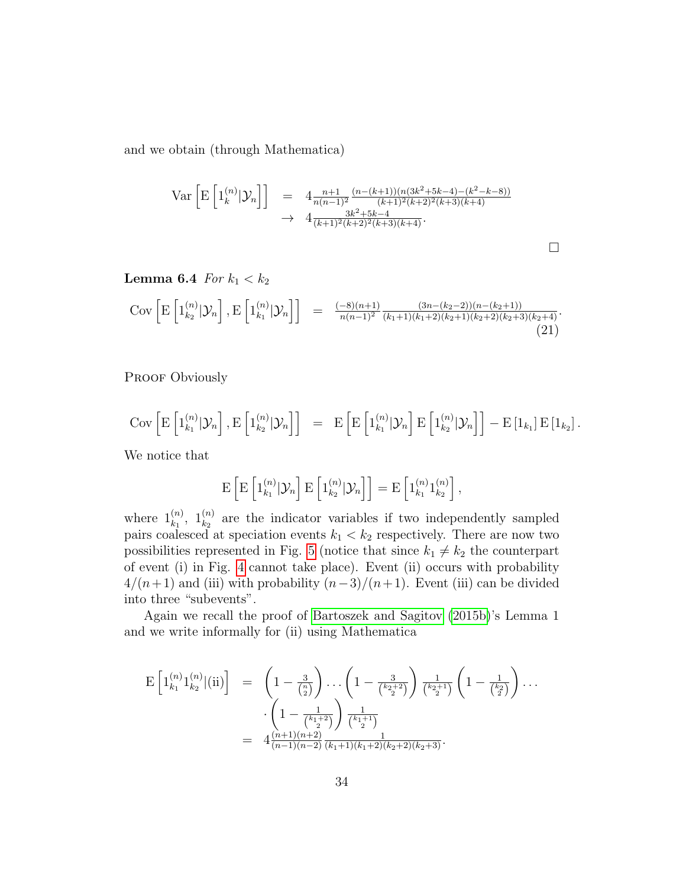and we obtain (through Mathematica)

$$
\begin{array}{rcl}
\mathrm{Var}\left[\mathrm{E}\left[1_{k}^{(n)}|\mathcal{Y}_n\right]\right] & = & 4\frac{n+1}{n(n-1)^2}\frac{(n-(k+1))(n(3k^2+5k-4)-(k^2-k-8))}{(k+1)^2(k+2)^2(k+3)(k+4)} \\
& \to & 4\frac{3k^2+5k-4}{(k+1)^2(k+2)^2(k+3)(k+4)}.
\end{array}
$$

□

**Lemma 6.4** *For* $k_1 < k_2$

$$
\mathrm{Cov}\left[\mathrm{E}\left[1_{k_2}^{(n)}|\mathcal{Y}_n\right],\mathrm{E}\left[1_{k_1}^{(n)}|\mathcal{Y}_n\right]\right] = \frac{(-8)(n+1)}{n(n-1)^2}\frac{(3n-(k_2-2))(n-(k_2+1))}{(k_1+1)(k_1+2)(k_2+1)(k_2+2)(k_2+3)(k_2+4)}. \tag{21}
$$

Proof Obviously

$$
\mathrm{Cov}\left[\mathrm{E}\left[1_{k_1}^{(n)}|\mathcal{Y}_n\right],\mathrm{E}\left[1_{k_2}^{(n)}|\mathcal{Y}_n\right]\right] = \mathrm{E}\left[\mathrm{E}\left[1_{k_1}^{(n)}|\mathcal{Y}_n\right]\mathrm{E}\left[1_{k_2}^{(n)}|\mathcal{Y}_n\right]\right] - \mathrm{E}\left[1_{k_1}\right]\mathrm{E}\left[1_{k_2}\right].
$$

We notice that

$$
\mathrm{E}\left[\mathrm{E}\left[1_{k_1}^{(n)}|\mathcal{Y}_n\right]\mathrm{E}\left[1_{k_2}^{(n)}|\mathcal{Y}_n\right]\right] = \mathrm{E}\left[1_{k_1}^{(n)}1_{k_2}^{(n)}\right],
$$

where $1_{k_1}^{(n)}$, $1_{k_2}^{(n)}$ are the indicator variables if two independently sampled pairs coalesced at speciation events $k_1 < k_2$ respectively. There are now two possibilities represented in Fig. 5 (notice that since $k_1 \neq k_2$ the counterpart of event (i) in Fig. 4 cannot take place). Event (ii) occurs with probability $4/(n+1)$ and (iii) with probability $(n-3)/(n+1)$. Event (iii) can be divided into three "subevents".

Again we recall the proof of Bartoszek and Sagitov (2015b)'s Lemma 1 and we write informally for (ii) using Mathematica

$$
\begin{array}{rcl}
\mathrm{E}\left[1_{k_1}^{(n)}1_{k_2}^{(n)}|(\mathrm{ii})\right] & = & \left(1-\frac{3}{\binom{n}{2}}\right)\ldots\left(1-\frac{3}{\binom{k_2+2}{2}}\right)\frac{1}{\binom{k_2+1}{2}}\left(1-\frac{1}{\binom{k_2}{2}}\right)\ldots \\
& & \cdot\left(1-\frac{1}{\binom{k_1+2}{2}}\right)\frac{1}{\binom{k_1+1}{2}} \\
& = & 4\frac{(n+1)(n+2)}{(n-1)(n-2)}\frac{1}{(k_1+1)(k_1+2)(k_2+2)(k_2+3)}.
\end{array}
$$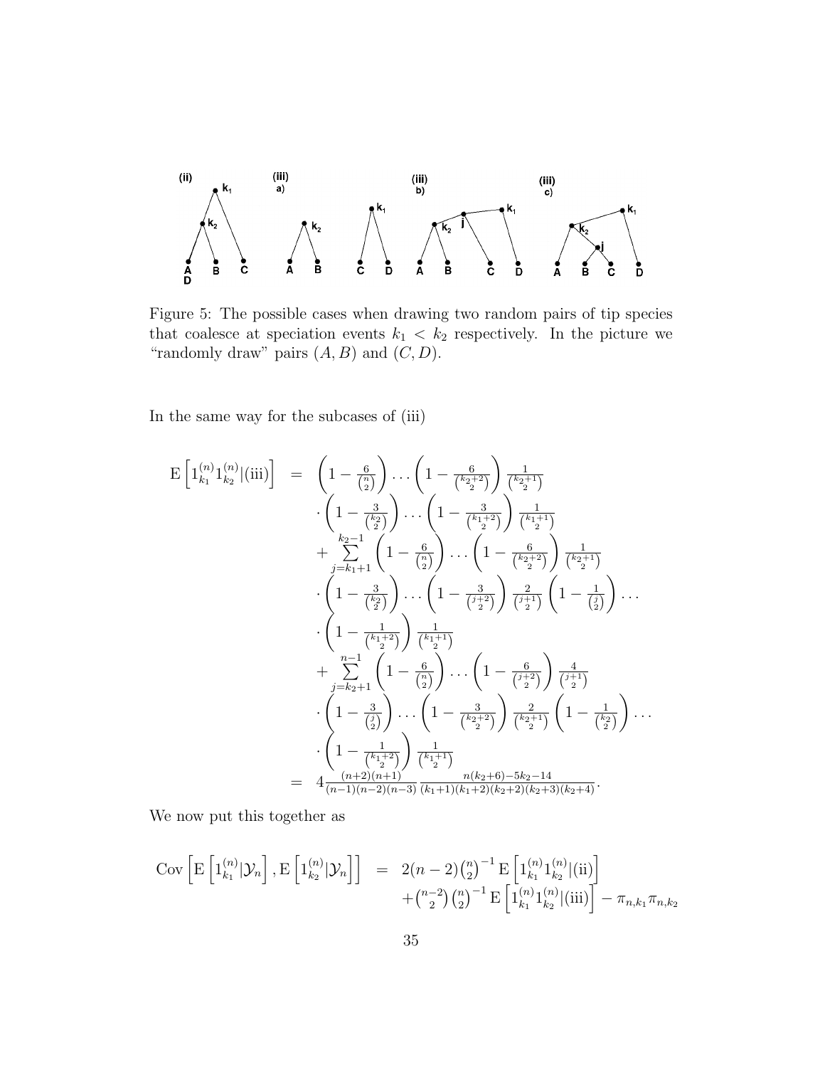Figure 5: The possible cases when drawing two random pairs of tip species that coalesce at speciation events $k_1 < k_2$ respectively. In the picture we "randomly draw" pairs $(A, B)$ and $(C, D)$.

In the same way for the subcases of (iii)

$$
\begin{aligned}
\mathrm{E}\left[1_{k_1}^{(n)} 1_{k_2}^{(n)} | \text{(iii)}\right] = & \left(1-\frac{6}{\binom{n}{2}}\right) \cdots \left(1-\frac{6}{\binom{k_2+2}{2}}\right) \frac{1}{\binom{k_2+1}{2}} \\
& \cdot \left(1-\frac{3}{\binom{k_2}{2}}\right) \cdots \left(1-\frac{3}{\binom{k_1+2}{2}}\right) \frac{1}{\binom{k_1+1}{2}} \\
& + \sum_{j=k_1+1}^{k_2-1} \left(1-\frac{6}{\binom{n}{2}}\right) \cdots \left(1-\frac{6}{\binom{k_2+2}{2}}\right) \frac{1}{\binom{k_2+1}{2}} \\
& \cdot \left(1-\frac{3}{\binom{k_2}{2}}\right) \cdots \left(1-\frac{3}{\binom{j+2}{2}}\right) \frac{2}{\binom{j+1}{2}} \left(1-\frac{1}{\binom{j}{2}}\right) \cdots \\
& \cdot \left(1-\frac{1}{\binom{k_1+2}{2}}\right) \frac{1}{\binom{k_1+1}{2}} \\
& + \sum_{j=k_2+1}^{n-1} \left(1-\frac{6}{\binom{n}{2}}\right) \cdots \left(1-\frac{6}{\binom{j+2}{2}}\right) \frac{4}{\binom{j+1}{2}} \\
& \cdot \left(1-\frac{3}{\binom{j}{2}}\right) \cdots \left(1-\frac{3}{\binom{k_2+2}{2}}\right) \frac{2}{\binom{k_2+1}{2}} \left(1-\frac{1}{\binom{k_2}{2}}\right) \cdots \\
& \cdot \left(1-\frac{1}{\binom{k_1+2}{2}}\right) \frac{1}{\binom{k_1+1}{2}} \\
= & \; 4\frac{(n+2)(n+1)}{(n-1)(n-2)(n-3)} \frac{n(k_2+6)-5k_2-14}{(k_1+1)(k_1+2)(k_2+2)(k_2+3)(k_2+4)}.
\end{aligned}
$$

We now put this together as

$$
\begin{aligned}
\mathrm{Cov}\left[\mathrm{E}\left[1_{k_1}^{(n)} | \mathcal{Y}_n\right], \mathrm{E}\left[1_{k_2}^{(n)} | \mathcal{Y}_n\right]\right] = & \; 2(n-2)\binom{n}{2}^{-1} \mathrm{E}\left[1_{k_1}^{(n)} 1_{k_2}^{(n)} | \text{(ii)}\right] \\
& + \binom{n-2}{2}\binom{n}{2}^{-1} \mathrm{E}\left[1_{k_1}^{(n)} 1_{k_2}^{(n)} | \text{(iii)}\right] - \pi_{n,k_1}\pi_{n,k_2}
\end{aligned}
$$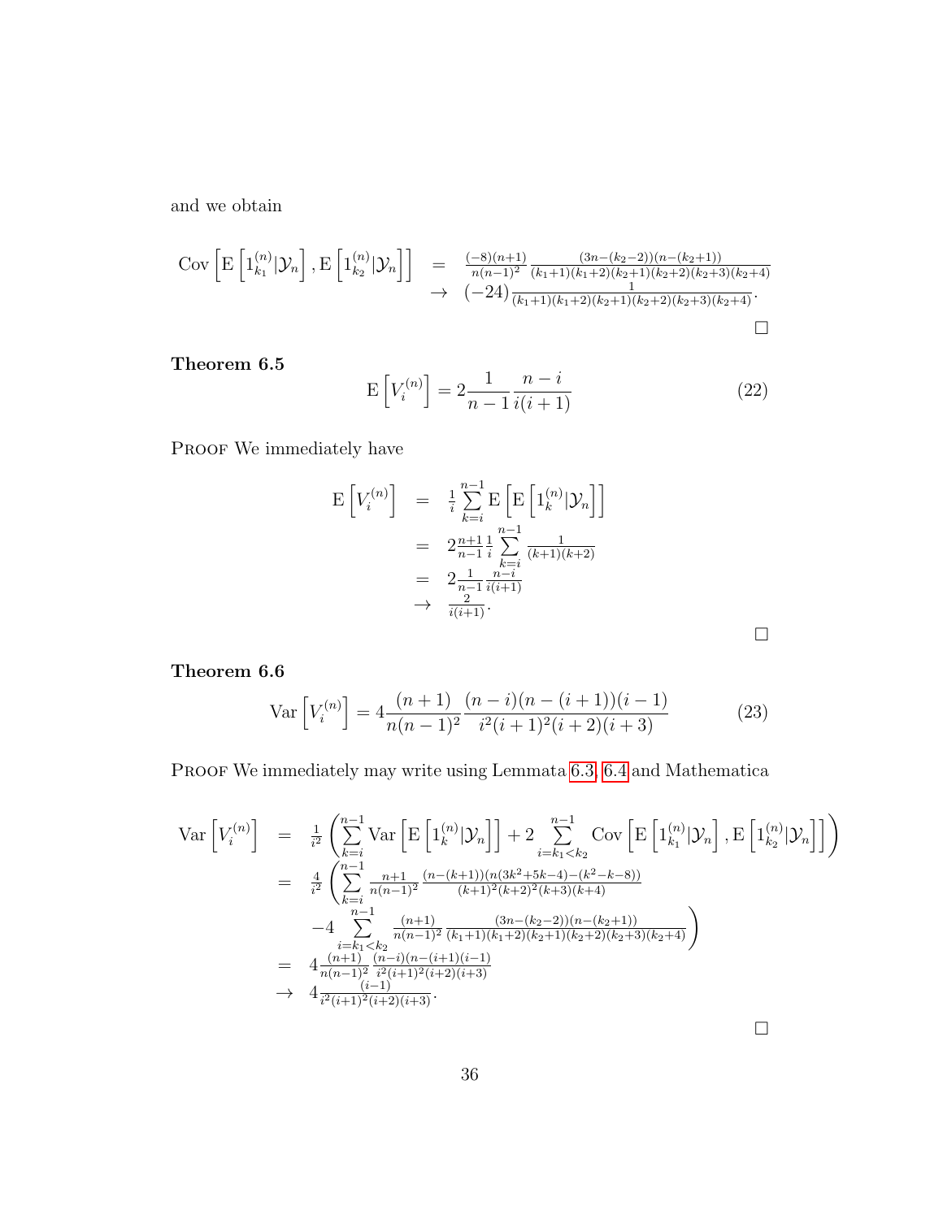and we obtain

$$
\begin{array}{rcl}
\mathrm{Cov}\left[\mathrm{E}\left[1_{k_1}^{(n)}|\mathcal{Y}_n\right], \mathrm{E}\left[1_{k_2}^{(n)}|\mathcal{Y}_n\right]\right] & = & \frac{(-8)(n+1)}{n(n-1)^2}\frac{(3n-(k_2-2))(n-(k_2+1))}{(k_1+1)(k_1+2)(k_2+1)(k_2+2)(k_2+3)(k_2+4)} \\
& \to & (-24)\frac{1}{(k_1+1)(k_1+2)(k_2+1)(k_2+2)(k_2+3)(k_2+4)}.
\end{array}
$$

$\square$

**Theorem 6.5**

$$
\mathrm{E}\left[V_i^{(n)}\right] = 2\frac{1}{n-1}\frac{n-i}{i(i+1)} \tag{22}
$$

Proof We immediately have

$$
\begin{array}{rcl}
\mathrm{E}\left[V_i^{(n)}\right] & = & \frac{1}{i}\sum\limits_{k=i}^{n-1}\mathrm{E}\left[\mathrm{E}\left[1_k^{(n)}|\mathcal{Y}_n\right]\right] \\
& = & 2\frac{n+1}{n-1}\frac{1}{i}\sum\limits_{k=i}^{n-1}\frac{1}{(k+1)(k+2)} \\
& = & 2\frac{1}{n-1}\frac{n-i}{i(i+1)} \\
& \to & \frac{2}{i(i+1)}.
\end{array}
$$

$\square$

**Theorem 6.6**

$$
\mathrm{Var}\left[V_i^{(n)}\right] = 4\frac{(n+1)}{n(n-1)^2}\frac{(n-i)(n-(i+1))(i-1)}{i^2(i+1)^2(i+2)(i+3)} \tag{23}
$$

Proof We immediately may write using Lemmata 6.3, 6.4 and Mathematica

$$
\begin{array}{rcl}
\mathrm{Var}\left[V_i^{(n)}\right] & = & \frac{1}{i^2}\left(\sum\limits_{k=i}^{n-1}\mathrm{Var}\left[\mathrm{E}\left[1_k^{(n)}|\mathcal{Y}_n\right]\right] + 2\sum\limits_{i=k_1<k_2}^{n-1}\mathrm{Cov}\left[\mathrm{E}\left[1_{k_1}^{(n)}|\mathcal{Y}_n\right], \mathrm{E}\left[1_{k_2}^{(n)}|\mathcal{Y}_n\right]\right]\right) \\
& = & \frac{4}{i^2}\left(\sum\limits_{k=i}^{n-1}\frac{n+1}{n(n-1)^2}\frac{(n-(k+1))(n(3k^2+5k-4)-(k^2-k-8))}{(k+1)^2(k+2)^2(k+3)(k+4)}\right. \\
& & \left. -4\sum\limits_{i=k_1<k_2}^{n-1}\frac{(n+1)}{n(n-1)^2}\frac{(3n-(k_2-2))(n-(k_2+1))}{(k_1+1)(k_1+2)(k_2+1)(k_2+2)(k_2+3)(k_2+4)}\right) \\
& = & 4\frac{(n+1)}{n(n-1)^2}\frac{(n-i)(n-(i+1)(i-1)}{i^2(i+1)^2(i+2)(i+3)} \\
& \to & 4\frac{(i-1)}{i^2(i+1)^2(i+2)(i+3)}.
\end{array}
$$

$\square$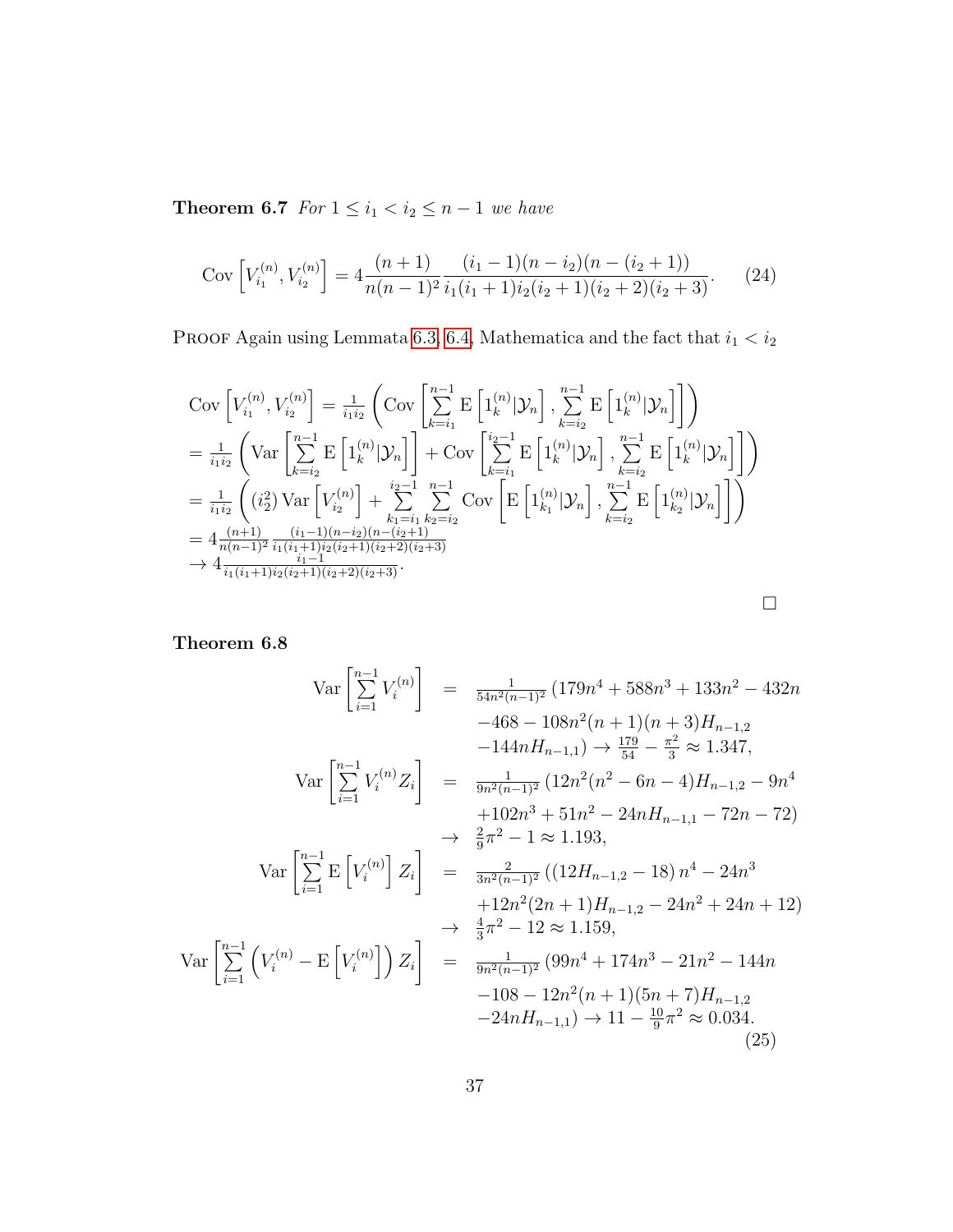**Theorem 6.7** *For $1 \le i_1 < i_2 \le n-1$ we have*

$$\operatorname{Cov}\left[V_{i_1}^{(n)}, V_{i_2}^{(n)}\right] = 4\frac{(n+1)}{n(n-1)^2}\frac{(i_1-1)(n-i_2)(n-(i_2+1))}{i_1(i_1+1)i_2(i_2+1)(i_2+2)(i_2+3)}. \tag{24}$$

Proof Again using Lemmata 6.3, 6.4, Mathematica and the fact that $i_1 < i_2$

$$\begin{aligned}
&\operatorname{Cov}\left[V_{i_1}^{(n)}, V_{i_2}^{(n)}\right] = \tfrac{1}{i_1 i_2}\left(\operatorname{Cov}\left[\sum_{k=i_1}^{n-1} \operatorname{E}\left[1_k^{(n)}|\mathcal{Y}_n\right], \sum_{k=i_2}^{n-1} \operatorname{E}\left[1_k^{(n)}|\mathcal{Y}_n\right]\right]\right) \\
&= \tfrac{1}{i_1 i_2}\left(\operatorname{Var}\left[\sum_{k=i_2}^{n-1} \operatorname{E}\left[1_k^{(n)}|\mathcal{Y}_n\right]\right] + \operatorname{Cov}\left[\sum_{k=i_1}^{i_2-1} \operatorname{E}\left[1_k^{(n)}|\mathcal{Y}_n\right], \sum_{k=i_2}^{n-1} \operatorname{E}\left[1_k^{(n)}|\mathcal{Y}_n\right]\right]\right) \\
&= \tfrac{1}{i_1 i_2}\left((i_2^2)\operatorname{Var}\left[V_{i_2}^{(n)}\right] + \sum_{k_1=i_1}^{i_2-1}\sum_{k_2=i_2}^{n-1} \operatorname{Cov}\left[\operatorname{E}\left[1_{k_1}^{(n)}|\mathcal{Y}_n\right], \sum_{k=i_2}^{n-1} \operatorname{E}\left[1_{k_2}^{(n)}|\mathcal{Y}_n\right]\right]\right) \\
&= 4\tfrac{(n+1)}{n(n-1)^2}\tfrac{(i_1-1)(n-i_2)(n-(i_2+1))}{i_1(i_1+1)i_2(i_2+1)(i_2+2)(i_2+3)} \\
&\to 4\tfrac{i_1-1}{i_1(i_1+1)i_2(i_2+1)(i_2+2)(i_2+3)}.
\end{aligned}$$

□

**Theorem 6.8**

$$\begin{aligned}
\operatorname{Var}\left[\sum_{i=1}^{n-1} V_i^{(n)}\right] &= \tfrac{1}{54n^2(n-1)^2}\left(179n^4 + 588n^3 + 133n^2 - 432n\right. \\
&\quad -468 - 108n^2(n+1)(n+3)H_{n-1,2} \\
&\quad \left.-144nH_{n-1,1}\right) \to \tfrac{179}{54} - \tfrac{\pi^2}{3} \approx 1.347, \\
\operatorname{Var}\left[\sum_{i=1}^{n-1} V_i^{(n)} Z_i\right] &= \tfrac{1}{9n^2(n-1)^2}\left(12n^2(n^2-6n-4)H_{n-1,2} - 9n^4\right. \\
&\quad \left.+102n^3 + 51n^2 - 24nH_{n-1,1} - 72n - 72\right) \\
&\to \tfrac{2}{9}\pi^2 - 1 \approx 1.193, \\
\operatorname{Var}\left[\sum_{i=1}^{n-1} \operatorname{E}\left[V_i^{(n)}\right] Z_i\right] &= \tfrac{2}{3n^2(n-1)^2}\left((12H_{n-1,2} - 18)\,n^4 - 24n^3\right. \\
&\quad \left.+12n^2(2n+1)H_{n-1,2} - 24n^2 + 24n + 12\right) \\
&\to \tfrac{4}{3}\pi^2 - 12 \approx 1.159, \\
\operatorname{Var}\left[\sum_{i=1}^{n-1}\left(V_i^{(n)} - \operatorname{E}\left[V_i^{(n)}\right]\right) Z_i\right] &= \tfrac{1}{9n^2(n-1)^2}\left(99n^4 + 174n^3 - 21n^2 - 144n\right. \\
&\quad -108 - 12n^2(n+1)(5n+7)H_{n-1,2} \\
&\quad \left.-24nH_{n-1,1}\right) \to 11 - \tfrac{10}{9}\pi^2 \approx 0.034.
\end{aligned} \tag{25}$$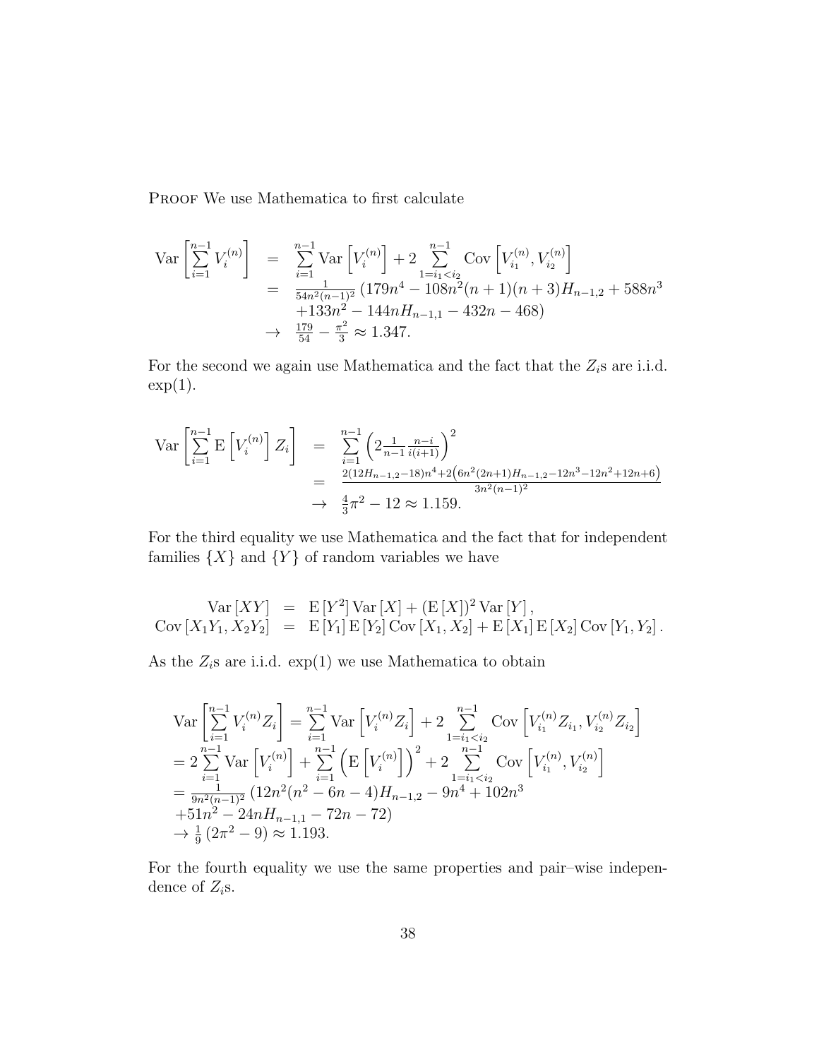PROOF We use Mathematica to first calculate

$$
\begin{aligned}
\operatorname{Var}\left[\sum_{i=1}^{n-1} V_i^{(n)}\right] &= \sum_{i=1}^{n-1} \operatorname{Var}\left[V_i^{(n)}\right] + 2\sum_{1=i_1<i_2}^{n-1} \operatorname{Cov}\left[V_{i_1}^{(n)}, V_{i_2}^{(n)}\right] \\
&= \frac{1}{54n^2(n-1)^2}\left(179n^4 - 108n^2(n+1)(n+3)H_{n-1,2} + 588n^3\right. \\
&\quad \left. +133n^2 - 144nH_{n-1,1} - 432n - 468\right) \\
&\to \frac{179}{54} - \frac{\pi^2}{3} \approx 1.347.
\end{aligned}
$$

For the second we again use Mathematica and the fact that the $Z_i$s are i.i.d. $\exp(1)$.

$$
\begin{aligned}
\operatorname{Var}\left[\sum_{i=1}^{n-1} \operatorname{E}\left[V_i^{(n)}\right] Z_i\right] &= \sum_{i=1}^{n-1}\left(2\frac{1}{n-1}\frac{n-i}{i(i+1)}\right)^2 \\
&= \frac{2(12H_{n-1,2}-18)n^4 + 2\left(6n^2(2n+1)H_{n-1,2} - 12n^3 - 12n^2 + 12n + 6\right)}{3n^2(n-1)^2} \\
&\to \frac{4}{3}\pi^2 - 12 \approx 1.159.
\end{aligned}
$$

For the third equality we use Mathematica and the fact that for independent families $\{X\}$ and $\{Y\}$ of random variables we have

$$
\begin{aligned}
\operatorname{Var}[XY] &= \operatorname{E}[Y^2]\operatorname{Var}[X] + (\operatorname{E}[X])^2 \operatorname{Var}[Y], \\
\operatorname{Cov}[X_1Y_1, X_2Y_2] &= \operatorname{E}[Y_1]\operatorname{E}[Y_2]\operatorname{Cov}[X_1, X_2] + \operatorname{E}[X_1]\operatorname{E}[X_2]\operatorname{Cov}[Y_1, Y_2].
\end{aligned}
$$

As the $Z_i$s are i.i.d. $\exp(1)$ we use Mathematica to obtain

$$
\begin{aligned}
&\operatorname{Var}\left[\sum_{i=1}^{n-1} V_i^{(n)} Z_i\right] = \sum_{i=1}^{n-1} \operatorname{Var}\left[V_i^{(n)} Z_i\right] + 2\sum_{1=i_1<i_2}^{n-1} \operatorname{Cov}\left[V_{i_1}^{(n)} Z_{i_1}, V_{i_2}^{(n)} Z_{i_2}\right] \\
&= 2\sum_{i=1}^{n-1} \operatorname{Var}\left[V_i^{(n)}\right] + \sum_{i=1}^{n-1}\left(\operatorname{E}\left[V_i^{(n)}\right]\right)^2 + 2\sum_{1=i_1<i_2}^{n-1} \operatorname{Cov}\left[V_{i_1}^{(n)}, V_{i_2}^{(n)}\right] \\
&= \frac{1}{9n^2(n-1)^2}\left(12n^2(n^2-6n-4)H_{n-1,2} - 9n^4 + 102n^3\right. \\
&\quad \left. +51n^2 - 24nH_{n-1,1} - 72n - 72\right) \\
&\to \frac{1}{9}\left(2\pi^2 - 9\right) \approx 1.193.
\end{aligned}
$$

For the fourth equality we use the same properties and pair–wise independence of $Z_i$s.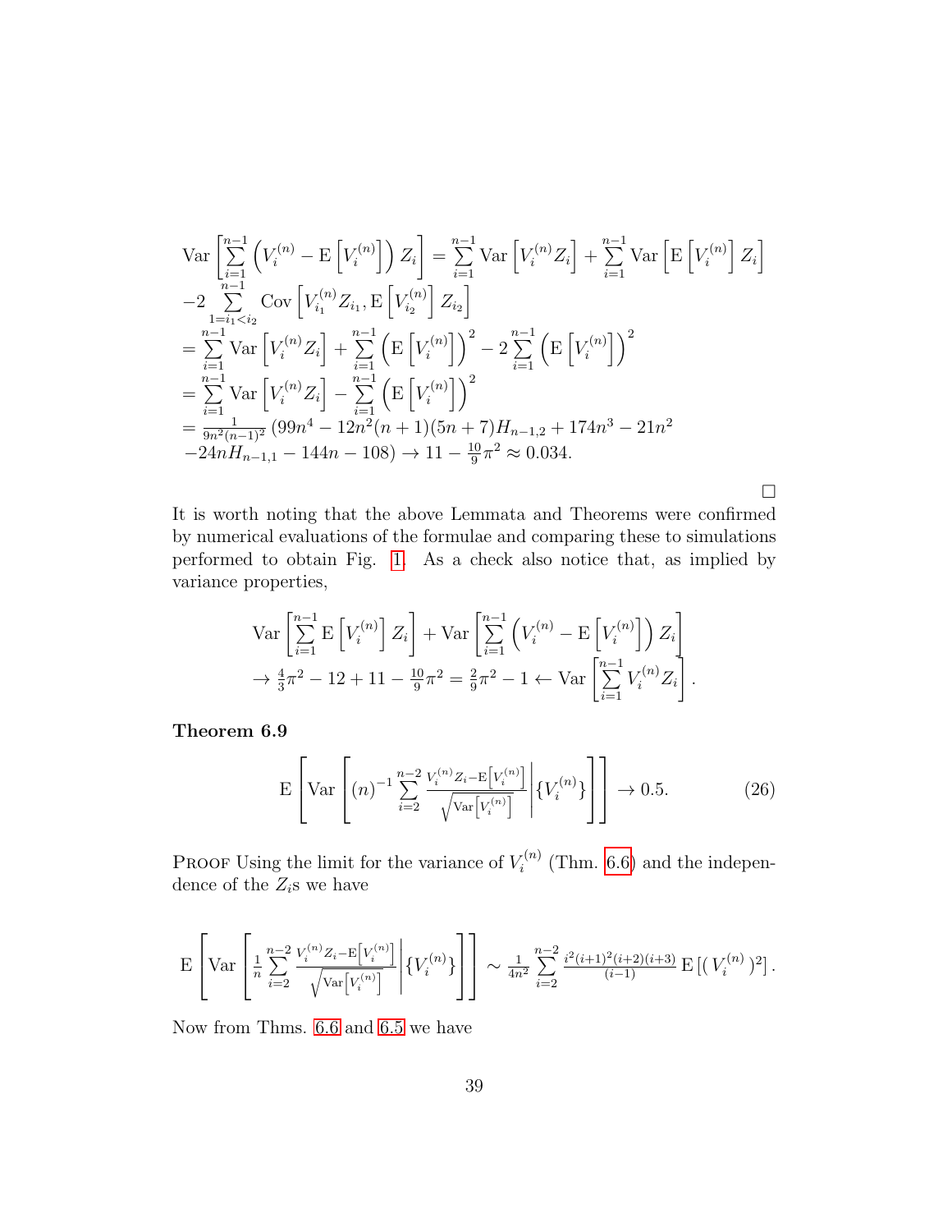$$
\begin{aligned}
&\mathrm{Var}\left[\sum_{i=1}^{n-1}\left(V_i^{(n)}-\mathrm{E}\left[V_i^{(n)}\right]\right)Z_i\right]=\sum_{i=1}^{n-1}\mathrm{Var}\left[V_i^{(n)}Z_i\right]+\sum_{i=1}^{n-1}\mathrm{Var}\left[\mathrm{E}\left[V_i^{(n)}\right]Z_i\right]\\
&-2\sum_{1=i_1<i_2}^{n-1}\mathrm{Cov}\left[V_{i_1}^{(n)}Z_{i_1},\mathrm{E}\left[V_{i_2}^{(n)}\right]Z_{i_2}\right]\\
&=\sum_{i=1}^{n-1}\mathrm{Var}\left[V_i^{(n)}Z_i\right]+\sum_{i=1}^{n-1}\left(\mathrm{E}\left[V_i^{(n)}\right]\right)^2-2\sum_{i=1}^{n-1}\left(\mathrm{E}\left[V_i^{(n)}\right]\right)^2\\
&=\sum_{i=1}^{n-1}\mathrm{Var}\left[V_i^{(n)}Z_i\right]-\sum_{i=1}^{n-1}\left(\mathrm{E}\left[V_i^{(n)}\right]\right)^2\\
&=\frac{1}{9n^2(n-1)^2}\left(99n^4-12n^2(n+1)(5n+7)H_{n-1,2}+174n^3-21n^2\right.\\
&\left.-24nH_{n-1,1}-144n-108\right)\to 11-\frac{10}{9}\pi^2\approx 0.034.
\end{aligned}
$$

□

It is worth noting that the above Lemmata and Theorems were confirmed by numerical evaluations of the formulae and comparing these to simulations performed to obtain Fig. 1. As a check also notice that, as implied by variance properties,

$$
\begin{aligned}
&\mathrm{Var}\left[\sum_{i=1}^{n-1}\mathrm{E}\left[V_i^{(n)}\right]Z_i\right]+\mathrm{Var}\left[\sum_{i=1}^{n-1}\left(V_i^{(n)}-\mathrm{E}\left[V_i^{(n)}\right]\right)Z_i\right]\\
&\to\frac{4}{3}\pi^2-12+11-\frac{10}{9}\pi^2=\frac{2}{9}\pi^2-1\leftarrow\mathrm{Var}\left[\sum_{i=1}^{n-1}V_i^{(n)}Z_i\right].
\end{aligned}
$$

**Theorem 6.9**

$$
\mathrm{E}\left[\mathrm{Var}\left[(n)^{-1}\sum_{i=2}^{n-2}\frac{V_i^{(n)}Z_i-\mathrm{E}\left[V_i^{(n)}\right]}{\sqrt{\mathrm{Var}\left[V_i^{(n)}\right]}}\middle|\{V_i^{(n)}\}\right]\right]\to 0.5. \tag{26}
$$

PROOF Using the limit for the variance of $V_i^{(n)}$ (Thm. 6.6) and the independence of the $Z_i$s we have

$$
\mathrm{E}\left[\mathrm{Var}\left[\frac{1}{n}\sum_{i=2}^{n-2}\frac{V_i^{(n)}Z_i-\mathrm{E}\left[V_i^{(n)}\right]}{\sqrt{\mathrm{Var}\left[V_i^{(n)}\right]}}\middle|\{V_i^{(n)}\}\right]\right]\sim\frac{1}{4n^2}\sum_{i=2}^{n-2}\frac{i^2(i+1)^2(i+2)(i+3)}{(i-1)}\mathrm{E}\left[(\,V_i^{(n)}\,)^2\right].
$$

Now from Thms. 6.6 and 6.5 we have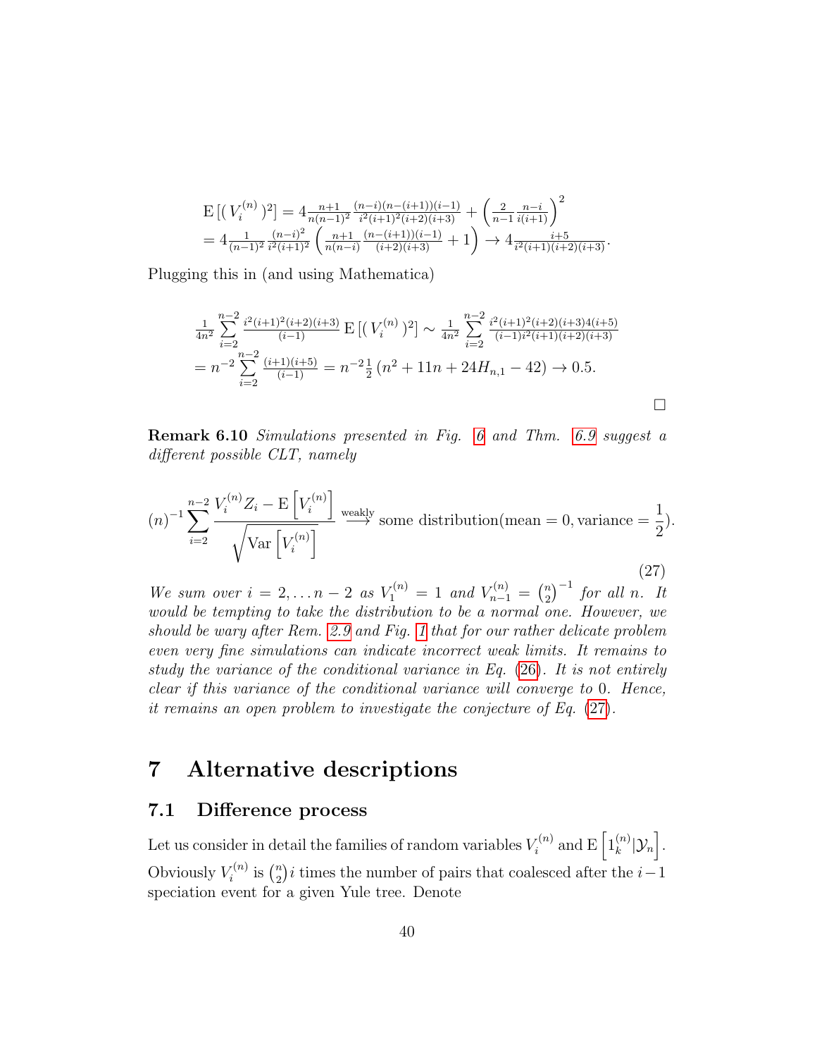$$
\begin{array}{l}
\mathrm{E}\left[( V_i^{(n)} )^2\right] = 4\frac{n+1}{n(n-1)^2}\frac{(n-i)(n-(i+1))(i-1)}{i^2(i+1)^2(i+2)(i+3)} + \left(\frac{2}{n-1}\frac{n-i}{i(i+1)}\right)^2 \\
= 4\frac{1}{(n-1)^2}\frac{(n-i)^2}{i^2(i+1)^2}\left(\frac{n+1}{n(n-i)}\frac{(n-(i+1))(i-1)}{(i+2)(i+3)} + 1\right) \to 4\frac{i+5}{i^2(i+1)(i+2)(i+3)}.
\end{array}
$$

Plugging this in (and using Mathematica)

$$
\begin{array}{l}
\frac{1}{4n^2}\sum\limits_{i=2}^{n-2}\frac{i^2(i+1)^2(i+2)(i+3)}{(i-1)}\mathrm{E}\left[( V_i^{(n)} )^2\right] \sim \frac{1}{4n^2}\sum\limits_{i=2}^{n-2}\frac{i^2(i+1)^2(i+2)(i+3)4(i+5)}{(i-1)i^2(i+1)(i+2)(i+3)} \\
= n^{-2}\sum\limits_{i=2}^{n-2}\frac{(i+1)(i+5)}{(i-1)} = n^{-2}\frac{1}{2}\left(n^2+11n+24H_{n,1}-42\right) \to 0.5.
\end{array}
$$

□

**Remark 6.10** *Simulations presented in Fig. 6 and Thm. 6.9 suggest a different possible CLT, namely*

$$
(n)^{-1}\sum_{i=2}^{n-2}\frac{V_i^{(n)}Z_i - \mathrm{E}\left[V_i^{(n)}\right]}{\sqrt{\mathrm{Var}\left[V_i^{(n)}\right]}} \xrightarrow{\text{weakly}} \text{some distribution}(\text{mean}=0, \text{variance}=\frac{1}{2}). \tag{27}
$$

*We sum over $i = 2, \ldots n-2$ as $V_1^{(n)} = 1$ and $V_{n-1}^{(n)} = \binom{n}{2}^{-1}$ for all $n$. It would be tempting to take the distribution to be a normal one. However, we should be wary after Rem. 2.9 and Fig. 1 that for our rather delicate problem even very fine simulations can indicate incorrect weak limits. It remains to study the variance of the conditional variance in Eq. (26). It is not entirely clear if this variance of the conditional variance will converge to 0. Hence, it remains an open problem to investigate the conjecture of Eq. (27).*

# 7 Alternative descriptions

## 7.1 Difference process

Let us consider in detail the families of random variables $V_i^{(n)}$ and $\mathrm{E}\left[1_k^{(n)}|\mathcal{Y}_n\right]$. Obviously $V_i^{(n)}$ is $\binom{n}{2}i$ times the number of pairs that coalesced after the $i-1$ speciation event for a given Yule tree. Denote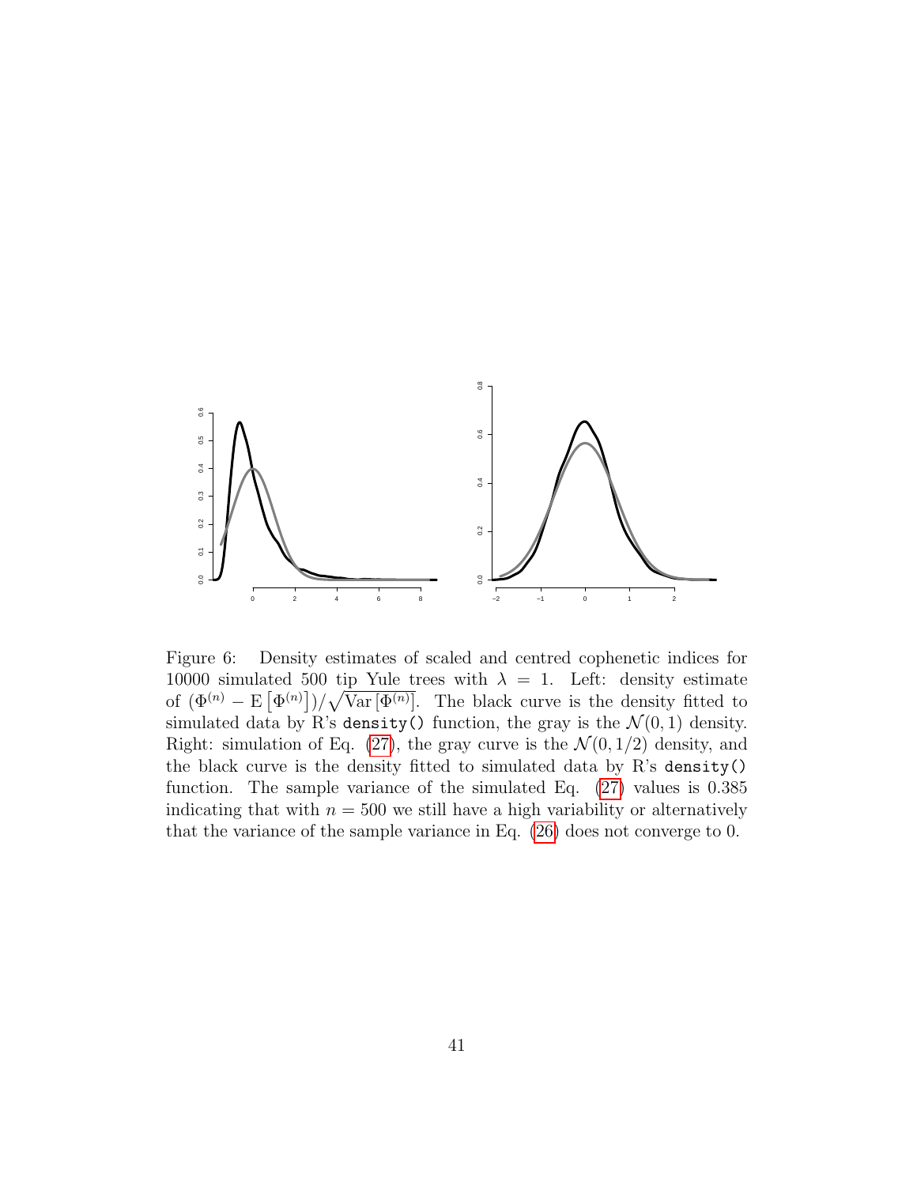Figure 6: Density estimates of scaled and centred cophenetic indices for 10000 simulated 500 tip Yule trees with $\lambda = 1$. Left: density estimate of $(\Phi^{(n)} - \mathrm{E}\left[\Phi^{(n)}\right])/\sqrt{\mathrm{Var}\left[\Phi^{(n)}\right]}$. The black curve is the density fitted to simulated data by R's `density()` function, the gray is the $\mathcal{N}(0, 1)$ density. Right: simulation of Eq. (27), the gray curve is the $\mathcal{N}(0, 1/2)$ density, and the black curve is the density fitted to simulated data by R's `density()` function. The sample variance of the simulated Eq. (27) values is 0.385 indicating that with $n = 500$ we still have a high variability or alternatively that the variance of the sample variance in Eq. (26) does not converge to 0.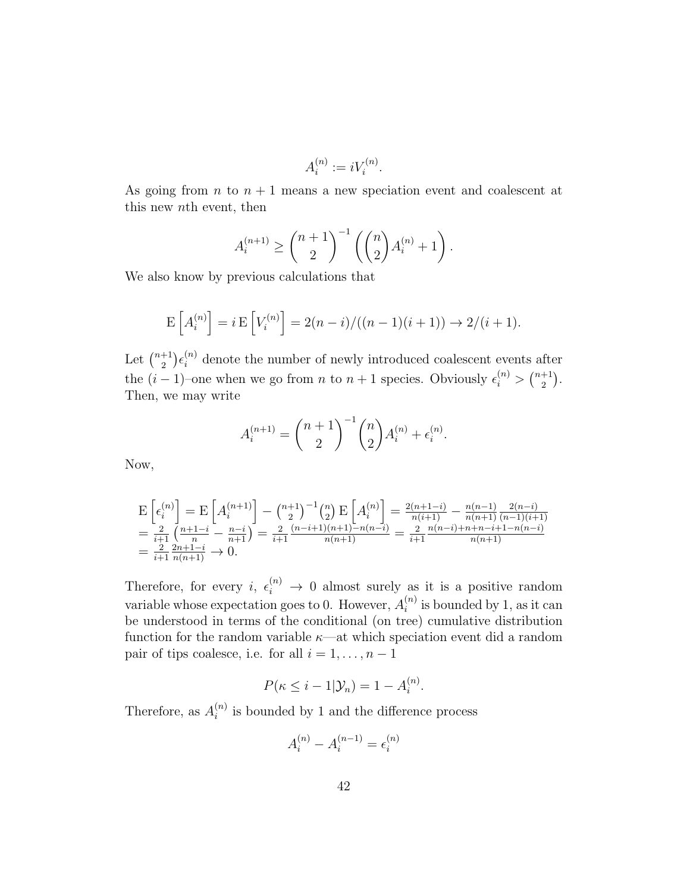$$A_i^{(n)} := iV_i^{(n)}.$$

As going from $n$ to $n+1$ means a new speciation event and coalescent at this new $n$th event, then

$$A_i^{(n+1)} \geq \binom{n+1}{2}^{-1} \left( \binom{n}{2} A_i^{(n)} + 1 \right).$$

We also know by previous calculations that

$$\mathrm{E}\left[A_i^{(n)}\right] = i\,\mathrm{E}\left[V_i^{(n)}\right] = 2(n-i)/((n-1)(i+1)) \to 2/(i+1).$$

Let $\binom{n+1}{2}\epsilon_i^{(n)}$ denote the number of newly introduced coalescent events after the $(i-1)$–one when we go from $n$ to $n+1$ species. Obviously $\epsilon_i^{(n)} > \binom{n+1}{2}$. Then, we may write

$$A_i^{(n+1)} = \binom{n+1}{2}^{-1} \binom{n}{2} A_i^{(n)} + \epsilon_i^{(n)}.$$

Now,

$$\begin{aligned}
&\mathrm{E}\left[\epsilon_i^{(n)}\right] = \mathrm{E}\left[A_i^{(n+1)}\right] - \tbinom{n+1}{2}^{-1}\tbinom{n}{2}\mathrm{E}\left[A_i^{(n)}\right] = \tfrac{2(n+1-i)}{n(i+1)} - \tfrac{n(n-1)}{n(n+1)}\tfrac{2(n-i)}{(n-1)(i+1)} \\
&= \tfrac{2}{i+1}\left(\tfrac{n+1-i}{n} - \tfrac{n-i}{n+1}\right) = \tfrac{2}{i+1}\tfrac{(n-i+1)(n+1)-n(n-i)}{n(n+1)} = \tfrac{2}{i+1}\tfrac{n(n-i)+n+n-i+1-n(n-i)}{n(n+1)} \\
&= \tfrac{2}{i+1}\tfrac{2n+1-i}{n(n+1)} \to 0.
\end{aligned}$$

Therefore, for every $i$, $\epsilon_i^{(n)} \to 0$ almost surely as it is a positive random variable whose expectation goes to 0. However, $A_i^{(n)}$ is bounded by 1, as it can be understood in terms of the conditional (on tree) cumulative distribution function for the random variable $\kappa$—at which speciation event did a random pair of tips coalesce, i.e. for all $i = 1, \ldots, n-1$

$$P(\kappa \leq i-1 | \mathcal{Y}_n) = 1 - A_i^{(n)}.$$

Therefore, as $A_i^{(n)}$ is bounded by 1 and the difference process

$$A_i^{(n)} - A_i^{(n-1)} = \epsilon_i^{(n)}$$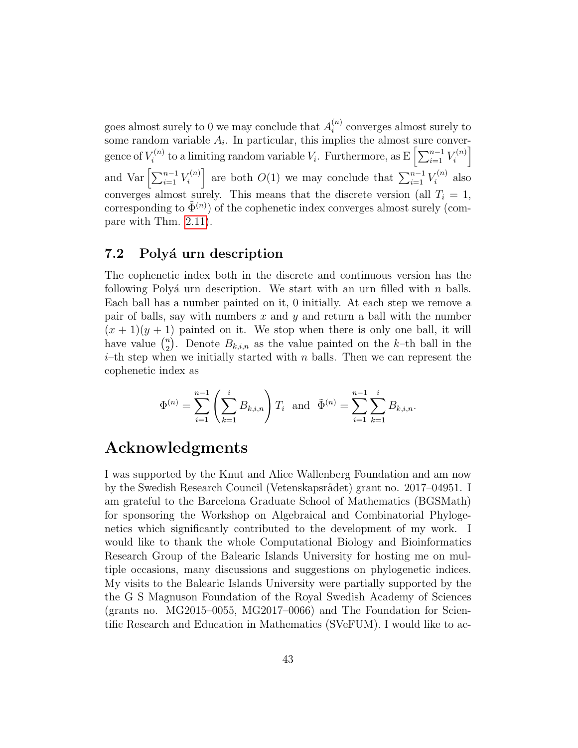goes almost surely to 0 we may conclude that $A_i^{(n)}$ converges almost surely to some random variable $A_i$. In particular, this implies the almost sure convergence of $V_i^{(n)}$ to a limiting random variable $V_i$. Furthermore, as $\mathrm{E}\left[\sum_{i=1}^{n-1} V_i^{(n)}\right]$ and $\mathrm{Var}\left[\sum_{i=1}^{n-1} V_i^{(n)}\right]$ are both $O(1)$ we may conclude that $\sum_{i=1}^{n-1} V_i^{(n)}$ also converges almost surely. This means that the discrete version (all $T_i = 1$, corresponding to $\tilde{\Phi}^{(n)}$) of the cophenetic index converges almost surely (compare with Thm. 2.11).

### 7.2 Polyá urn description

The cophenetic index both in the discrete and continuous version has the following Polyá urn description. We start with an urn filled with $n$ balls. Each ball has a number painted on it, 0 initially. At each step we remove a pair of balls, say with numbers $x$ and $y$ and return a ball with the number $(x+1)(y+1)$ painted on it. We stop when there is only one ball, it will have value $\binom{n}{2}$. Denote $B_{k,i,n}$ as the value painted on the $k$–th ball in the $i$–th step when we initially started with $n$ balls. Then we can represent the cophenetic index as

$$\Phi^{(n)} = \sum_{i=1}^{n-1} \left( \sum_{k=1}^{i} B_{k,i,n} \right) T_i \quad \text{and} \quad \tilde{\Phi}^{(n)} = \sum_{i=1}^{n-1} \sum_{k=1}^{i} B_{k,i,n}.$$

# Acknowledgments

I was supported by the Knut and Alice Wallenberg Foundation and am now by the Swedish Research Council (Vetenskapsrådet) grant no. 2017–04951. I am grateful to the Barcelona Graduate School of Mathematics (BGSMath) for sponsoring the Workshop on Algebraical and Combinatorial Phylogenetics which significantly contributed to the development of my work. I would like to thank the whole Computational Biology and Bioinformatics Research Group of the Balearic Islands University for hosting me on multiple occasions, many discussions and suggestions on phylogenetic indices. My visits to the Balearic Islands University were partially supported by the the G S Magnuson Foundation of the Royal Swedish Academy of Sciences (grants no. MG2015–0055, MG2017–0066) and The Foundation for Scientific Research and Education in Mathematics (SVeFUM). I would like to ac-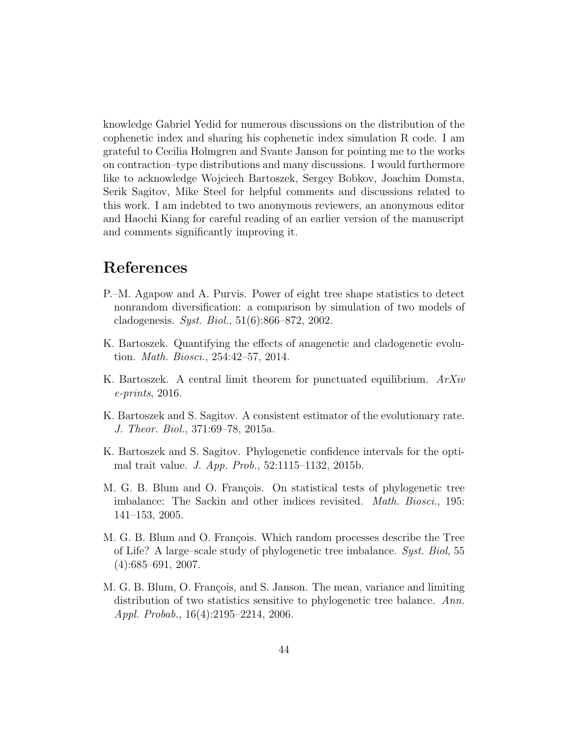knowledge Gabriel Yedid for numerous discussions on the distribution of the cophenetic index and sharing his cophenetic index simulation R code. I am grateful to Cecilia Holmgren and Svante Janson for pointing me to the works on contraction–type distributions and many discussions. I would furthermore like to acknowledge Wojciech Bartoszek, Sergey Bobkov, Joachim Domsta, Serik Sagitov, Mike Steel for helpful comments and discussions related to this work. I am indebted to two anonymous reviewers, an anonymous editor and Haochi Kiang for careful reading of an earlier version of the manuscript and comments significantly improving it.

# References

P.–M. Agapow and A. Purvis. Power of eight tree shape statistics to detect nonrandom diversification: a comparison by simulation of two models of cladogenesis. *Syst. Biol.*, 51(6):866–872, 2002.

K. Bartoszek. Quantifying the effects of anagenetic and cladogenetic evolution. *Math. Biosci.*, 254:42–57, 2014.

K. Bartoszek. A central limit theorem for punctuated equilibrium. *ArXiv e-prints*, 2016.

K. Bartoszek and S. Sagitov. A consistent estimator of the evolutionary rate. *J. Theor. Biol.*, 371:69–78, 2015a.

K. Bartoszek and S. Sagitov. Phylogenetic confidence intervals for the optimal trait value. *J. App. Prob.*, 52:1115–1132, 2015b.

M. G. B. Blum and O. François. On statistical tests of phylogenetic tree imbalance: The Sackin and other indices revisited. *Math. Biosci.*, 195: 141–153, 2005.

M. G. B. Blum and O. François. Which random processes describe the Tree of Life? A large–scale study of phylogenetic tree imbalance. *Syst. Biol*, 55 (4):685–691, 2007.

M. G. B. Blum, O. François, and S. Janson. The mean, variance and limiting distribution of two statistics sensitive to phylogenetic tree balance. *Ann. Appl. Probab.*, 16(4):2195–2214, 2006.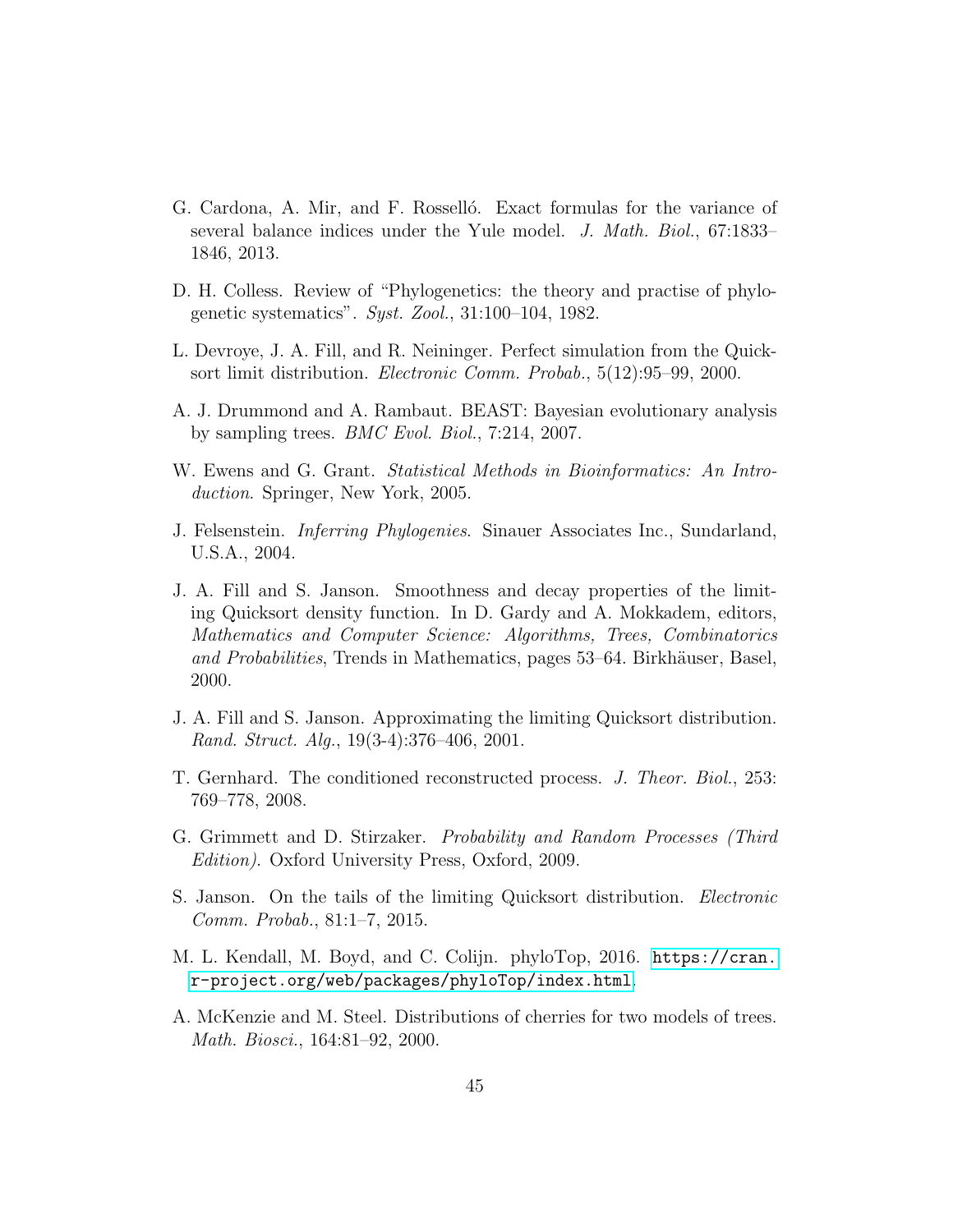G. Cardona, A. Mir, and F. Rosselló. Exact formulas for the variance of several balance indices under the Yule model. *J. Math. Biol.*, 67:1833–1846, 2013.

D. H. Colless. Review of "Phylogenetics: the theory and practise of phylogenetic systematics". *Syst. Zool.*, 31:100–104, 1982.

L. Devroye, J. A. Fill, and R. Neininger. Perfect simulation from the Quicksort limit distribution. *Electronic Comm. Probab.*, 5(12):95–99, 2000.

A. J. Drummond and A. Rambaut. BEAST: Bayesian evolutionary analysis by sampling trees. *BMC Evol. Biol.*, 7:214, 2007.

W. Ewens and G. Grant. *Statistical Methods in Bioinformatics: An Introduction*. Springer, New York, 2005.

J. Felsenstein. *Inferring Phylogenies*. Sinauer Associates Inc., Sundarland, U.S.A., 2004.

J. A. Fill and S. Janson. Smoothness and decay properties of the limiting Quicksort density function. In D. Gardy and A. Mokkadem, editors, *Mathematics and Computer Science: Algorithms, Trees, Combinatorics and Probabilities*, Trends in Mathematics, pages 53–64. Birkhäuser, Basel, 2000.

J. A. Fill and S. Janson. Approximating the limiting Quicksort distribution. *Rand. Struct. Alg.*, 19(3-4):376–406, 2001.

T. Gernhard. The conditioned reconstructed process. *J. Theor. Biol.*, 253: 769–778, 2008.

G. Grimmett and D. Stirzaker. *Probability and Random Processes (Third Edition)*. Oxford University Press, Oxford, 2009.

S. Janson. On the tails of the limiting Quicksort distribution. *Electronic Comm. Probab.*, 81:1–7, 2015.

M. L. Kendall, M. Boyd, and C. Colijn. phyloTop, 2016. https://cran.r-project.org/web/packages/phyloTop/index.html.

A. McKenzie and M. Steel. Distributions of cherries for two models of trees. *Math. Biosci.*, 164:81–92, 2000.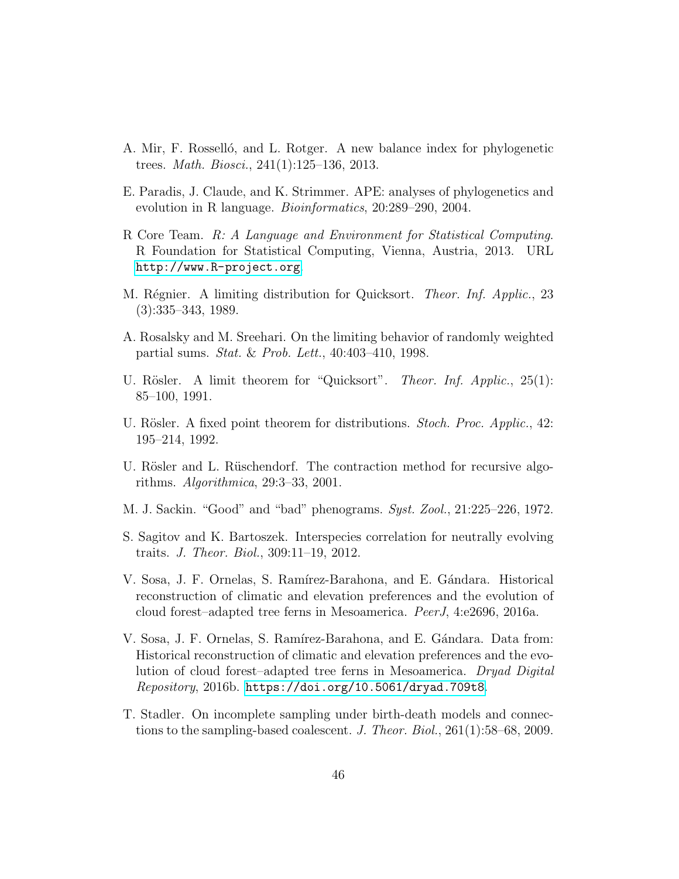A. Mir, F. Rosselló, and L. Rotger. A new balance index for phylogenetic trees. *Math. Biosci.*, 241(1):125–136, 2013.

E. Paradis, J. Claude, and K. Strimmer. APE: analyses of phylogenetics and evolution in R language. *Bioinformatics*, 20:289–290, 2004.

R Core Team. *R: A Language and Environment for Statistical Computing*. R Foundation for Statistical Computing, Vienna, Austria, 2013. URL http://www.R-project.org.

M. Régnier. A limiting distribution for Quicksort. *Theor. Inf. Applic.*, 23 (3):335–343, 1989.

A. Rosalsky and M. Sreehari. On the limiting behavior of randomly weighted partial sums. *Stat. & Prob. Lett.*, 40:403–410, 1998.

U. Rösler. A limit theorem for "Quicksort". *Theor. Inf. Applic.*, 25(1): 85–100, 1991.

U. Rösler. A fixed point theorem for distributions. *Stoch. Proc. Applic.*, 42: 195–214, 1992.

U. Rösler and L. Rüschendorf. The contraction method for recursive algorithms. *Algorithmica*, 29:3–33, 2001.

M. J. Sackin. "Good" and "bad" phenograms. *Syst. Zool.*, 21:225–226, 1972.

S. Sagitov and K. Bartoszek. Interspecies correlation for neutrally evolving traits. *J. Theor. Biol.*, 309:11–19, 2012.

V. Sosa, J. F. Ornelas, S. Ramírez-Barahona, and E. Gándara. Historical reconstruction of climatic and elevation preferences and the evolution of cloud forest–adapted tree ferns in Mesoamerica. *PeerJ*, 4:e2696, 2016a.

V. Sosa, J. F. Ornelas, S. Ramírez-Barahona, and E. Gándara. Data from: Historical reconstruction of climatic and elevation preferences and the evolution of cloud forest–adapted tree ferns in Mesoamerica. *Dryad Digital Repository*, 2016b. https://doi.org/10.5061/dryad.709t8.

T. Stadler. On incomplete sampling under birth-death models and connections to the sampling-based coalescent. *J. Theor. Biol.*, 261(1):58–68, 2009.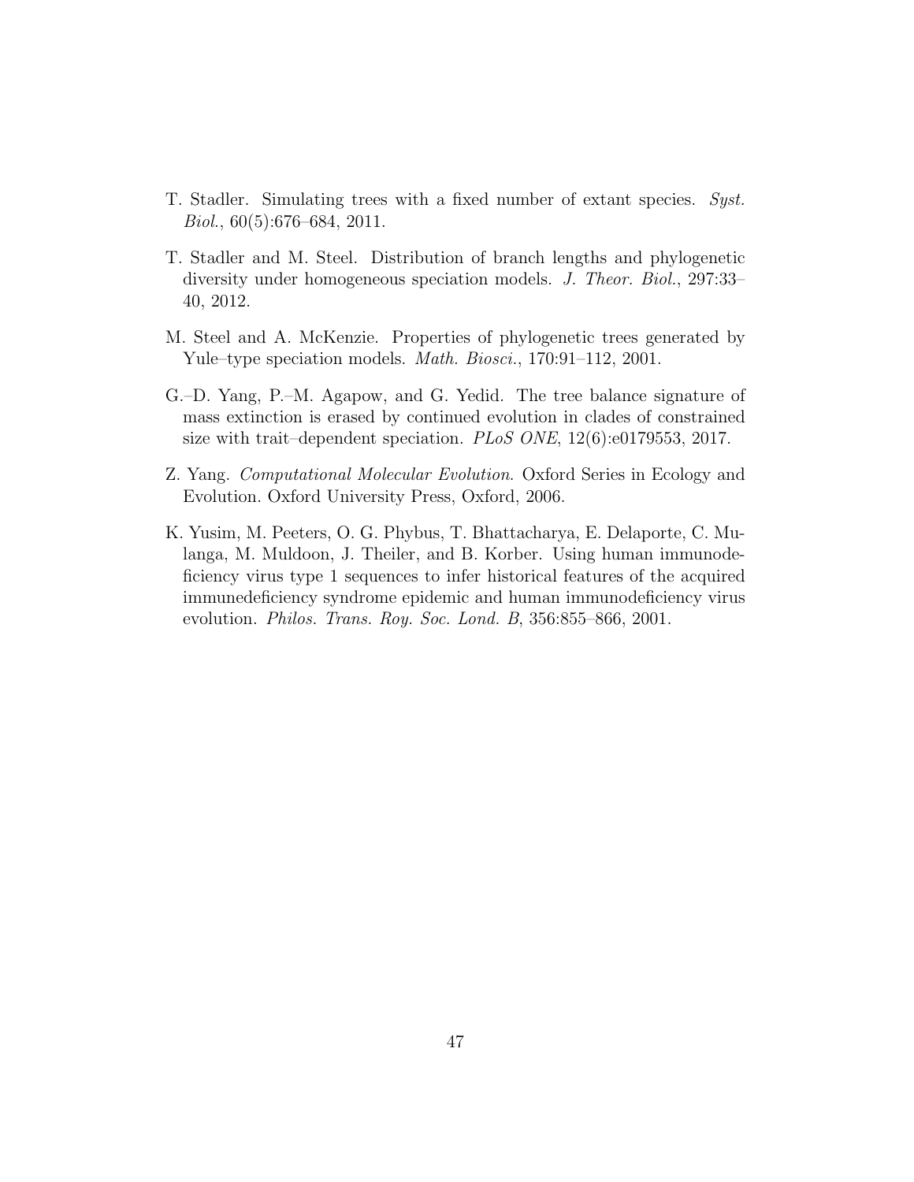T. Stadler. Simulating trees with a fixed number of extant species. *Syst. Biol.*, 60(5):676–684, 2011.

T. Stadler and M. Steel. Distribution of branch lengths and phylogenetic diversity under homogeneous speciation models. *J. Theor. Biol.*, 297:33–40, 2012.

M. Steel and A. McKenzie. Properties of phylogenetic trees generated by Yule–type speciation models. *Math. Biosci.*, 170:91–112, 2001.

G.–D. Yang, P.–M. Agapow, and G. Yedid. The tree balance signature of mass extinction is erased by continued evolution in clades of constrained size with trait–dependent speciation. *PLoS ONE*, 12(6):e0179553, 2017.

Z. Yang. *Computational Molecular Evolution*. Oxford Series in Ecology and Evolution. Oxford University Press, Oxford, 2006.

K. Yusim, M. Peeters, O. G. Phybus, T. Bhattacharya, E. Delaporte, C. Mulanga, M. Muldoon, J. Theiler, and B. Korber. Using human immunodeficiency virus type 1 sequences to infer historical features of the acquired immunedeficiency syndrome epidemic and human immunodeficiency virus evolution. *Philos. Trans. Roy. Soc. Lond. B*, 356:855–866, 2001.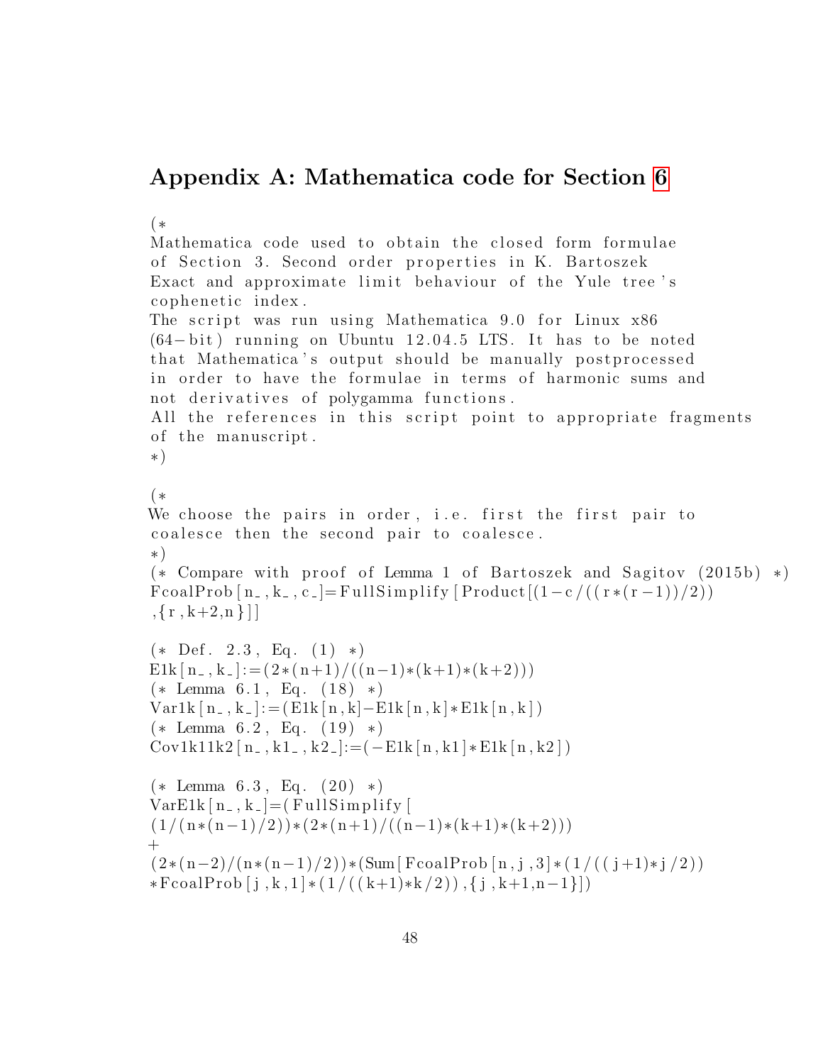## Appendix A: Mathematica code for Section 6

```
(*
Mathematica code used to obtain the closed form formulae
of Section 3. Second order properties in K. Bartoszek
Exact and approximate limit behaviour of the Yule tree's
cophenetic index.
The script was run using Mathematica 9.0 for Linux x86
(64-bit) running on Ubuntu 12.04.5 LTS. It has to be noted
that Mathematica's output should be manually postprocessed
in order to have the formulae in terms of harmonic sums and
not derivatives of polygamma functions.
All the references in this script point to appropriate fragments
of the manuscript.
*)

(*
We choose the pairs in order, i.e. first the first pair to
coalesce then the second pair to coalesce.
*)
(* Compare with proof of Lemma 1 of Bartoszek and Sagitov (2015b) *)
FcoalProb[n_,k_,c_]=FullSimplify[Product[(1-c/((r*(r-1))/2))
,{r,k+2,n}]]

(* Def. 2.3, Eq. (1) *)
E1k[n_,k_]:=(2*(n+1)/((n-1)*(k+1)*(k+2)))
(* Lemma 6.1, Eq. (18) *)
Var1k[n_,k_]:=(E1k[n,k]-E1k[n,k]*E1k[n,k])
(* Lemma 6.2, Eq. (19) *)
Cov1k11k2[n_,k1_,k2_]:=(-E1k[n,k1]*E1k[n,k2])

(* Lemma 6.3, Eq. (20) *)
VarE1k[n_,k_]=(FullSimplify[
(1/(n*(n-1)/2))*(2*(n+1)/((n-1)*(k+1)*(k+2)))
+
(2*(n-2)/(n*(n-1)/2))*(Sum[FcoalProb[n,j,3]*(1/((j+1)*j/2))
*FcoalProb[j,k,1]*(1/((k+1)*k/2)),{j,k+1,n-1}])
```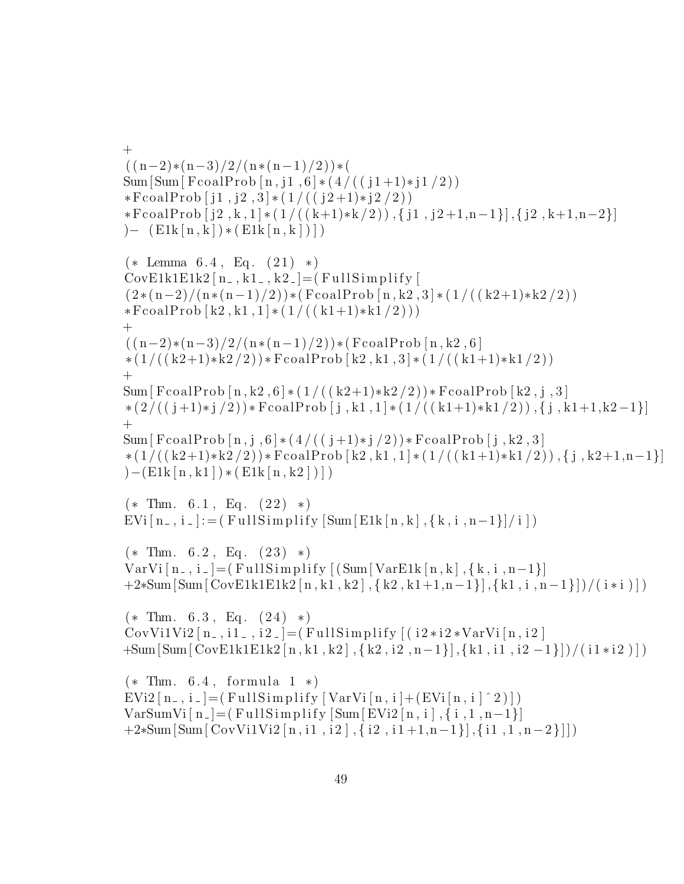```
+
((n-2)*(n-3)/2/(n*(n-1)/2))*(
Sum[Sum[FcoalProb[n,j1,6]*(4/((j1+1)*j1/2))
*FcoalProb[j1,j2,3]*(1/((j2+1)*j2/2))
*FcoalProb[j2,k,1]*(1/((k+1)*k/2)),{j1,j2+1,n-1}],{j2,k+1,n-2}]
)- (E1k[n,k])*(E1k[n,k])])

(* Lemma 6.4, Eq. (21) *)
CovE1k1E1k2[n_,k1_,k2_]=(FullSimplify[
(2*(n-2)/(n*(n-1)/2))*(FcoalProb[n,k2,3]*(1/((k2+1)*k2/2))
*FcoalProb[k2,k1,1]*(1/((k1+1)*k1/2)))
+
((n-2)*(n-3)/2/(n*(n-1)/2))*(FcoalProb[n,k2,6]
*(1/((k2+1)*k2/2))*FcoalProb[k2,k1,3]*(1/((k1+1)*k1/2))
+
Sum[FcoalProb[n,k2,6]*(1/((k2+1)*k2/2))*FcoalProb[k2,j,3]
*(2/((j+1)*j/2))*FcoalProb[j,k1,1]*(1/((k1+1)*k1/2)),{j,k1+1,k2-1}]
+
Sum[FcoalProb[n,j,6]*(4/((j+1)*j/2))*FcoalProb[j,k2,3]
*(1/((k2+1)*k2/2))*FcoalProb[k2,k1,1]*(1/((k1+1)*k1/2)),{j,k2+1,n-1}]
)-(E1k[n,k1])*(E1k[n,k2])])

(* Thm. 6.1, Eq. (22) *)
EVi[n_,i_]:=(FullSimplify[Sum[E1k[n,k],{k,i,n-1}]/i])

(* Thm. 6.2, Eq. (23) *)
VarVi[n_,i_]=(FullSimplify[(Sum[VarE1k[n,k],{k,i,n-1}]
+2*Sum[Sum[CovE1k1E1k2[n,k1,k2],{k2,k1+1,n-1}],{k1,i,n-1}])/(i*i)])

(* Thm. 6.3, Eq. (24) *)
CovVi1Vi2[n_,i1_,i2_]=(FullSimplify[(i2*i2*VarVi[n,i2]
+Sum[Sum[CovE1k1E1k2[n,k1,k2],{k2,i2,n-1}],{k1,i1,i2-1}])/(i1*i2)])

(* Thm. 6.4, formula 1 *)
EVi2[n_,i_]=(FullSimplify[VarVi[n,i]+(EVi[n,i]^2)])
VarSumVi[n_]=(FullSimplify[Sum[EVi2[n,i],{i,1,n-1}]
+2*Sum[Sum[CovVi1Vi2[n,i1,i2],{i2,i1+1,n-1}],{i1,1,n-2}]])
```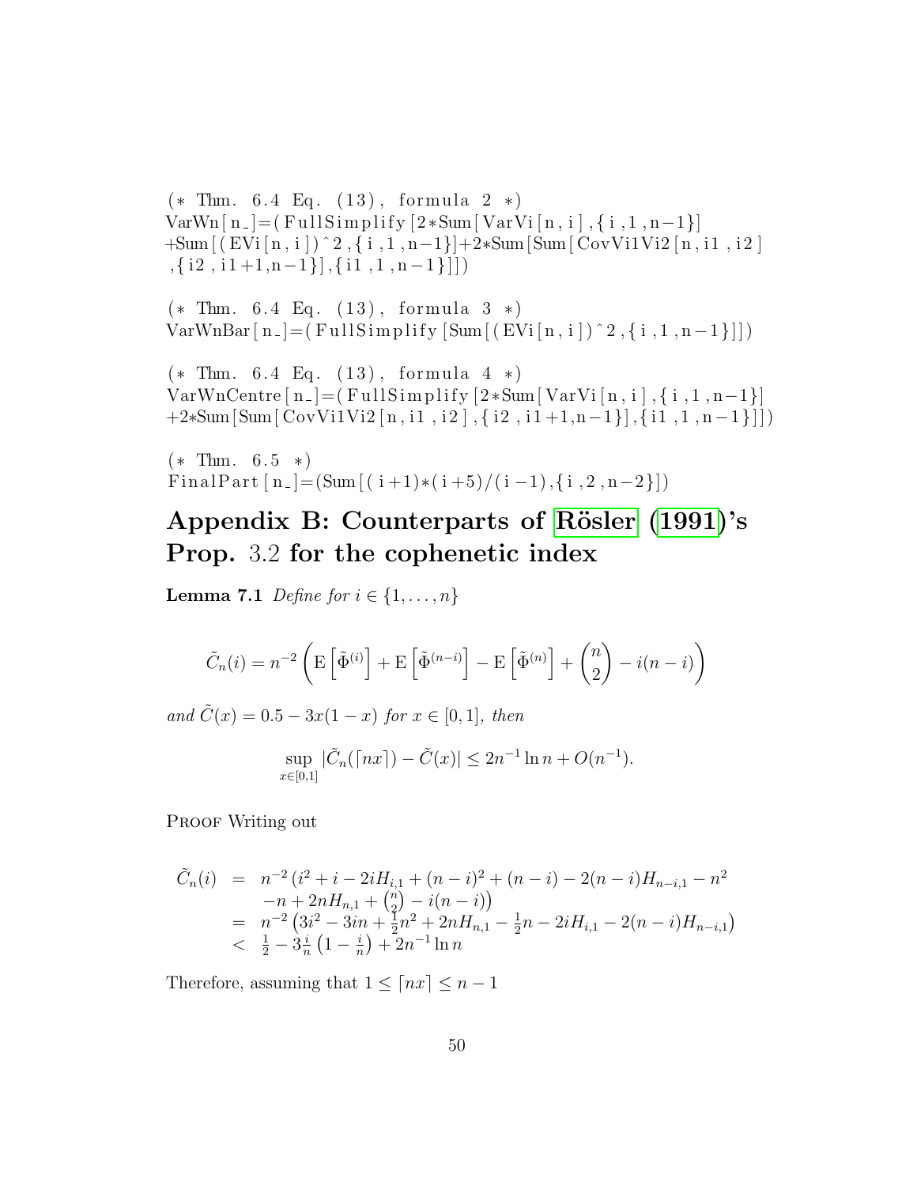```
(* Thm. 6.4 Eq. (13), formula 2 *)
VarWn[n_]=(FullSimplify[2*Sum[VarVi[n,i],{i,1,n-1}]
+Sum[(EVi[n,i])^2,{i,1,n-1}]+2*Sum[Sum[CovVi1Vi2[n,i1,i2]
,{i2,i1+1,n-1}],{i1,1,n-1}]])

(* Thm. 6.4 Eq. (13), formula 3 *)
VarWnBar[n_]=(FullSimplify[Sum[(EVi[n,i])^2,{i,1,n-1}]])

(* Thm. 6.4 Eq. (13), formula 4 *)
VarWnCentre[n_]=(FullSimplify[2*Sum[VarVi[n,i],{i,1,n-1}]
+2*Sum[Sum[CovVi1Vi2[n,i1,i2],{i2,i1+1,n-1}],{i1,1,n-1}]])

(* Thm. 6.5 *)
FinalPart[n_]=(Sum[(i+1)*(i+5)/(i-1),{i,2,n-2}])
```

# Appendix B: Counterparts of Rösler (1991)'s Prop. 3.2 for the cophenetic index

**Lemma 7.1** *Define for* $i \in \{1, \ldots, n\}$

$$\tilde{C}_n(i) = n^{-2}\left(\mathrm{E}\left[\tilde{\Phi}^{(i)}\right] + \mathrm{E}\left[\tilde{\Phi}^{(n-i)}\right] - \mathrm{E}\left[\tilde{\Phi}^{(n)}\right] + \binom{n}{2} - i(n-i)\right)$$

*and* $\tilde{C}(x) = 0.5 - 3x(1-x)$ *for* $x \in [0,1]$*, then*

$$\sup_{x\in[0,1]} |\tilde{C}_n(\lceil nx \rceil) - \tilde{C}(x)| \leq 2n^{-1}\ln n + O(n^{-1}).$$

Proof Writing out

$$\begin{aligned}
\tilde{C}_n(i) &= n^{-2}\left(i^2 + i - 2iH_{i,1} + (n-i)^2 + (n-i) - 2(n-i)H_{n-i,1} - n^2\right. \\
&\quad \left. -n + 2nH_{n,1} + \tbinom{n}{2} - i(n-i)\right) \\
&= n^{-2}\left(3i^2 - 3in + \tfrac{1}{2}n^2 + 2nH_{n,1} - \tfrac{1}{2}n - 2iH_{i,1} - 2(n-i)H_{n-i,1}\right) \\
&< \tfrac{1}{2} - 3\tfrac{i}{n}\left(1 - \tfrac{i}{n}\right) + 2n^{-1}\ln n
\end{aligned}$$

Therefore, assuming that $1 \leq \lceil nx \rceil \leq n-1$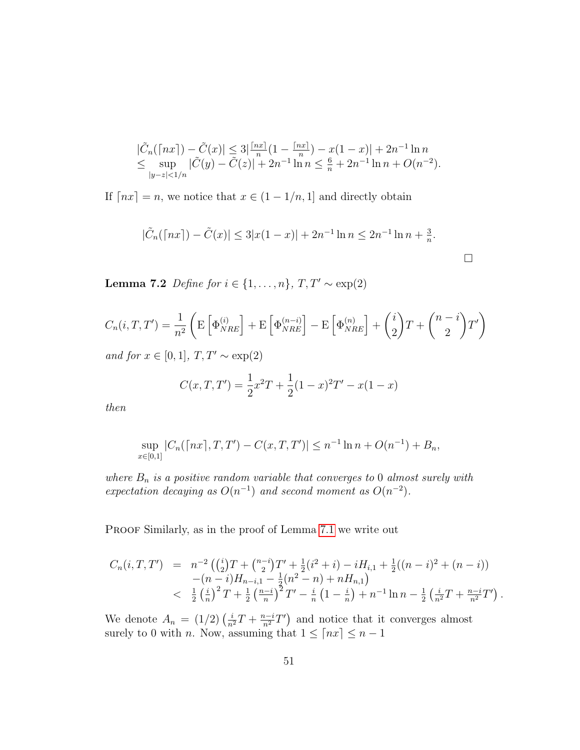$$
\begin{aligned}
&|\tilde{C}_n(\lceil nx \rceil) - \tilde{C}(x)| \leq 3|\tfrac{\lceil nx \rceil}{n}(1 - \tfrac{\lceil nx \rceil}{n}) - x(1-x)| + 2n^{-1}\ln n \\
&\leq \sup_{|y-z|<1/n} |\tilde{C}(y) - \tilde{C}(z)| + 2n^{-1}\ln n \leq \tfrac{6}{n} + 2n^{-1}\ln n + O(n^{-2}).
\end{aligned}
$$

If $\lceil nx \rceil = n$, we notice that $x \in (1 - 1/n, 1]$ and directly obtain

$$
|\tilde{C}_n(\lceil nx \rceil) - \tilde{C}(x)| \leq 3|x(1-x)| + 2n^{-1}\ln n \leq 2n^{-1}\ln n + \tfrac{3}{n}.
$$

□

**Lemma 7.2** *Define for $i \in \{1, \ldots, n\}$, $T, T' \sim \exp(2)$*

$$
C_n(i, T, T') = \frac{1}{n^2}\left(\mathrm{E}\left[\Phi_{NRE}^{(i)}\right] + \mathrm{E}\left[\Phi_{NRE}^{(n-i)}\right] - \mathrm{E}\left[\Phi_{NRE}^{(n)}\right] + \binom{i}{2}T + \binom{n-i}{2}T'\right)
$$

*and for $x \in [0,1]$, $T, T' \sim \exp(2)$*

$$
C(x, T, T') = \frac{1}{2}x^2 T + \frac{1}{2}(1-x)^2 T' - x(1-x)
$$

*then*

$$
\sup_{x \in [0,1]} |C_n(\lceil nx \rceil, T, T') - C(x, T, T')| \leq n^{-1}\ln n + O(n^{-1}) + B_n,
$$

*where $B_n$ is a positive random variable that converges to $0$ almost surely with expectation decaying as $O(n^{-1})$ and second moment as $O(n^{-2})$.*

Proof Similarly, as in the proof of Lemma 7.1 we write out

$$
\begin{aligned}
C_n(i, T, T') &= n^{-2}\left(\binom{i}{2}T + \binom{n-i}{2}T' + \tfrac{1}{2}(i^2 + i) - iH_{i,1} + \tfrac{1}{2}((n-i)^2 + (n-i))\right. \\
&\quad \left. -(n-i)H_{n-i,1} - \tfrac{1}{2}(n^2 - n) + nH_{n,1}\right) \\
&< \tfrac{1}{2}\left(\tfrac{i}{n}\right)^2 T + \tfrac{1}{2}\left(\tfrac{n-i}{n}\right)^2 T' - \tfrac{i}{n}\left(1 - \tfrac{i}{n}\right) + n^{-1}\ln n - \tfrac{1}{2}\left(\tfrac{i}{n^2}T + \tfrac{n-i}{n^2}T'\right).
\end{aligned}
$$

We denote $A_n = (1/2)\left(\frac{i}{n^2}T + \frac{n-i}{n^2}T'\right)$ and notice that it converges almost surely to 0 with $n$. Now, assuming that $1 \leq \lceil nx \rceil \leq n-1$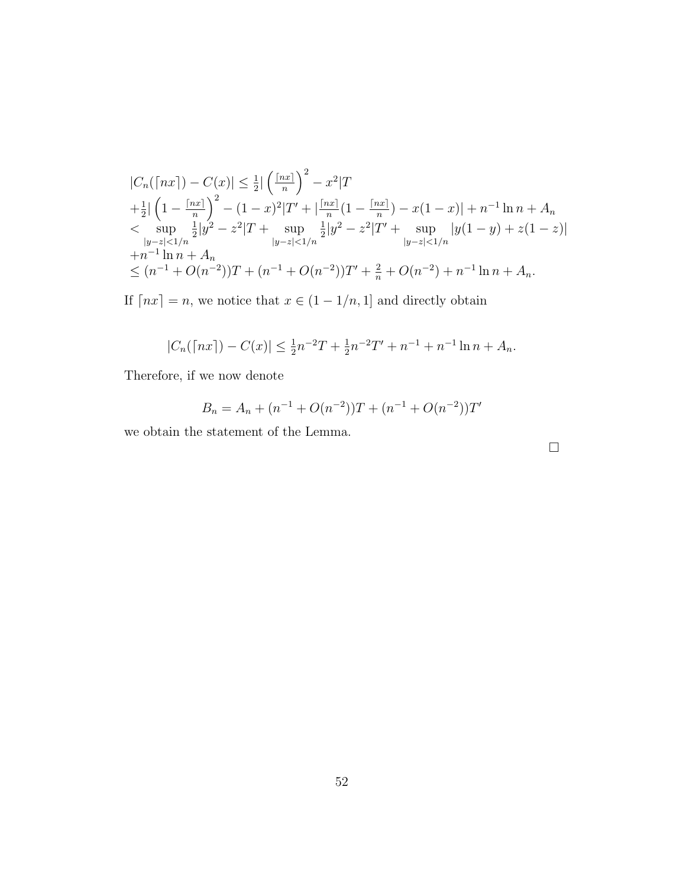$$
\begin{aligned}
&|C_n(\lceil nx\rceil) - C(x)| \leq \tfrac{1}{2}|\left(\tfrac{\lceil nx\rceil}{n}\right)^2 - x^2|T \\
&+\tfrac{1}{2}|\left(1-\tfrac{\lceil nx\rceil}{n}\right)^2 - (1-x)^2|T' + |\tfrac{\lceil nx\rceil}{n}(1-\tfrac{\lceil nx\rceil}{n}) - x(1-x)| + n^{-1}\ln n + A_n \\
&< \sup_{|y-z|<1/n} \tfrac{1}{2}|y^2 - z^2|T + \sup_{|y-z|<1/n} \tfrac{1}{2}|y^2 - z^2|T' + \sup_{|y-z|<1/n} |y(1-y) + z(1-z)| \\
&+n^{-1}\ln n + A_n \\
&\leq (n^{-1} + O(n^{-2}))T + (n^{-1} + O(n^{-2}))T' + \tfrac{2}{n} + O(n^{-2}) + n^{-1}\ln n + A_n.
\end{aligned}
$$

If $\lceil nx\rceil = n$, we notice that $x \in (1 - 1/n, 1]$ and directly obtain

$$
|C_n(\lceil nx\rceil) - C(x)| \leq \tfrac{1}{2}n^{-2}T + \tfrac{1}{2}n^{-2}T' + n^{-1} + n^{-1}\ln n + A_n.
$$

Therefore, if we now denote

$$
B_n = A_n + (n^{-1} + O(n^{-2}))T + (n^{-1} + O(n^{-2}))T'
$$

we obtain the statement of the Lemma.

□